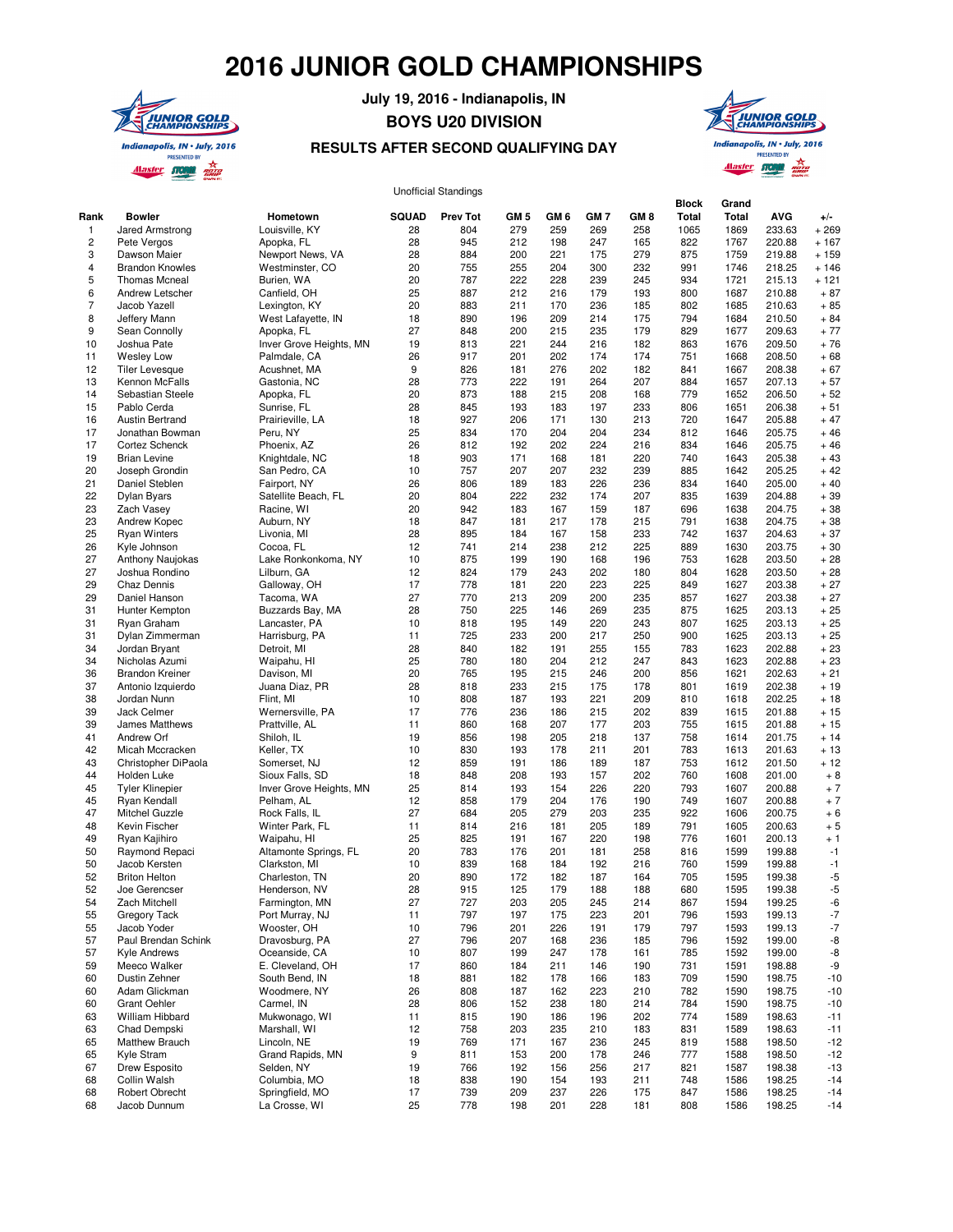# 2016 JUNIOR GOLD CHAMPIONSHIPS

**July 19, 2016 - Indianapolis, IN**

## BOYS U20 DIVISION

### RESULTS AFTER SECOND QUALIFYING DAY

Unofficial Standings

| Rank | Bowler | Hometown | SQUAD | Prev Tot | GM 5 | GM 6 | GM 7 | GM 8 | Block Total | Grand Total | AVG | +/- |
|---|---|---|---|---|---|---|---|---|---|---|---|---|
| 1 | Jared Armstrong | Louisville, KY | 28 | 804 | 279 | 259 | 269 | 258 | 1065 | 1869 | 233.63 | + 269 |
| 2 | Pete Vergos | Apopka, FL | 28 | 945 | 212 | 198 | 247 | 165 | 822 | 1767 | 220.88 | + 167 |
| 3 | Dawson Maier | Newport News, VA | 28 | 884 | 200 | 221 | 175 | 279 | 875 | 1759 | 219.88 | + 159 |
| 4 | Brandon Knowles | Westminster, CO | 20 | 755 | 255 | 204 | 300 | 232 | 991 | 1746 | 218.25 | + 146 |
| 5 | Thomas Mcneal | Burien, WA | 20 | 787 | 222 | 228 | 239 | 245 | 934 | 1721 | 215.13 | + 121 |
| 6 | Andrew Letscher | Canfield, OH | 25 | 887 | 212 | 216 | 179 | 193 | 800 | 1687 | 210.88 | + 87 |
| 7 | Jacob Yazell | Lexington, KY | 20 | 883 | 211 | 170 | 236 | 185 | 802 | 1685 | 210.63 | + 85 |
| 8 | Jeffery Mann | West Lafayette, IN | 18 | 890 | 196 | 209 | 214 | 175 | 794 | 1684 | 210.50 | + 84 |
| 9 | Sean Connolly | Apopka, FL | 27 | 848 | 200 | 215 | 235 | 179 | 829 | 1677 | 209.63 | + 77 |
| 10 | Joshua Pate | Inver Grove Heights, MN | 19 | 813 | 221 | 244 | 216 | 182 | 863 | 1676 | 209.50 | + 76 |
| 11 | Wesley Low | Palmdale, CA | 26 | 917 | 201 | 202 | 174 | 174 | 751 | 1668 | 208.50 | + 68 |
| 12 | Tiler Levesque | Acushnet, MA | 9 | 826 | 181 | 276 | 202 | 182 | 841 | 1667 | 208.38 | + 67 |
| 13 | Kennon McFalls | Gastonia, NC | 28 | 773 | 222 | 191 | 264 | 207 | 884 | 1657 | 207.13 | + 57 |
| 14 | Sebastian Steele | Apopka, FL | 20 | 873 | 188 | 215 | 208 | 168 | 779 | 1652 | 206.50 | + 52 |
| 15 | Pablo Cerda | Sunrise, FL | 28 | 845 | 193 | 183 | 197 | 233 | 806 | 1651 | 206.38 | + 51 |
| 16 | Austin Bertrand | Prairieville, LA | 18 | 927 | 206 | 171 | 130 | 213 | 720 | 1647 | 205.88 | + 47 |
| 17 | Jonathan Bowman | Peru, NY | 25 | 834 | 170 | 204 | 204 | 234 | 812 | 1646 | 205.75 | + 46 |
| 17 | Cortez Schenck | Phoenix, AZ | 26 | 812 | 192 | 202 | 224 | 216 | 834 | 1646 | 205.75 | + 46 |
| 19 | Brian Levine | Knightdale, NC | 18 | 903 | 171 | 168 | 181 | 220 | 740 | 1643 | 205.38 | + 43 |
| 20 | Joseph Grondin | San Pedro, CA | 10 | 757 | 207 | 207 | 232 | 239 | 885 | 1642 | 205.25 | + 42 |
| 21 | Daniel Steblen | Fairport, NY | 26 | 806 | 189 | 183 | 226 | 236 | 834 | 1640 | 205.00 | + 40 |
| 22 | Dylan Byars | Satellite Beach, FL | 20 | 804 | 222 | 232 | 174 | 207 | 835 | 1639 | 204.88 | + 39 |
| 23 | Zach Vasey | Racine, WI | 20 | 942 | 183 | 167 | 159 | 187 | 696 | 1638 | 204.75 | + 38 |
| 23 | Andrew Kopec | Auburn, NY | 18 | 847 | 181 | 217 | 178 | 215 | 791 | 1638 | 204.75 | + 38 |
| 25 | Ryan Winters | Livonia, MI | 28 | 895 | 184 | 167 | 158 | 233 | 742 | 1637 | 204.63 | + 37 |
| 26 | Kyle Johnson | Cocoa, FL | 12 | 741 | 214 | 238 | 212 | 225 | 889 | 1630 | 203.75 | + 30 |
| 27 | Anthony Naujokas | Lake Ronkonkoma, NY | 10 | 875 | 199 | 190 | 168 | 196 | 753 | 1628 | 203.50 | + 28 |
| 27 | Joshua Rondino | Lilburn, GA | 12 | 824 | 179 | 243 | 202 | 180 | 804 | 1628 | 203.50 | + 28 |
| 29 | Chaz Dennis | Galloway, OH | 17 | 778 | 181 | 220 | 223 | 225 | 849 | 1627 | 203.38 | + 27 |
| 29 | Daniel Hanson | Tacoma, WA | 27 | 770 | 213 | 209 | 200 | 235 | 857 | 1627 | 203.38 | + 27 |
| 31 | Hunter Kempton | Buzzards Bay, MA | 28 | 750 | 225 | 146 | 269 | 235 | 875 | 1625 | 203.13 | + 25 |
| 31 | Ryan Graham | Lancaster, PA | 10 | 818 | 195 | 149 | 220 | 243 | 807 | 1625 | 203.13 | + 25 |
| 31 | Dylan Zimmerman | Harrisburg, PA | 11 | 725 | 233 | 200 | 217 | 250 | 900 | 1625 | 203.13 | + 25 |
| 34 | Jordan Bryant | Detroit, MI | 28 | 840 | 182 | 191 | 255 | 155 | 783 | 1623 | 202.88 | + 23 |
| 34 | Nicholas Azumi | Waipahu, HI | 25 | 780 | 180 | 204 | 212 | 247 | 843 | 1623 | 202.88 | + 23 |
| 36 | Brandon Kreiner | Davison, MI | 20 | 765 | 195 | 215 | 246 | 200 | 856 | 1621 | 202.63 | + 21 |
| 37 | Antonio Izquierdo | Juana Diaz, PR | 28 | 818 | 233 | 215 | 175 | 178 | 801 | 1619 | 202.38 | + 19 |
| 38 | Jordan Nunn | Flint, MI | 10 | 808 | 187 | 193 | 221 | 209 | 810 | 1618 | 202.25 | + 18 |
| 39 | Jack Celmer | Wernersville, PA | 17 | 776 | 236 | 186 | 215 | 202 | 839 | 1615 | 201.88 | + 15 |
| 39 | James Matthews | Prattville, AL | 11 | 860 | 168 | 207 | 177 | 203 | 755 | 1615 | 201.88 | + 15 |
| 41 | Andrew Orf | Shiloh, IL | 19 | 856 | 198 | 205 | 218 | 137 | 758 | 1614 | 201.75 | + 14 |
| 42 | Micah Mccracken | Keller, TX | 10 | 830 | 193 | 178 | 211 | 201 | 783 | 1613 | 201.63 | + 13 |
| 43 | Christopher DiPaola | Somerset, NJ | 12 | 859 | 191 | 186 | 189 | 187 | 753 | 1612 | 201.50 | + 12 |
| 44 | Holden Luke | Sioux Falls, SD | 18 | 848 | 208 | 193 | 157 | 202 | 760 | 1608 | 201.00 | + 8 |
| 45 | Tyler Klinepier | Inver Grove Heights, MN | 25 | 814 | 193 | 154 | 226 | 220 | 793 | 1607 | 200.88 | + 7 |
| 45 | Ryan Kendall | Pelham, AL | 12 | 858 | 179 | 204 | 176 | 190 | 749 | 1607 | 200.88 | + 7 |
| 47 | Mitchel Guzzle | Rock Falls, IL | 27 | 684 | 205 | 279 | 203 | 235 | 922 | 1606 | 200.75 | + 6 |
| 48 | Kevin Fischer | Winter Park, FL | 11 | 814 | 216 | 181 | 205 | 189 | 791 | 1605 | 200.63 | + 5 |
| 49 | Ryan Kajihiro | Waipahu, HI | 25 | 825 | 191 | 167 | 220 | 198 | 776 | 1601 | 200.13 | + 1 |
| 50 | Raymond Repaci | Altamonte Springs, FL | 20 | 783 | 176 | 201 | 181 | 258 | 816 | 1599 | 199.88 | -1 |
| 50 | Jacob Kersten | Clarkston, MI | 10 | 839 | 168 | 184 | 192 | 216 | 760 | 1599 | 199.88 | -1 |
| 52 | Briton Helton | Charleston, TN | 20 | 890 | 172 | 182 | 187 | 164 | 705 | 1595 | 199.38 | -5 |
| 52 | Joe Gerencser | Henderson, NV | 28 | 915 | 125 | 179 | 188 | 188 | 680 | 1595 | 199.38 | -5 |
| 54 | Zach Mitchell | Farmington, MN | 27 | 727 | 203 | 205 | 245 | 214 | 867 | 1594 | 199.25 | -6 |
| 55 | Gregory Tack | Port Murray, NJ | 11 | 797 | 197 | 175 | 223 | 201 | 796 | 1593 | 199.13 | -7 |
| 55 | Jacob Yoder | Wooster, OH | 10 | 796 | 201 | 226 | 191 | 179 | 797 | 1593 | 199.13 | -7 |
| 57 | Paul Brendan Schink | Dravosburg, PA | 27 | 796 | 207 | 168 | 236 | 185 | 796 | 1592 | 199.00 | -8 |
| 57 | Kyle Andrews | Oceanside, CA | 10 | 807 | 199 | 247 | 178 | 161 | 785 | 1592 | 199.00 | -8 |
| 59 | Meeco Walker | E. Cleveland, OH | 17 | 860 | 184 | 211 | 146 | 190 | 731 | 1591 | 198.88 | -9 |
| 60 | Dustin Zehner | South Bend, IN | 18 | 881 | 182 | 178 | 166 | 183 | 709 | 1590 | 198.75 | -10 |
| 60 | Adam Glickman | Woodmere, NY | 26 | 808 | 187 | 162 | 223 | 210 | 782 | 1590 | 198.75 | -10 |
| 60 | Grant Oehler | Carmel, IN | 28 | 806 | 152 | 238 | 180 | 214 | 784 | 1590 | 198.75 | -10 |
| 63 | William Hibbard | Mukwonago, WI | 11 | 815 | 190 | 186 | 196 | 202 | 774 | 1589 | 198.63 | -11 |
| 63 | Chad Dempski | Marshall, WI | 12 | 758 | 203 | 235 | 210 | 183 | 831 | 1589 | 198.63 | -11 |
| 65 | Matthew Brauch | Lincoln, NE | 19 | 769 | 171 | 167 | 236 | 245 | 819 | 1588 | 198.50 | -12 |
| 65 | Kyle Stram | Grand Rapids, MN | 9 | 811 | 153 | 200 | 178 | 246 | 777 | 1588 | 198.50 | -12 |
| 67 | Drew Esposito | Selden, NY | 19 | 766 | 192 | 156 | 256 | 217 | 821 | 1587 | 198.38 | -13 |
| 68 | Collin Walsh | Columbia, MO | 18 | 838 | 190 | 154 | 193 | 211 | 748 | 1586 | 198.25 | -14 |
| 68 | Robert Obrecht | Springfield, MO | 17 | 739 | 209 | 237 | 226 | 175 | 847 | 1586 | 198.25 | -14 |
| 68 | Jacob Dunnum | La Crosse, WI | 25 | 778 | 198 | 201 | 228 | 181 | 808 | 1586 | 198.25 | -14 |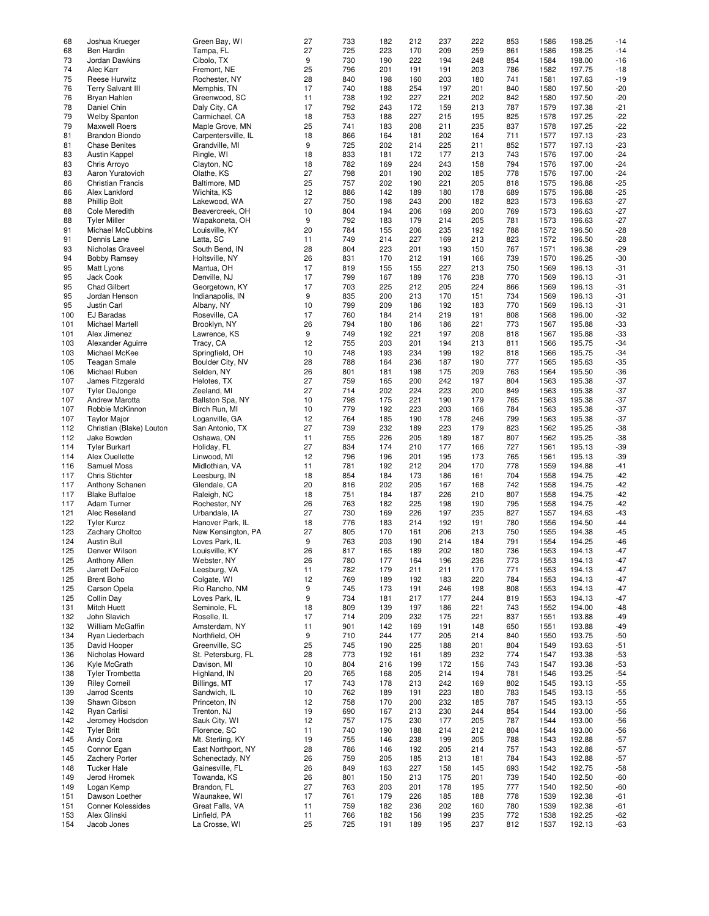| | | | | | | | | | | | | |
|---|---|---|---|---|---|---|---|---|---|---|---|---|
| 68 | Joshua Krueger | Green Bay, WI | 27 | 733 | 182 | 212 | 237 | 222 | 853 | 1586 | 198.25 | -14 |
| 68 | Ben Hardin | Tampa, FL | 27 | 725 | 223 | 170 | 209 | 259 | 861 | 1586 | 198.25 | -14 |
| 73 | Jordan Dawkins | Cibolo, TX | 9 | 730 | 190 | 222 | 194 | 248 | 854 | 1584 | 198.00 | -16 |
| 74 | Alec Karr | Fremont, NE | 25 | 796 | 201 | 191 | 191 | 203 | 786 | 1582 | 197.75 | -18 |
| 75 | Reese Hurwitz | Rochester, NY | 28 | 840 | 198 | 160 | 203 | 180 | 741 | 1581 | 197.63 | -19 |
| 76 | Terry Salvant III | Memphis, TN | 17 | 740 | 188 | 254 | 197 | 201 | 840 | 1580 | 197.50 | -20 |
| 76 | Bryan Hahlen | Greenwood, SC | 11 | 738 | 192 | 227 | 221 | 202 | 842 | 1580 | 197.50 | -20 |
| 78 | Daniel Chin | Daly City, CA | 17 | 792 | 243 | 172 | 159 | 213 | 787 | 1579 | 197.38 | -21 |
| 79 | Welby Spanton | Carmichael, CA | 18 | 753 | 188 | 227 | 215 | 195 | 825 | 1578 | 197.25 | -22 |
| 79 | Maxwell Roers | Maple Grove, MN | 25 | 741 | 183 | 208 | 211 | 235 | 837 | 1578 | 197.25 | -22 |
| 81 | Brandon Biondo | Carpentersville, IL | 18 | 866 | 164 | 181 | 202 | 164 | 711 | 1577 | 197.13 | -23 |
| 81 | Chase Benites | Grandville, MI | 9 | 725 | 202 | 214 | 225 | 211 | 852 | 1577 | 197.13 | -23 |
| 83 | Austin Kappel | Ringle, WI | 18 | 833 | 181 | 172 | 177 | 213 | 743 | 1576 | 197.00 | -24 |
| 83 | Chris Arroyo | Clayton, NC | 18 | 782 | 169 | 224 | 243 | 158 | 794 | 1576 | 197.00 | -24 |
| 83 | Aaron Yuratovich | Olathe, KS | 27 | 798 | 201 | 190 | 202 | 185 | 778 | 1576 | 197.00 | -24 |
| 86 | Christian Francis | Baltimore, MD | 25 | 757 | 202 | 190 | 221 | 205 | 818 | 1575 | 196.88 | -25 |
| 86 | Alex Lankford | Wichita, KS | 12 | 886 | 142 | 189 | 180 | 178 | 689 | 1575 | 196.88 | -25 |
| 88 | Phillip Bolt | Lakewood, WA | 27 | 750 | 198 | 243 | 200 | 182 | 823 | 1573 | 196.63 | -27 |
| 88 | Cole Meredith | Beavercreek, OH | 10 | 804 | 194 | 206 | 169 | 200 | 769 | 1573 | 196.63 | -27 |
| 88 | Tyler Miller | Wapakoneta, OH | 9 | 792 | 183 | 179 | 214 | 205 | 781 | 1573 | 196.63 | -27 |
| 91 | Michael McCubbins | Louisville, KY | 20 | 784 | 155 | 206 | 235 | 192 | 788 | 1572 | 196.50 | -28 |
| 91 | Dennis Lane | Latta, SC | 11 | 749 | 214 | 227 | 169 | 213 | 823 | 1572 | 196.50 | -28 |
| 93 | Nicholas Graveel | South Bend, IN | 28 | 804 | 223 | 201 | 193 | 150 | 767 | 1571 | 196.38 | -29 |
| 94 | Bobby Ramsey | Holtsville, NY | 26 | 831 | 170 | 212 | 191 | 166 | 739 | 1570 | 196.25 | -30 |
| 95 | Matt Lyons | Mantua, OH | 17 | 819 | 155 | 155 | 227 | 213 | 750 | 1569 | 196.13 | -31 |
| 95 | Jack Cook | Denville, NJ | 17 | 799 | 167 | 189 | 176 | 238 | 770 | 1569 | 196.13 | -31 |
| 95 | Chad Gilbert | Georgetown, KY | 17 | 703 | 225 | 212 | 205 | 224 | 866 | 1569 | 196.13 | -31 |
| 95 | Jordan Henson | Indianapolis, IN | 9 | 835 | 200 | 213 | 170 | 151 | 734 | 1569 | 196.13 | -31 |
| 95 | Justin Carl | Albany, NY | 10 | 799 | 209 | 186 | 192 | 183 | 770 | 1569 | 196.13 | -31 |
| 100 | EJ Baradas | Roseville, CA | 17 | 760 | 184 | 214 | 219 | 191 | 808 | 1568 | 196.00 | -32 |
| 101 | Michael Martell | Brooklyn, NY | 26 | 794 | 180 | 186 | 186 | 221 | 773 | 1567 | 195.88 | -33 |
| 101 | Alex Jimenez | Lawrence, KS | 9 | 749 | 192 | 221 | 197 | 208 | 818 | 1567 | 195.88 | -33 |
| 103 | Alexander Aguirre | Tracy, CA | 12 | 755 | 203 | 201 | 194 | 213 | 811 | 1566 | 195.75 | -34 |
| 103 | Michael McKee | Springfield, OH | 10 | 748 | 193 | 234 | 199 | 192 | 818 | 1566 | 195.75 | -34 |
| 105 | Teagan Smale | Boulder City, NV | 28 | 788 | 164 | 236 | 187 | 190 | 777 | 1565 | 195.63 | -35 |
| 106 | Michael Ruben | Selden, NY | 26 | 801 | 181 | 198 | 175 | 209 | 763 | 1564 | 195.50 | -36 |
| 107 | James Fitzgerald | Helotes, TX | 27 | 759 | 165 | 200 | 242 | 197 | 804 | 1563 | 195.38 | -37 |
| 107 | Tyler DeJonge | Zeeland, MI | 27 | 714 | 202 | 224 | 223 | 200 | 849 | 1563 | 195.38 | -37 |
| 107 | Andrew Marotta | Ballston Spa, NY | 10 | 798 | 175 | 221 | 190 | 179 | 765 | 1563 | 195.38 | -37 |
| 107 | Robbie McKinnon | Birch Run, MI | 10 | 779 | 192 | 223 | 203 | 166 | 784 | 1563 | 195.38 | -37 |
| 107 | Taylor Major | Loganville, GA | 12 | 764 | 185 | 190 | 178 | 246 | 799 | 1563 | 195.38 | -37 |
| 112 | Christian (Blake) Louton | San Antonio, TX | 27 | 739 | 232 | 189 | 223 | 179 | 823 | 1562 | 195.25 | -38 |
| 112 | Jake Bowden | Oshawa, ON | 11 | 755 | 226 | 205 | 189 | 187 | 807 | 1562 | 195.25 | -38 |
| 114 | Tyler Burkart | Holiday, FL | 27 | 834 | 174 | 210 | 177 | 166 | 727 | 1561 | 195.13 | -39 |
| 114 | Alex Ouellette | Linwood, MI | 12 | 796 | 196 | 201 | 195 | 173 | 765 | 1561 | 195.13 | -39 |
| 116 | Samuel Moss | Midlothian, VA | 11 | 781 | 192 | 212 | 204 | 170 | 778 | 1559 | 194.88 | -41 |
| 117 | Chris Stichter | Leesburg, IN | 18 | 854 | 184 | 173 | 186 | 161 | 704 | 1558 | 194.75 | -42 |
| 117 | Anthony Schanen | Glendale, CA | 20 | 816 | 202 | 205 | 167 | 168 | 742 | 1558 | 194.75 | -42 |
| 117 | Blake Buffaloe | Raleigh, NC | 18 | 751 | 184 | 187 | 226 | 210 | 807 | 1558 | 194.75 | -42 |
| 117 | Adam Turner | Rochester, NY | 26 | 763 | 182 | 225 | 198 | 190 | 795 | 1558 | 194.75 | -42 |
| 121 | Alec Reseland | Urbandale, IA | 27 | 730 | 169 | 226 | 197 | 235 | 827 | 1557 | 194.63 | -43 |
| 122 | Tyler Kurcz | Hanover Park, IL | 18 | 776 | 183 | 214 | 192 | 191 | 780 | 1556 | 194.50 | -44 |
| 123 | Zachary Choltco | New Kensington, PA | 27 | 805 | 170 | 161 | 206 | 213 | 750 | 1555 | 194.38 | -45 |
| 124 | Austin Bull | Loves Park, IL | 9 | 763 | 203 | 190 | 214 | 184 | 791 | 1554 | 194.25 | -46 |
| 125 | Denver Wilson | Louisville, KY | 26 | 817 | 165 | 189 | 202 | 180 | 736 | 1553 | 194.13 | -47 |
| 125 | Anthony Allen | Webster, NY | 26 | 780 | 177 | 164 | 196 | 236 | 773 | 1553 | 194.13 | -47 |
| 125 | Jarrett DeFalco | Leesburg, VA | 11 | 782 | 179 | 211 | 211 | 170 | 771 | 1553 | 194.13 | -47 |
| 125 | Brent Boho | Colgate, WI | 12 | 769 | 189 | 192 | 183 | 220 | 784 | 1553 | 194.13 | -47 |
| 125 | Carson Opela | Rio Rancho, NM | 9 | 745 | 173 | 191 | 246 | 198 | 808 | 1553 | 194.13 | -47 |
| 125 | Collin Day | Loves Park, IL | 9 | 734 | 181 | 217 | 177 | 244 | 819 | 1553 | 194.13 | -47 |
| 131 | Mitch Huett | Seminole, FL | 18 | 809 | 139 | 197 | 186 | 221 | 743 | 1552 | 194.00 | -48 |
| 132 | John Slavich | Roselle, IL | 17 | 714 | 209 | 232 | 175 | 221 | 837 | 1551 | 193.88 | -49 |
| 132 | William McGaffin | Amsterdam, NY | 11 | 901 | 142 | 169 | 191 | 148 | 650 | 1551 | 193.88 | -49 |
| 134 | Ryan Liederbach | Northfield, OH | 9 | 710 | 244 | 177 | 205 | 214 | 840 | 1550 | 193.75 | -50 |
| 135 | David Hooper | Greenville, SC | 25 | 745 | 190 | 225 | 188 | 201 | 804 | 1549 | 193.63 | -51 |
| 136 | Nicholas Howard | St. Petersburg, FL | 28 | 773 | 192 | 161 | 189 | 232 | 774 | 1547 | 193.38 | -53 |
| 136 | Kyle McGrath | Davison, MI | 10 | 804 | 216 | 199 | 172 | 156 | 743 | 1547 | 193.38 | -53 |
| 138 | Tyler Trombetta | Highland, IN | 20 | 765 | 168 | 205 | 214 | 194 | 781 | 1546 | 193.25 | -54 |
| 139 | Riley Corneil | Billings, MT | 17 | 743 | 178 | 213 | 242 | 169 | 802 | 1545 | 193.13 | -55 |
| 139 | Jarrod Scents | Sandwich, IL | 10 | 762 | 189 | 191 | 223 | 180 | 783 | 1545 | 193.13 | -55 |
| 139 | Shawn Gibson | Princeton, IN | 12 | 758 | 170 | 200 | 232 | 185 | 787 | 1545 | 193.13 | -55 |
| 142 | Ryan Carlisi | Trenton, NJ | 19 | 690 | 167 | 213 | 230 | 244 | 854 | 1544 | 193.00 | -56 |
| 142 | Jeromey Hodsdon | Sauk City, WI | 12 | 757 | 175 | 230 | 177 | 205 | 787 | 1544 | 193.00 | -56 |
| 142 | Tyler Britt | Florence, SC | 11 | 740 | 190 | 188 | 214 | 212 | 804 | 1544 | 193.00 | -56 |
| 145 | Andy Cora | Mt. Sterling, KY | 19 | 755 | 146 | 238 | 199 | 205 | 788 | 1543 | 192.88 | -57 |
| 145 | Connor Egan | East Northport, NY | 28 | 786 | 146 | 192 | 205 | 214 | 757 | 1543 | 192.88 | -57 |
| 145 | Zachery Porter | Schenectady, NY | 26 | 759 | 205 | 185 | 213 | 181 | 784 | 1543 | 192.88 | -57 |
| 148 | Tucker Hale | Gainesville, FL | 26 | 849 | 163 | 227 | 158 | 145 | 693 | 1542 | 192.75 | -58 |
| 149 | Jerod Hromek | Towanda, KS | 26 | 801 | 150 | 213 | 175 | 201 | 739 | 1540 | 192.50 | -60 |
| 149 | Logan Kemp | Brandon, FL | 27 | 763 | 203 | 201 | 178 | 195 | 777 | 1540 | 192.50 | -60 |
| 151 | Dawson Loether | Waunakee, WI | 17 | 761 | 179 | 226 | 185 | 188 | 778 | 1539 | 192.38 | -61 |
| 151 | Conner Kolessides | Great Falls, VA | 11 | 759 | 182 | 236 | 202 | 160 | 780 | 1539 | 192.38 | -61 |
| 153 | Alex Glinski | Linfield, PA | 11 | 766 | 182 | 156 | 199 | 235 | 772 | 1538 | 192.25 | -62 |
| 154 | Jacob Jones | La Crosse, WI | 25 | 725 | 191 | 189 | 195 | 237 | 812 | 1537 | 192.13 | -63 |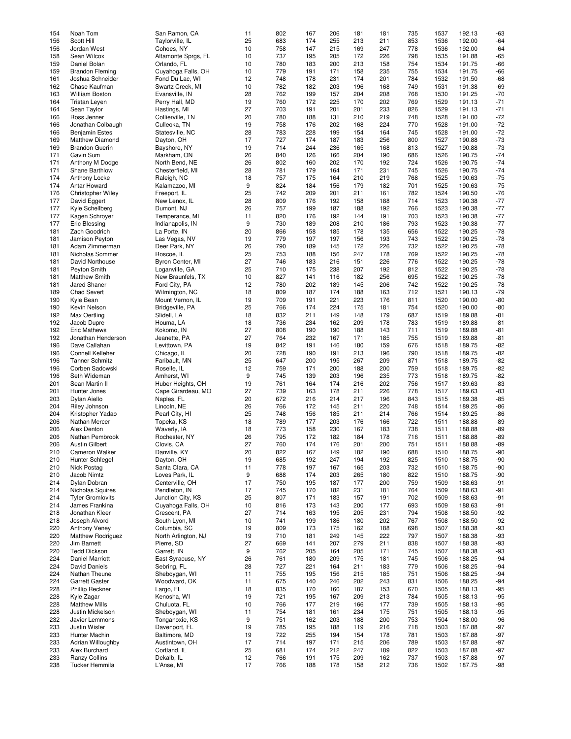| | | | | | | | | | | | | |
|---|---|---|---|---|---|---|---|---|---|---|---|---|
| 154 | Noah Tom | San Ramon, CA | 11 | 802 | 167 | 206 | 181 | 181 | 735 | 1537 | 192.13 | -63 |
| 156 | Scott Hill | Taylorville, IL | 25 | 683 | 174 | 255 | 213 | 211 | 853 | 1536 | 192.00 | -64 |
| 156 | Jordan West | Cohoes, NY | 10 | 758 | 147 | 215 | 169 | 247 | 778 | 1536 | 192.00 | -64 |
| 158 | Sean Wilcox | Altamonte Sprgs, FL | 10 | 737 | 195 | 205 | 172 | 226 | 798 | 1535 | 191.88 | -65 |
| 159 | Daniel Bolan | Orlando, FL | 10 | 780 | 183 | 200 | 213 | 158 | 754 | 1534 | 191.75 | -66 |
| 159 | Brandon Fleming | Cuyahoga Falls, OH | 10 | 779 | 191 | 171 | 158 | 235 | 755 | 1534 | 191.75 | -66 |
| 161 | Joshua Schneider | Fond Du Lac, WI | 12 | 748 | 178 | 231 | 174 | 201 | 784 | 1532 | 191.50 | -68 |
| 162 | Chase Kaufman | Swartz Creek, MI | 10 | 782 | 182 | 203 | 196 | 168 | 749 | 1531 | 191.38 | -69 |
| 163 | William Boston | Evansville, IN | 28 | 762 | 199 | 157 | 204 | 208 | 768 | 1530 | 191.25 | -70 |
| 164 | Tristan Leyen | Perry Hall, MD | 19 | 760 | 172 | 225 | 170 | 202 | 769 | 1529 | 191.13 | -71 |
| 164 | Sean Taylor | Hastings, MI | 27 | 703 | 191 | 201 | 201 | 233 | 826 | 1529 | 191.13 | -71 |
| 166 | Ross Jenner | Collierville, TN | 20 | 780 | 188 | 131 | 210 | 219 | 748 | 1528 | 191.00 | -72 |
| 166 | Jonathan Colbaugh | Culleoka, TN | 19 | 758 | 176 | 202 | 168 | 224 | 770 | 1528 | 191.00 | -72 |
| 166 | Benjamin Estes | Statesville, NC | 28 | 783 | 228 | 199 | 154 | 164 | 745 | 1528 | 191.00 | -72 |
| 169 | Matthew Diamond | Dayton, OH | 17 | 727 | 174 | 187 | 183 | 256 | 800 | 1527 | 190.88 | -73 |
| 169 | Brandon Guerin | Bayshore, NY | 19 | 714 | 244 | 236 | 165 | 168 | 813 | 1527 | 190.88 | -73 |
| 171 | Gavin Sum | Markham, ON | 26 | 840 | 126 | 166 | 204 | 190 | 686 | 1526 | 190.75 | -74 |
| 171 | Anthony M Dodge | North Bend, NE | 26 | 802 | 160 | 202 | 170 | 192 | 724 | 1526 | 190.75 | -74 |
| 171 | Shane Barthlow | Chesterfield, MI | 28 | 781 | 179 | 164 | 171 | 231 | 745 | 1526 | 190.75 | -74 |
| 174 | Anthony Locke | Raleigh, NC | 18 | 757 | 175 | 164 | 210 | 219 | 768 | 1525 | 190.63 | -75 |
| 174 | Antar Howard | Kalamazoo, MI | 9 | 824 | 184 | 156 | 179 | 182 | 701 | 1525 | 190.63 | -75 |
| 176 | Christopher Wiley | Freeport, IL | 25 | 742 | 209 | 201 | 211 | 161 | 782 | 1524 | 190.50 | -76 |
| 177 | David Eggert | New Lenox, IL | 28 | 809 | 176 | 192 | 158 | 188 | 714 | 1523 | 190.38 | -77 |
| 177 | Kyle Schellberg | Dumont, NJ | 26 | 757 | 199 | 187 | 188 | 192 | 766 | 1523 | 190.38 | -77 |
| 177 | Kagen Schroyer | Temperance, MI | 11 | 820 | 176 | 192 | 144 | 191 | 703 | 1523 | 190.38 | -77 |
| 177 | Eric Blessing | Indianapolis, IN | 9 | 730 | 189 | 208 | 210 | 186 | 793 | 1523 | 190.38 | -77 |
| 181 | Zach Goodrich | La Porte, IN | 20 | 866 | 158 | 185 | 178 | 135 | 656 | 1522 | 190.25 | -78 |
| 181 | Jamison Peyton | Las Vegas, NV | 19 | 779 | 197 | 197 | 156 | 193 | 743 | 1522 | 190.25 | -78 |
| 181 | Adam Zimmerman | Deer Park, NY | 26 | 790 | 189 | 145 | 172 | 226 | 732 | 1522 | 190.25 | -78 |
| 181 | Nicholas Sommer | Roscoe, IL | 25 | 753 | 188 | 156 | 247 | 178 | 769 | 1522 | 190.25 | -78 |
| 181 | David Northouse | Byron Center, MI | 27 | 746 | 183 | 216 | 151 | 226 | 776 | 1522 | 190.25 | -78 |
| 181 | Peyton Smith | Loganville, GA | 25 | 710 | 175 | 238 | 207 | 192 | 812 | 1522 | 190.25 | -78 |
| 181 | Matthew Smith | New Braunfels, TX | 10 | 827 | 141 | 116 | 182 | 256 | 695 | 1522 | 190.25 | -78 |
| 181 | Jared Shaner | Ford City, PA | 12 | 780 | 202 | 189 | 145 | 206 | 742 | 1522 | 190.25 | -78 |
| 189 | Chad Severt | Wilmington, NC | 18 | 809 | 187 | 174 | 188 | 163 | 712 | 1521 | 190.13 | -79 |
| 190 | Kyle Bean | Mount Vernon, IL | 19 | 709 | 191 | 221 | 223 | 176 | 811 | 1520 | 190.00 | -80 |
| 190 | Kevin Nelson | Bridgeville, PA | 25 | 766 | 174 | 224 | 175 | 181 | 754 | 1520 | 190.00 | -80 |
| 192 | Max Oertling | Slidell, LA | 18 | 832 | 211 | 149 | 148 | 179 | 687 | 1519 | 189.88 | -81 |
| 192 | Jacob Dupre | Houma, LA | 18 | 736 | 234 | 162 | 209 | 178 | 783 | 1519 | 189.88 | -81 |
| 192 | Eric Mathews | Kokomo, IN | 27 | 808 | 190 | 190 | 188 | 143 | 711 | 1519 | 189.88 | -81 |
| 192 | Jonathan Henderson | Jeanette, PA | 27 | 764 | 232 | 167 | 171 | 185 | 755 | 1519 | 189.88 | -81 |
| 196 | Dave Callahan | Levittown, PA | 19 | 842 | 191 | 146 | 180 | 159 | 676 | 1518 | 189.75 | -82 |
| 196 | Connell Kelleher | Chicago, IL | 20 | 728 | 190 | 191 | 213 | 196 | 790 | 1518 | 189.75 | -82 |
| 196 | Tanner Schmitz | Faribault, MN | 25 | 647 | 200 | 195 | 267 | 209 | 871 | 1518 | 189.75 | -82 |
| 196 | Corben Sadowski | Roselle, IL | 12 | 759 | 171 | 200 | 188 | 200 | 759 | 1518 | 189.75 | -82 |
| 196 | Seth Wideman | Amherst, WI | 9 | 745 | 139 | 203 | 196 | 235 | 773 | 1518 | 189.75 | -82 |
| 201 | Sean Martin II | Huber Heights, OH | 19 | 761 | 164 | 174 | 216 | 202 | 756 | 1517 | 189.63 | -83 |
| 201 | Hunter Jones | Cape Girardeau, MO | 27 | 739 | 163 | 178 | 211 | 226 | 778 | 1517 | 189.63 | -83 |
| 203 | Dylan Aiello | Naples, FL | 20 | 672 | 216 | 214 | 217 | 196 | 843 | 1515 | 189.38 | -85 |
| 204 | Riley Johnson | Lincoln, NE | 26 | 766 | 172 | 145 | 211 | 220 | 748 | 1514 | 189.25 | -86 |
| 204 | Kristopher Yadao | Pearl City, HI | 25 | 748 | 156 | 185 | 211 | 214 | 766 | 1514 | 189.25 | -86 |
| 206 | Nathan Mercer | Topeka, KS | 18 | 789 | 177 | 203 | 176 | 166 | 722 | 1511 | 188.88 | -89 |
| 206 | Alex Denton | Waverly, IA | 18 | 773 | 158 | 230 | 167 | 183 | 738 | 1511 | 188.88 | -89 |
| 206 | Nathan Pembrook | Rochester, NY | 26 | 795 | 172 | 182 | 184 | 178 | 716 | 1511 | 188.88 | -89 |
| 206 | Austin Gilbert | Clovis, CA | 27 | 760 | 174 | 176 | 201 | 200 | 751 | 1511 | 188.88 | -89 |
| 210 | Cameron Walker | Danville, KY | 20 | 822 | 167 | 149 | 182 | 190 | 688 | 1510 | 188.75 | -90 |
| 210 | Hunter Schlegel | Dayton, OH | 19 | 685 | 192 | 247 | 194 | 192 | 825 | 1510 | 188.75 | -90 |
| 210 | Nick Postag | Santa Clara, CA | 11 | 778 | 197 | 167 | 165 | 203 | 732 | 1510 | 188.75 | -90 |
| 210 | Jacob Nimtz | Loves Park, IL | 9 | 688 | 174 | 203 | 265 | 180 | 822 | 1510 | 188.75 | -90 |
| 214 | Dylan Dobran | Centerville, OH | 17 | 750 | 195 | 187 | 177 | 200 | 759 | 1509 | 188.63 | -91 |
| 214 | Nicholas Squires | Pendleton, IN | 17 | 745 | 170 | 182 | 231 | 181 | 764 | 1509 | 188.63 | -91 |
| 214 | Tyler Gromlovits | Junction City, KS | 25 | 807 | 171 | 183 | 157 | 191 | 702 | 1509 | 188.63 | -91 |
| 214 | James Frankina | Cuyahoga Falls, OH | 10 | 816 | 173 | 143 | 200 | 177 | 693 | 1509 | 188.63 | -91 |
| 218 | Jonathan Kleer | Crescent, PA | 27 | 714 | 163 | 195 | 205 | 231 | 794 | 1508 | 188.50 | -92 |
| 218 | Joseph Alvord | South Lyon, MI | 10 | 741 | 199 | 186 | 180 | 202 | 767 | 1508 | 188.50 | -92 |
| 220 | Anthony Veney | Columbia, SC | 19 | 809 | 173 | 175 | 162 | 188 | 698 | 1507 | 188.38 | -93 |
| 220 | Matthew Rodriguez | North Arlington, NJ | 19 | 710 | 181 | 249 | 145 | 222 | 797 | 1507 | 188.38 | -93 |
| 220 | Jim Barnett | Pierre, SD | 27 | 669 | 141 | 207 | 279 | 211 | 838 | 1507 | 188.38 | -93 |
| 220 | Tedd Dickson | Garrett, IN | 9 | 762 | 205 | 164 | 205 | 171 | 745 | 1507 | 188.38 | -93 |
| 224 | Daniel Marriott | East Syracuse, NY | 26 | 761 | 180 | 209 | 175 | 181 | 745 | 1506 | 188.25 | -94 |
| 224 | David Daniels | Sebring, FL | 28 | 727 | 221 | 164 | 211 | 183 | 779 | 1506 | 188.25 | -94 |
| 224 | Nathan Theune | Sheboygan, WI | 11 | 755 | 195 | 156 | 215 | 185 | 751 | 1506 | 188.25 | -94 |
| 224 | Garrett Gaster | Woodward, OK | 11 | 675 | 140 | 246 | 202 | 243 | 831 | 1506 | 188.25 | -94 |
| 228 | Phillip Reckner | Largo, FL | 18 | 835 | 170 | 160 | 187 | 153 | 670 | 1505 | 188.13 | -95 |
| 228 | Kyle Zagar | Kenosha, WI | 19 | 721 | 195 | 167 | 209 | 213 | 784 | 1505 | 188.13 | -95 |
| 228 | Matthew Mills | Chuluota, FL | 10 | 766 | 177 | 219 | 166 | 177 | 739 | 1505 | 188.13 | -95 |
| 228 | Justin Mickelson | Sheboygan, WI | 11 | 754 | 181 | 161 | 234 | 175 | 751 | 1505 | 188.13 | -95 |
| 232 | Javier Lemmons | Tonganoxie, KS | 9 | 751 | 162 | 203 | 188 | 200 | 753 | 1504 | 188.00 | -96 |
| 233 | Justin Wisler | Davenport, FL | 19 | 785 | 195 | 188 | 119 | 216 | 718 | 1503 | 187.88 | -97 |
| 233 | Hunter Machin | Baltimore, MD | 19 | 722 | 255 | 194 | 154 | 178 | 781 | 1503 | 187.88 | -97 |
| 233 | Adrian Willoughby | Austintown, OH | 17 | 714 | 197 | 171 | 215 | 206 | 789 | 1503 | 187.88 | -97 |
| 233 | Alex Burchard | Cortland, IL | 25 | 681 | 174 | 212 | 247 | 189 | 822 | 1503 | 187.88 | -97 |
| 233 | Ranzy Collins | Dekalb, IL | 12 | 766 | 191 | 175 | 209 | 162 | 737 | 1503 | 187.88 | -97 |
| 238 | Tucker Hemmila | L'Anse, MI | 17 | 766 | 188 | 178 | 158 | 212 | 736 | 1502 | 187.75 | -98 |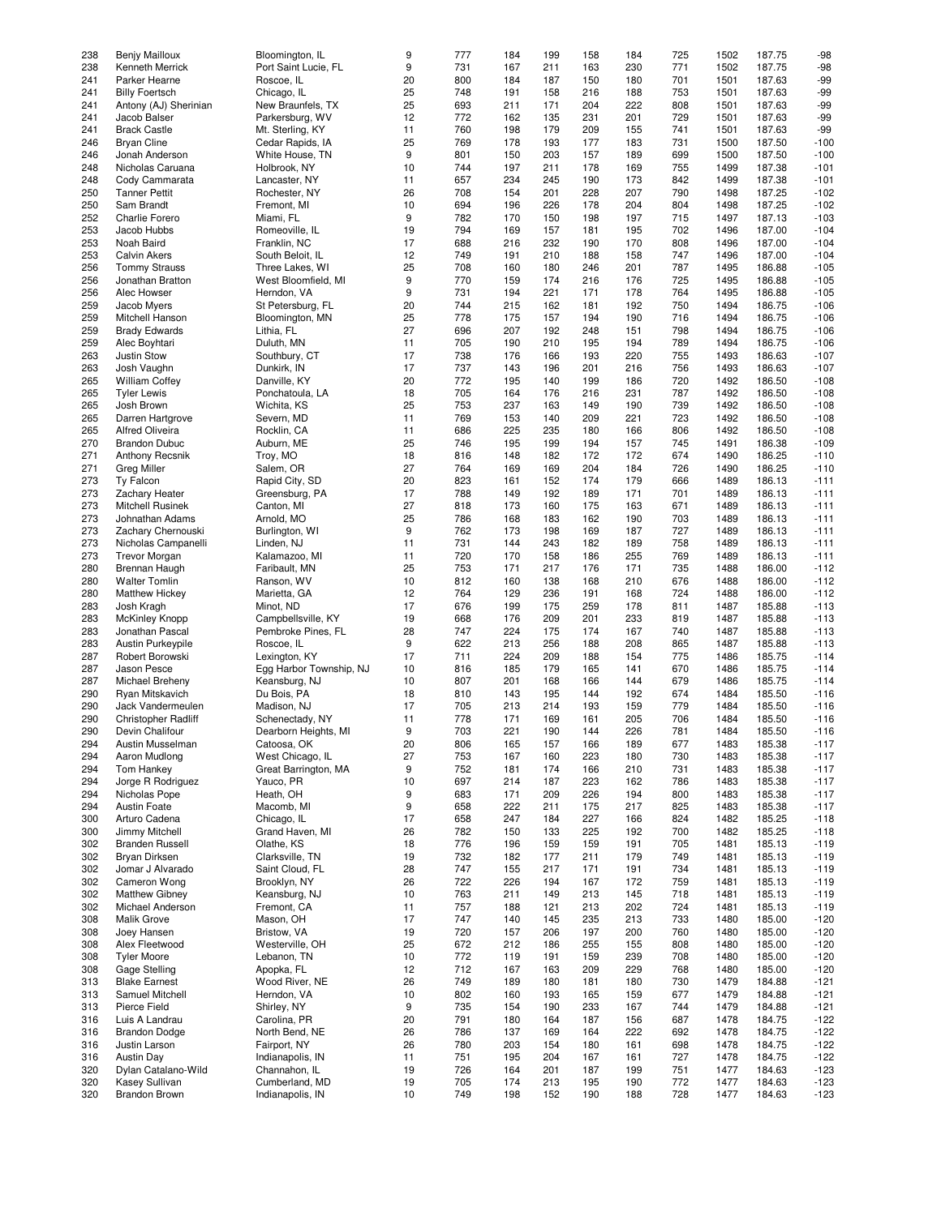| | | | | | | | | | | | | |
|---|---|---|---|---|---|---|---|---|---|---|---|---|
| 238 | Benjy Mailloux | Bloomington, IL | 9 | 777 | 184 | 199 | 158 | 184 | 725 | 1502 | 187.75 | -98 |
| 238 | Kenneth Merrick | Port Saint Lucie, FL | 9 | 731 | 167 | 211 | 163 | 230 | 771 | 1502 | 187.75 | -98 |
| 241 | Parker Hearne | Roscoe, IL | 20 | 800 | 184 | 187 | 150 | 180 | 701 | 1501 | 187.63 | -99 |
| 241 | Billy Foertsch | Chicago, IL | 25 | 748 | 191 | 158 | 216 | 188 | 753 | 1501 | 187.63 | -99 |
| 241 | Antony (AJ) Sherinian | New Braunfels, TX | 25 | 693 | 211 | 171 | 204 | 222 | 808 | 1501 | 187.63 | -99 |
| 241 | Jacob Balser | Parkersburg, WV | 12 | 772 | 162 | 135 | 231 | 201 | 729 | 1501 | 187.63 | -99 |
| 241 | Brack Castle | Mt. Sterling, KY | 11 | 760 | 198 | 179 | 209 | 155 | 741 | 1501 | 187.63 | -99 |
| 246 | Bryan Cline | Cedar Rapids, IA | 25 | 769 | 178 | 193 | 177 | 183 | 731 | 1500 | 187.50 | -100 |
| 246 | Jonah Anderson | White House, TN | 9 | 801 | 150 | 203 | 157 | 189 | 699 | 1500 | 187.50 | -100 |
| 248 | Nicholas Caruana | Holbrook, NY | 10 | 744 | 197 | 211 | 178 | 169 | 755 | 1499 | 187.38 | -101 |
| 248 | Cody Cammarata | Lancaster, NY | 11 | 657 | 234 | 245 | 190 | 173 | 842 | 1499 | 187.38 | -101 |
| 250 | Tanner Pettit | Rochester, NY | 26 | 708 | 154 | 201 | 228 | 207 | 790 | 1498 | 187.25 | -102 |
| 250 | Sam Brandt | Fremont, MI | 10 | 694 | 196 | 226 | 178 | 204 | 804 | 1498 | 187.25 | -102 |
| 252 | Charlie Forero | Miami, FL | 9 | 782 | 170 | 150 | 198 | 197 | 715 | 1497 | 187.13 | -103 |
| 253 | Jacob Hubbs | Romeoville, IL | 19 | 794 | 169 | 157 | 181 | 195 | 702 | 1496 | 187.00 | -104 |
| 253 | Noah Baird | Franklin, NC | 17 | 688 | 216 | 232 | 190 | 170 | 808 | 1496 | 187.00 | -104 |
| 253 | Calvin Akers | South Beloit, IL | 12 | 749 | 191 | 210 | 188 | 158 | 747 | 1496 | 187.00 | -104 |
| 256 | Tommy Strauss | Three Lakes, WI | 25 | 708 | 160 | 180 | 246 | 201 | 787 | 1495 | 186.88 | -105 |
| 256 | Jonathan Bratton | West Bloomfield, MI | 9 | 770 | 159 | 174 | 216 | 176 | 725 | 1495 | 186.88 | -105 |
| 256 | Alec Howser | Herndon, VA | 9 | 731 | 194 | 221 | 171 | 178 | 764 | 1495 | 186.88 | -105 |
| 259 | Jacob Myers | St Petersburg, FL | 20 | 744 | 215 | 162 | 181 | 192 | 750 | 1494 | 186.75 | -106 |
| 259 | Mitchell Hanson | Bloomington, MN | 25 | 778 | 175 | 157 | 194 | 190 | 716 | 1494 | 186.75 | -106 |
| 259 | Brady Edwards | Lithia, FL | 27 | 696 | 207 | 192 | 248 | 151 | 798 | 1494 | 186.75 | -106 |
| 259 | Alec Boyhtari | Duluth, MN | 11 | 705 | 190 | 210 | 195 | 194 | 789 | 1494 | 186.75 | -106 |
| 263 | Justin Stow | Southbury, CT | 17 | 738 | 176 | 166 | 193 | 220 | 755 | 1493 | 186.63 | -107 |
| 263 | Josh Vaughn | Dunkirk, IN | 17 | 737 | 143 | 196 | 201 | 216 | 756 | 1493 | 186.63 | -107 |
| 265 | William Coffey | Danville, KY | 20 | 772 | 195 | 140 | 199 | 186 | 720 | 1492 | 186.50 | -108 |
| 265 | Tyler Lewis | Ponchatoula, LA | 18 | 705 | 164 | 176 | 216 | 231 | 787 | 1492 | 186.50 | -108 |
| 265 | Josh Brown | Wichita, KS | 25 | 753 | 237 | 163 | 149 | 190 | 739 | 1492 | 186.50 | -108 |
| 265 | Darren Hartgrove | Severn, MD | 11 | 769 | 153 | 140 | 209 | 221 | 723 | 1492 | 186.50 | -108 |
| 265 | Alfred Oliveira | Rocklin, CA | 11 | 686 | 225 | 235 | 180 | 166 | 806 | 1492 | 186.50 | -108 |
| 270 | Brandon Dubuc | Auburn, ME | 25 | 746 | 195 | 199 | 194 | 157 | 745 | 1491 | 186.38 | -109 |
| 271 | Anthony Recsnik | Troy, MO | 18 | 816 | 148 | 182 | 172 | 172 | 674 | 1490 | 186.25 | -110 |
| 271 | Greg Miller | Salem, OR | 27 | 764 | 169 | 169 | 204 | 184 | 726 | 1490 | 186.25 | -110 |
| 273 | Ty Falcon | Rapid City, SD | 20 | 823 | 161 | 152 | 174 | 179 | 666 | 1489 | 186.13 | -111 |
| 273 | Zachary Heater | Greensburg, PA | 17 | 788 | 149 | 192 | 189 | 171 | 701 | 1489 | 186.13 | -111 |
| 273 | Mitchell Rusinek | Canton, MI | 27 | 818 | 173 | 160 | 175 | 163 | 671 | 1489 | 186.13 | -111 |
| 273 | Johnathan Adams | Arnold, MO | 25 | 786 | 168 | 183 | 162 | 190 | 703 | 1489 | 186.13 | -111 |
| 273 | Zachary Chernouski | Burlington, WI | 9 | 762 | 173 | 198 | 169 | 187 | 727 | 1489 | 186.13 | -111 |
| 273 | Nicholas Campanelli | Linden, NJ | 11 | 731 | 144 | 243 | 182 | 189 | 758 | 1489 | 186.13 | -111 |
| 273 | Trevor Morgan | Kalamazoo, MI | 11 | 720 | 170 | 158 | 186 | 255 | 769 | 1489 | 186.13 | -111 |
| 280 | Brennan Haugh | Faribault, MN | 25 | 753 | 171 | 217 | 176 | 171 | 735 | 1488 | 186.00 | -112 |
| 280 | Walter Tomlin | Ranson, WV | 10 | 812 | 160 | 138 | 168 | 210 | 676 | 1488 | 186.00 | -112 |
| 280 | Matthew Hickey | Marietta, GA | 12 | 764 | 129 | 236 | 191 | 168 | 724 | 1488 | 186.00 | -112 |
| 283 | Josh Kragh | Minot, ND | 17 | 676 | 199 | 175 | 259 | 178 | 811 | 1487 | 185.88 | -113 |
| 283 | McKinley Knopp | Campbellsville, KY | 19 | 668 | 176 | 209 | 201 | 233 | 819 | 1487 | 185.88 | -113 |
| 283 | Jonathan Pascal | Pembroke Pines, FL | 28 | 747 | 224 | 175 | 174 | 167 | 740 | 1487 | 185.88 | -113 |
| 283 | Austin Purkeypile | Roscoe, IL | 9 | 622 | 213 | 256 | 188 | 208 | 865 | 1487 | 185.88 | -113 |
| 287 | Robert Borowski | Lexington, KY | 17 | 711 | 224 | 209 | 188 | 154 | 775 | 1486 | 185.75 | -114 |
| 287 | Jason Pesce | Egg Harbor Township, NJ | 10 | 816 | 185 | 179 | 165 | 141 | 670 | 1486 | 185.75 | -114 |
| 287 | Michael Breheny | Keansburg, NJ | 10 | 807 | 201 | 168 | 166 | 144 | 679 | 1486 | 185.75 | -114 |
| 290 | Ryan Mitskavich | Du Bois, PA | 18 | 810 | 143 | 195 | 144 | 192 | 674 | 1484 | 185.50 | -116 |
| 290 | Jack Vandermeulen | Madison, NJ | 17 | 705 | 213 | 214 | 193 | 159 | 779 | 1484 | 185.50 | -116 |
| 290 | Christopher Radliff | Schenectady, NY | 11 | 778 | 171 | 169 | 161 | 205 | 706 | 1484 | 185.50 | -116 |
| 290 | Devin Chalifour | Dearborn Heights, MI | 9 | 703 | 221 | 190 | 144 | 226 | 781 | 1484 | 185.50 | -116 |
| 294 | Austin Musselman | Catoosa, OK | 20 | 806 | 165 | 157 | 166 | 189 | 677 | 1483 | 185.38 | -117 |
| 294 | Aaron Mudlong | West Chicago, IL | 27 | 753 | 167 | 160 | 223 | 180 | 730 | 1483 | 185.38 | -117 |
| 294 | Tom Hankey | Great Barrington, MA | 9 | 752 | 181 | 174 | 166 | 210 | 731 | 1483 | 185.38 | -117 |
| 294 | Jorge R Rodriguez | Yauco, PR | 10 | 697 | 214 | 187 | 223 | 162 | 786 | 1483 | 185.38 | -117 |
| 294 | Nicholas Pope | Heath, OH | 9 | 683 | 171 | 209 | 226 | 194 | 800 | 1483 | 185.38 | -117 |
| 294 | Austin Foate | Macomb, MI | 9 | 658 | 222 | 211 | 175 | 217 | 825 | 1483 | 185.38 | -117 |
| 300 | Arturo Cadena | Chicago, IL | 17 | 658 | 247 | 184 | 227 | 166 | 824 | 1482 | 185.25 | -118 |
| 300 | Jimmy Mitchell | Grand Haven, MI | 26 | 782 | 150 | 133 | 225 | 192 | 700 | 1482 | 185.25 | -118 |
| 302 | Branden Russell | Olathe, KS | 18 | 776 | 196 | 159 | 159 | 191 | 705 | 1481 | 185.13 | -119 |
| 302 | Bryan Dirksen | Clarksville, TN | 19 | 732 | 182 | 177 | 211 | 179 | 749 | 1481 | 185.13 | -119 |
| 302 | Jomar J Alvarado | Saint Cloud, FL | 28 | 747 | 155 | 217 | 171 | 191 | 734 | 1481 | 185.13 | -119 |
| 302 | Cameron Wong | Brooklyn, NY | 26 | 722 | 226 | 194 | 167 | 172 | 759 | 1481 | 185.13 | -119 |
| 302 | Matthew Gibney | Keansburg, NJ | 10 | 763 | 211 | 149 | 213 | 145 | 718 | 1481 | 185.13 | -119 |
| 302 | Michael Anderson | Fremont, CA | 11 | 757 | 188 | 121 | 213 | 202 | 724 | 1481 | 185.13 | -119 |
| 308 | Malik Grove | Mason, OH | 17 | 747 | 140 | 145 | 235 | 213 | 733 | 1480 | 185.00 | -120 |
| 308 | Joey Hansen | Bristow, VA | 19 | 720 | 157 | 206 | 197 | 200 | 760 | 1480 | 185.00 | -120 |
| 308 | Alex Fleetwood | Westerville, OH | 25 | 672 | 212 | 186 | 255 | 155 | 808 | 1480 | 185.00 | -120 |
| 308 | Tyler Moore | Lebanon, TN | 10 | 772 | 119 | 191 | 159 | 239 | 708 | 1480 | 185.00 | -120 |
| 308 | Gage Stelling | Apopka, FL | 12 | 712 | 167 | 163 | 209 | 229 | 768 | 1480 | 185.00 | -120 |
| 313 | Blake Earnest | Wood River, NE | 26 | 749 | 189 | 180 | 181 | 180 | 730 | 1479 | 184.88 | -121 |
| 313 | Samuel Mitchell | Herndon, VA | 10 | 802 | 160 | 193 | 165 | 159 | 677 | 1479 | 184.88 | -121 |
| 313 | Pierce Field | Shirley, NY | 9 | 735 | 154 | 190 | 233 | 167 | 744 | 1479 | 184.88 | -121 |
| 316 | Luis A Landrau | Carolina, PR | 20 | 791 | 180 | 164 | 187 | 156 | 687 | 1478 | 184.75 | -122 |
| 316 | Brandon Dodge | North Bend, NE | 26 | 786 | 137 | 169 | 164 | 222 | 692 | 1478 | 184.75 | -122 |
| 316 | Justin Larson | Fairport, NY | 26 | 780 | 203 | 154 | 180 | 161 | 698 | 1478 | 184.75 | -122 |
| 316 | Austin Day | Indianapolis, IN | 11 | 751 | 195 | 204 | 167 | 161 | 727 | 1478 | 184.75 | -122 |
| 320 | Dylan Catalano-Wild | Channahon, IL | 19 | 726 | 164 | 201 | 187 | 199 | 751 | 1477 | 184.63 | -123 |
| 320 | Kasey Sullivan | Cumberland, MD | 19 | 705 | 174 | 213 | 195 | 190 | 772 | 1477 | 184.63 | -123 |
| 320 | Brandon Brown | Indianapolis, IN | 10 | 749 | 198 | 152 | 190 | 188 | 728 | 1477 | 184.63 | -123 |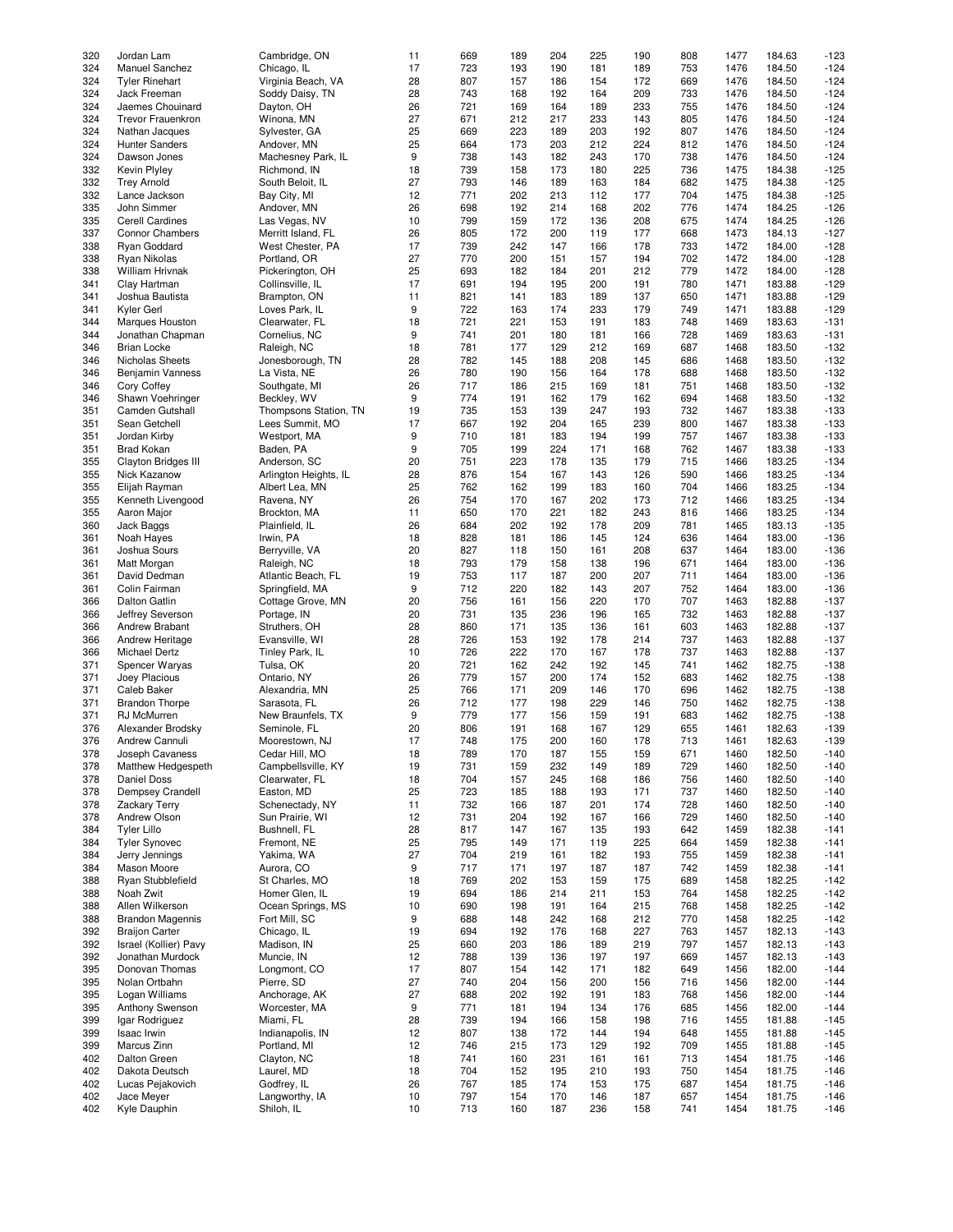| | | | | | | | | | | | | |
|---|---|---|---|---|---|---|---|---|---|---|---|---|
| 320 | Jordan Lam | Cambridge, ON | 11 | 669 | 189 | 204 | 225 | 190 | 808 | 1477 | 184.63 | -123 |
| 324 | Manuel Sanchez | Chicago, IL | 17 | 723 | 193 | 190 | 181 | 189 | 753 | 1476 | 184.50 | -124 |
| 324 | Tyler Rinehart | Virginia Beach, VA | 28 | 807 | 157 | 186 | 154 | 172 | 669 | 1476 | 184.50 | -124 |
| 324 | Jack Freeman | Soddy Daisy, TN | 28 | 743 | 168 | 192 | 164 | 209 | 733 | 1476 | 184.50 | -124 |
| 324 | Jaemes Chouinard | Dayton, OH | 26 | 721 | 169 | 164 | 189 | 233 | 755 | 1476 | 184.50 | -124 |
| 324 | Trevor Frauenkron | Winona, MN | 27 | 671 | 212 | 217 | 233 | 143 | 805 | 1476 | 184.50 | -124 |
| 324 | Nathan Jacques | Sylvester, GA | 25 | 669 | 223 | 189 | 203 | 192 | 807 | 1476 | 184.50 | -124 |
| 324 | Hunter Sanders | Andover, MN | 25 | 664 | 173 | 203 | 212 | 224 | 812 | 1476 | 184.50 | -124 |
| 324 | Dawson Jones | Machesney Park, IL | 9 | 738 | 143 | 182 | 243 | 170 | 738 | 1476 | 184.50 | -124 |
| 332 | Kevin Plyley | Richmond, IN | 18 | 739 | 158 | 173 | 180 | 225 | 736 | 1475 | 184.38 | -125 |
| 332 | Trey Arnold | South Beloit, IL | 27 | 793 | 146 | 189 | 163 | 184 | 682 | 1475 | 184.38 | -125 |
| 332 | Lance Jackson | Bay City, MI | 12 | 771 | 202 | 213 | 112 | 177 | 704 | 1475 | 184.38 | -125 |
| 335 | John Simmer | Andover, MN | 26 | 698 | 192 | 214 | 168 | 202 | 776 | 1474 | 184.25 | -126 |
| 335 | Cerell Cardines | Las Vegas, NV | 10 | 799 | 159 | 172 | 136 | 208 | 675 | 1474 | 184.25 | -126 |
| 337 | Connor Chambers | Merritt Island, FL | 26 | 805 | 172 | 200 | 119 | 177 | 668 | 1473 | 184.13 | -127 |
| 338 | Ryan Goddard | West Chester, PA | 17 | 739 | 242 | 147 | 166 | 178 | 733 | 1472 | 184.00 | -128 |
| 338 | Ryan Nikolas | Portland, OR | 27 | 770 | 200 | 151 | 157 | 194 | 702 | 1472 | 184.00 | -128 |
| 338 | William Hrivnak | Pickerington, OH | 25 | 693 | 182 | 184 | 201 | 212 | 779 | 1472 | 184.00 | -128 |
| 341 | Clay Hartman | Collinsville, IL | 17 | 691 | 194 | 195 | 200 | 191 | 780 | 1471 | 183.88 | -129 |
| 341 | Joshua Bautista | Brampton, ON | 11 | 821 | 141 | 183 | 189 | 137 | 650 | 1471 | 183.88 | -129 |
| 341 | Kyler Gerl | Loves Park, IL | 9 | 722 | 163 | 174 | 233 | 179 | 749 | 1471 | 183.88 | -129 |
| 344 | Marques Houston | Clearwater, FL | 18 | 721 | 221 | 153 | 191 | 183 | 748 | 1469 | 183.63 | -131 |
| 344 | Jonathan Chapman | Cornelius, NC | 9 | 741 | 201 | 180 | 181 | 166 | 728 | 1469 | 183.63 | -131 |
| 346 | Brian Locke | Raleigh, NC | 18 | 781 | 177 | 129 | 212 | 169 | 687 | 1468 | 183.50 | -132 |
| 346 | Nicholas Sheets | Jonesborough, TN | 28 | 782 | 145 | 188 | 208 | 145 | 686 | 1468 | 183.50 | -132 |
| 346 | Benjamin Vanness | La Vista, NE | 26 | 780 | 190 | 156 | 164 | 178 | 688 | 1468 | 183.50 | -132 |
| 346 | Cory Coffey | Southgate, MI | 26 | 717 | 186 | 215 | 169 | 181 | 751 | 1468 | 183.50 | -132 |
| 346 | Shawn Voehringer | Beckley, WV | 9 | 774 | 191 | 162 | 179 | 162 | 694 | 1468 | 183.50 | -132 |
| 351 | Camden Gutshall | Thompsons Station, TN | 19 | 735 | 153 | 139 | 247 | 193 | 732 | 1467 | 183.38 | -133 |
| 351 | Sean Getchell | Lees Summit, MO | 17 | 667 | 192 | 204 | 165 | 239 | 800 | 1467 | 183.38 | -133 |
| 351 | Jordan Kirby | Westport, MA | 9 | 710 | 181 | 183 | 194 | 199 | 757 | 1467 | 183.38 | -133 |
| 351 | Brad Kokan | Baden, PA | 9 | 705 | 199 | 224 | 171 | 168 | 762 | 1467 | 183.38 | -133 |
| 355 | Clayton Bridges III | Anderson, SC | 20 | 751 | 223 | 178 | 135 | 179 | 715 | 1466 | 183.25 | -134 |
| 355 | Nick Kazanow | Arlington Heights, IL | 28 | 876 | 154 | 167 | 143 | 126 | 590 | 1466 | 183.25 | -134 |
| 355 | Elijah Rayman | Albert Lea, MN | 25 | 762 | 162 | 199 | 183 | 160 | 704 | 1466 | 183.25 | -134 |
| 355 | Kenneth Livengood | Ravena, NY | 26 | 754 | 170 | 167 | 202 | 173 | 712 | 1466 | 183.25 | -134 |
| 355 | Aaron Major | Brockton, MA | 11 | 650 | 170 | 221 | 182 | 243 | 816 | 1466 | 183.25 | -134 |
| 360 | Jack Baggs | Plainfield, IL | 26 | 684 | 202 | 192 | 178 | 209 | 781 | 1465 | 183.13 | -135 |
| 361 | Noah Hayes | Irwin, PA | 18 | 828 | 181 | 186 | 145 | 124 | 636 | 1464 | 183.00 | -136 |
| 361 | Joshua Sours | Berryville, VA | 20 | 827 | 118 | 150 | 161 | 208 | 637 | 1464 | 183.00 | -136 |
| 361 | Matt Morgan | Raleigh, NC | 18 | 793 | 179 | 158 | 138 | 196 | 671 | 1464 | 183.00 | -136 |
| 361 | David Dedman | Atlantic Beach, FL | 19 | 753 | 117 | 187 | 200 | 207 | 711 | 1464 | 183.00 | -136 |
| 361 | Colin Fairman | Springfield, MA | 9 | 712 | 220 | 182 | 143 | 207 | 752 | 1464 | 183.00 | -136 |
| 366 | Dalton Gatlin | Cottage Grove, MN | 20 | 756 | 161 | 156 | 220 | 170 | 707 | 1463 | 182.88 | -137 |
| 366 | Jeffrey Severson | Portage, IN | 20 | 731 | 135 | 236 | 196 | 165 | 732 | 1463 | 182.88 | -137 |
| 366 | Andrew Brabant | Struthers, OH | 28 | 860 | 171 | 135 | 136 | 161 | 603 | 1463 | 182.88 | -137 |
| 366 | Andrew Heritage | Evansville, WI | 28 | 726 | 153 | 192 | 178 | 214 | 737 | 1463 | 182.88 | -137 |
| 366 | Michael Dertz | Tinley Park, IL | 10 | 726 | 222 | 170 | 167 | 178 | 737 | 1463 | 182.88 | -137 |
| 371 | Spencer Waryas | Tulsa, OK | 20 | 721 | 162 | 242 | 192 | 145 | 741 | 1462 | 182.75 | -138 |
| 371 | Joey Placious | Ontario, NY | 26 | 779 | 157 | 200 | 174 | 152 | 683 | 1462 | 182.75 | -138 |
| 371 | Caleb Baker | Alexandria, MN | 25 | 766 | 171 | 209 | 146 | 170 | 696 | 1462 | 182.75 | -138 |
| 371 | Brandon Thorpe | Sarasota, FL | 26 | 712 | 177 | 198 | 229 | 146 | 750 | 1462 | 182.75 | -138 |
| 371 | RJ McMurren | New Braunfels, TX | 9 | 779 | 177 | 156 | 159 | 191 | 683 | 1462 | 182.75 | -138 |
| 376 | Alexander Brodsky | Seminole, FL | 20 | 806 | 191 | 168 | 167 | 129 | 655 | 1461 | 182.63 | -139 |
| 376 | Andrew Cannuli | Moorestown, NJ | 17 | 748 | 175 | 200 | 160 | 178 | 713 | 1461 | 182.63 | -139 |
| 378 | Joseph Cavaness | Cedar Hill, MO | 18 | 789 | 170 | 187 | 155 | 159 | 671 | 1460 | 182.50 | -140 |
| 378 | Matthew Hedgespeth | Campbellsville, KY | 19 | 731 | 159 | 232 | 149 | 189 | 729 | 1460 | 182.50 | -140 |
| 378 | Daniel Doss | Clearwater, FL | 18 | 704 | 157 | 245 | 168 | 186 | 756 | 1460 | 182.50 | -140 |
| 378 | Dempsey Crandell | Easton, MD | 25 | 723 | 185 | 188 | 193 | 171 | 737 | 1460 | 182.50 | -140 |
| 378 | Zackary Terry | Schenectady, NY | 11 | 732 | 166 | 187 | 201 | 174 | 728 | 1460 | 182.50 | -140 |
| 378 | Andrew Olson | Sun Prairie, WI | 12 | 731 | 204 | 192 | 167 | 166 | 729 | 1460 | 182.50 | -140 |
| 384 | Tyler Lillo | Bushnell, FL | 28 | 817 | 147 | 167 | 135 | 193 | 642 | 1459 | 182.38 | -141 |
| 384 | Tyler Synovec | Fremont, NE | 25 | 795 | 149 | 171 | 119 | 225 | 664 | 1459 | 182.38 | -141 |
| 384 | Jerry Jennings | Yakima, WA | 27 | 704 | 219 | 161 | 182 | 193 | 755 | 1459 | 182.38 | -141 |
| 384 | Mason Moore | Aurora, CO | 9 | 717 | 171 | 197 | 187 | 187 | 742 | 1459 | 182.38 | -141 |
| 388 | Ryan Stubblefield | St Charles, MO | 18 | 769 | 202 | 153 | 159 | 175 | 689 | 1458 | 182.25 | -142 |
| 388 | Noah Zwit | Homer Glen, IL | 19 | 694 | 186 | 214 | 211 | 153 | 764 | 1458 | 182.25 | -142 |
| 388 | Allen Wilkerson | Ocean Springs, MS | 10 | 690 | 198 | 191 | 164 | 215 | 768 | 1458 | 182.25 | -142 |
| 388 | Brandon Magennis | Fort Mill, SC | 9 | 688 | 148 | 242 | 168 | 212 | 770 | 1458 | 182.25 | -142 |
| 392 | Braijon Carter | Chicago, IL | 19 | 694 | 192 | 176 | 168 | 227 | 763 | 1457 | 182.13 | -143 |
| 392 | Israel (Kollier) Pavy | Madison, IN | 25 | 660 | 203 | 186 | 189 | 219 | 797 | 1457 | 182.13 | -143 |
| 392 | Jonathan Murdock | Muncie, IN | 12 | 788 | 139 | 136 | 197 | 197 | 669 | 1457 | 182.13 | -143 |
| 395 | Donovan Thomas | Longmont, CO | 17 | 807 | 154 | 142 | 171 | 182 | 649 | 1456 | 182.00 | -144 |
| 395 | Nolan Ortbahn | Pierre, SD | 27 | 740 | 204 | 156 | 200 | 156 | 716 | 1456 | 182.00 | -144 |
| 395 | Logan Williams | Anchorage, AK | 27 | 688 | 202 | 192 | 191 | 183 | 768 | 1456 | 182.00 | -144 |
| 395 | Anthony Swenson | Worcester, MA | 9 | 771 | 181 | 194 | 134 | 176 | 685 | 1456 | 182.00 | -144 |
| 399 | Igar Rodriguez | Miami, FL | 28 | 739 | 194 | 166 | 158 | 198 | 716 | 1455 | 181.88 | -145 |
| 399 | Isaac Irwin | Indianapolis, IN | 12 | 807 | 138 | 172 | 144 | 194 | 648 | 1455 | 181.88 | -145 |
| 399 | Marcus Zinn | Portland, MI | 12 | 746 | 215 | 173 | 129 | 192 | 709 | 1455 | 181.88 | -145 |
| 402 | Dalton Green | Clayton, NC | 18 | 741 | 160 | 231 | 161 | 161 | 713 | 1454 | 181.75 | -146 |
| 402 | Dakota Deutsch | Laurel, MD | 18 | 704 | 152 | 195 | 210 | 193 | 750 | 1454 | 181.75 | -146 |
| 402 | Lucas Pejakovich | Godfrey, IL | 26 | 767 | 185 | 174 | 153 | 175 | 687 | 1454 | 181.75 | -146 |
| 402 | Jace Meyer | Langworthy, IA | 10 | 797 | 154 | 170 | 146 | 187 | 657 | 1454 | 181.75 | -146 |
| 402 | Kyle Dauphin | Shiloh, IL | 10 | 713 | 160 | 187 | 236 | 158 | 741 | 1454 | 181.75 | -146 |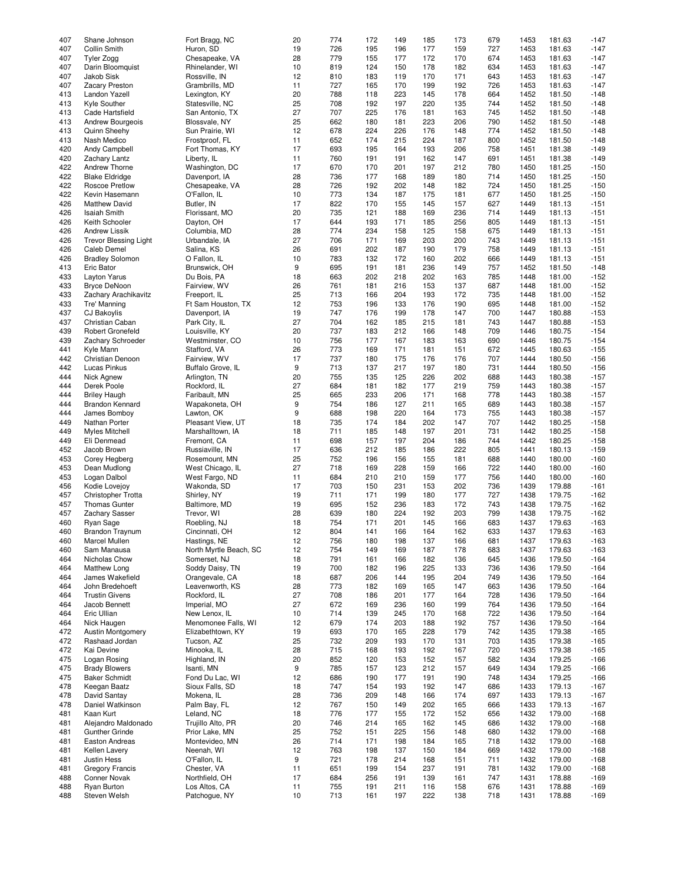| | | | | | | | | | | | | |
|---|---|---|---|---|---|---|---|---|---|---|---|---|
| 407 | Shane Johnson | Fort Bragg, NC | 20 | 774 | 172 | 149 | 185 | 173 | 679 | 1453 | 181.63 | -147 |
| 407 | Collin Smith | Huron, SD | 19 | 726 | 195 | 196 | 177 | 159 | 727 | 1453 | 181.63 | -147 |
| 407 | Tyler Zogg | Chesapeake, VA | 28 | 779 | 155 | 177 | 172 | 170 | 674 | 1453 | 181.63 | -147 |
| 407 | Darin Bloomquist | Rhinelander, WI | 10 | 819 | 124 | 150 | 178 | 182 | 634 | 1453 | 181.63 | -147 |
| 407 | Jakob Sisk | Rossville, IN | 12 | 810 | 183 | 119 | 170 | 171 | 643 | 1453 | 181.63 | -147 |
| 407 | Zacary Preston | Grambrills, MD | 11 | 727 | 165 | 170 | 199 | 192 | 726 | 1453 | 181.63 | -147 |
| 413 | Landon Yazell | Lexington, KY | 20 | 788 | 118 | 223 | 145 | 178 | 664 | 1452 | 181.50 | -148 |
| 413 | Kyle Souther | Statesville, NC | 25 | 708 | 192 | 197 | 220 | 135 | 744 | 1452 | 181.50 | -148 |
| 413 | Cade Hartsfield | San Antonio, TX | 27 | 707 | 225 | 176 | 181 | 163 | 745 | 1452 | 181.50 | -148 |
| 413 | Andrew Bourgeois | Blossvale, NY | 25 | 662 | 180 | 181 | 223 | 206 | 790 | 1452 | 181.50 | -148 |
| 413 | Quinn Sheehy | Sun Prairie, WI | 12 | 678 | 224 | 226 | 176 | 148 | 774 | 1452 | 181.50 | -148 |
| 413 | Nash Medico | Frostproof, FL | 11 | 652 | 174 | 215 | 224 | 187 | 800 | 1452 | 181.50 | -148 |
| 420 | Andy Campbell | Fort Thomas, KY | 17 | 693 | 195 | 164 | 193 | 206 | 758 | 1451 | 181.38 | -149 |
| 420 | Zachary Lantz | Liberty, IL | 11 | 760 | 191 | 191 | 162 | 147 | 691 | 1451 | 181.38 | -149 |
| 422 | Andrew Thorne | Washington, DC | 17 | 670 | 170 | 201 | 197 | 212 | 780 | 1450 | 181.25 | -150 |
| 422 | Blake Eldridge | Davenport, IA | 28 | 736 | 177 | 168 | 189 | 180 | 714 | 1450 | 181.25 | -150 |
| 422 | Roscoe Pretlow | Chesapeake, VA | 28 | 726 | 192 | 202 | 148 | 182 | 724 | 1450 | 181.25 | -150 |
| 422 | Kevin Hasemann | O'Fallon, IL | 10 | 773 | 134 | 187 | 175 | 181 | 677 | 1450 | 181.25 | -150 |
| 426 | Matthew David | Butler, IN | 17 | 822 | 170 | 155 | 145 | 157 | 627 | 1449 | 181.13 | -151 |
| 426 | Isaiah Smith | Florissant, MO | 20 | 735 | 121 | 188 | 169 | 236 | 714 | 1449 | 181.13 | -151 |
| 426 | Keith Schooler | Dayton, OH | 17 | 644 | 193 | 171 | 185 | 256 | 805 | 1449 | 181.13 | -151 |
| 426 | Andrew Lissik | Columbia, MD | 28 | 774 | 234 | 158 | 125 | 158 | 675 | 1449 | 181.13 | -151 |
| 426 | Trevor Blessing Light | Urbandale, IA | 27 | 706 | 171 | 169 | 203 | 200 | 743 | 1449 | 181.13 | -151 |
| 426 | Caleb Demel | Salina, KS | 26 | 691 | 202 | 187 | 190 | 179 | 758 | 1449 | 181.13 | -151 |
| 426 | Bradley Solomon | O Fallon, IL | 10 | 783 | 132 | 172 | 160 | 202 | 666 | 1449 | 181.13 | -151 |
| 413 | Eric Bator | Brunswick, OH | 9 | 695 | 191 | 181 | 236 | 149 | 757 | 1452 | 181.50 | -148 |
| 433 | Layton Yarus | Du Bois, PA | 18 | 663 | 202 | 218 | 202 | 163 | 785 | 1448 | 181.00 | -152 |
| 433 | Bryce DeNoon | Fairview, WV | 26 | 761 | 181 | 216 | 153 | 137 | 687 | 1448 | 181.00 | -152 |
| 433 | Zachary Arachikavitz | Freeport, IL | 25 | 713 | 166 | 204 | 193 | 172 | 735 | 1448 | 181.00 | -152 |
| 433 | Tre' Manning | Ft Sam Houston, TX | 12 | 753 | 196 | 133 | 176 | 190 | 695 | 1448 | 181.00 | -152 |
| 437 | CJ Bakoylis | Davenport, IA | 19 | 747 | 176 | 199 | 178 | 147 | 700 | 1447 | 180.88 | -153 |
| 437 | Christian Caban | Park City, IL | 27 | 704 | 162 | 185 | 215 | 181 | 743 | 1447 | 180.88 | -153 |
| 439 | Robert Gronefeld | Louisville, KY | 20 | 737 | 183 | 212 | 166 | 148 | 709 | 1446 | 180.75 | -154 |
| 439 | Zachary Schroeder | Westminster, CO | 10 | 756 | 177 | 167 | 183 | 163 | 690 | 1446 | 180.75 | -154 |
| 441 | Kyle Mann | Stafford, VA | 26 | 773 | 169 | 171 | 181 | 151 | 672 | 1445 | 180.63 | -155 |
| 442 | Christian Denoon | Fairview, WV | 17 | 737 | 180 | 175 | 176 | 176 | 707 | 1444 | 180.50 | -156 |
| 442 | Lucas Pinkus | Buffalo Grove, IL | 9 | 713 | 137 | 217 | 197 | 180 | 731 | 1444 | 180.50 | -156 |
| 444 | Nick Agnew | Arlington, TN | 20 | 755 | 135 | 125 | 226 | 202 | 688 | 1443 | 180.38 | -157 |
| 444 | Derek Poole | Rockford, IL | 27 | 684 | 181 | 182 | 177 | 219 | 759 | 1443 | 180.38 | -157 |
| 444 | Briley Haugh | Faribault, MN | 25 | 665 | 233 | 206 | 171 | 168 | 778 | 1443 | 180.38 | -157 |
| 444 | Brandon Kennard | Wapakoneta, OH | 9 | 754 | 186 | 127 | 211 | 165 | 689 | 1443 | 180.38 | -157 |
| 444 | James Bomboy | Lawton, OK | 9 | 688 | 198 | 220 | 164 | 173 | 755 | 1443 | 180.38 | -157 |
| 449 | Nathan Porter | Pleasant View, UT | 18 | 735 | 174 | 184 | 202 | 147 | 707 | 1442 | 180.25 | -158 |
| 449 | Myles Mitchell | Marshalltown, IA | 18 | 711 | 185 | 148 | 197 | 201 | 731 | 1442 | 180.25 | -158 |
| 449 | Eli Denmead | Fremont, CA | 11 | 698 | 157 | 197 | 204 | 186 | 744 | 1442 | 180.25 | -158 |
| 452 | Jacob Brown | Russiaville, IN | 17 | 636 | 212 | 185 | 186 | 222 | 805 | 1441 | 180.13 | -159 |
| 453 | Corey Hegberg | Rosemount, MN | 25 | 752 | 196 | 156 | 155 | 181 | 688 | 1440 | 180.00 | -160 |
| 453 | Dean Mudlong | West Chicago, IL | 27 | 718 | 169 | 228 | 159 | 166 | 722 | 1440 | 180.00 | -160 |
| 453 | Logan Dalbol | West Fargo, ND | 11 | 684 | 210 | 210 | 159 | 177 | 756 | 1440 | 180.00 | -160 |
| 456 | Kodie Lovejoy | Wakonda, SD | 17 | 703 | 150 | 231 | 153 | 202 | 736 | 1439 | 179.88 | -161 |
| 457 | Christopher Trotta | Shirley, NY | 19 | 711 | 171 | 199 | 180 | 177 | 727 | 1438 | 179.75 | -162 |
| 457 | Thomas Gunter | Baltimore, MD | 19 | 695 | 152 | 236 | 183 | 172 | 743 | 1438 | 179.75 | -162 |
| 457 | Zachary Sasser | Trevor, WI | 28 | 639 | 180 | 224 | 192 | 203 | 799 | 1438 | 179.75 | -162 |
| 460 | Ryan Sage | Roebling, NJ | 18 | 754 | 171 | 201 | 145 | 166 | 683 | 1437 | 179.63 | -163 |
| 460 | Brandon Traynum | Cincinnati, OH | 12 | 804 | 141 | 166 | 164 | 162 | 633 | 1437 | 179.63 | -163 |
| 460 | Marcel Mullen | Hastings, NE | 12 | 756 | 180 | 198 | 137 | 166 | 681 | 1437 | 179.63 | -163 |
| 460 | Sam Manausa | North Myrtle Beach, SC | 12 | 754 | 149 | 169 | 187 | 178 | 683 | 1437 | 179.63 | -163 |
| 464 | Nicholas Chow | Somerset, NJ | 18 | 791 | 161 | 166 | 182 | 136 | 645 | 1436 | 179.50 | -164 |
| 464 | Matthew Long | Soddy Daisy, TN | 19 | 700 | 182 | 196 | 225 | 133 | 736 | 1436 | 179.50 | -164 |
| 464 | James Wakefield | Orangevale, CA | 18 | 687 | 206 | 144 | 195 | 204 | 749 | 1436 | 179.50 | -164 |
| 464 | John Bredehoeft | Leavenworth, KS | 28 | 773 | 182 | 169 | 165 | 147 | 663 | 1436 | 179.50 | -164 |
| 464 | Trustin Givens | Rockford, IL | 27 | 708 | 186 | 201 | 177 | 164 | 728 | 1436 | 179.50 | -164 |
| 464 | Jacob Bennett | Imperial, MO | 27 | 672 | 169 | 236 | 160 | 199 | 764 | 1436 | 179.50 | -164 |
| 464 | Eric Ullian | New Lenox, IL | 10 | 714 | 139 | 245 | 170 | 168 | 722 | 1436 | 179.50 | -164 |
| 464 | Nick Haugen | Menomonee Falls, WI | 12 | 679 | 174 | 203 | 188 | 192 | 757 | 1436 | 179.50 | -164 |
| 472 | Austin Montgomery | Elizabethtown, KY | 19 | 693 | 170 | 165 | 228 | 179 | 742 | 1435 | 179.38 | -165 |
| 472 | Rashaad Jordan | Tucson, AZ | 25 | 732 | 209 | 193 | 170 | 131 | 703 | 1435 | 179.38 | -165 |
| 472 | Kai Devine | Minooka, IL | 28 | 715 | 168 | 193 | 192 | 167 | 720 | 1435 | 179.38 | -165 |
| 475 | Logan Rosing | Highland, IN | 20 | 852 | 120 | 153 | 152 | 157 | 582 | 1434 | 179.25 | -166 |
| 475 | Brady Blowers | Isanti, MN | 9 | 785 | 157 | 123 | 212 | 157 | 649 | 1434 | 179.25 | -166 |
| 475 | Baker Schmidt | Fond Du Lac, WI | 12 | 686 | 190 | 177 | 191 | 190 | 748 | 1434 | 179.25 | -166 |
| 478 | Keegan Baatz | Sioux Falls, SD | 18 | 747 | 154 | 193 | 192 | 147 | 686 | 1433 | 179.13 | -167 |
| 478 | David Santay | Mokena, IL | 28 | 736 | 209 | 148 | 166 | 174 | 697 | 1433 | 179.13 | -167 |
| 478 | Daniel Watkinson | Palm Bay, FL | 12 | 767 | 150 | 149 | 202 | 165 | 666 | 1433 | 179.13 | -167 |
| 481 | Kaan Kurt | Leland, NC | 18 | 776 | 177 | 155 | 172 | 152 | 656 | 1432 | 179.00 | -168 |
| 481 | Alejandro Maldonado | Trujillo Alto, PR | 20 | 746 | 214 | 165 | 162 | 145 | 686 | 1432 | 179.00 | -168 |
| 481 | Gunther Grinde | Prior Lake, MN | 25 | 752 | 151 | 225 | 156 | 148 | 680 | 1432 | 179.00 | -168 |
| 481 | Easton Andreas | Montevideo, MN | 26 | 714 | 171 | 198 | 184 | 165 | 718 | 1432 | 179.00 | -168 |
| 481 | Kellen Lavery | Neenah, WI | 12 | 763 | 198 | 137 | 150 | 184 | 669 | 1432 | 179.00 | -168 |
| 481 | Justin Hess | O'Fallon, IL | 9 | 721 | 178 | 214 | 168 | 151 | 711 | 1432 | 179.00 | -168 |
| 481 | Gregory Francis | Chester, VA | 11 | 651 | 199 | 154 | 237 | 191 | 781 | 1432 | 179.00 | -168 |
| 488 | Conner Novak | Northfield, OH | 17 | 684 | 256 | 191 | 139 | 161 | 747 | 1431 | 178.88 | -169 |
| 488 | Ryan Burton | Los Altos, CA | 11 | 755 | 191 | 211 | 116 | 158 | 676 | 1431 | 178.88 | -169 |
| 488 | Steven Welsh | Patchogue, NY | 10 | 713 | 161 | 197 | 222 | 138 | 718 | 1431 | 178.88 | -169 |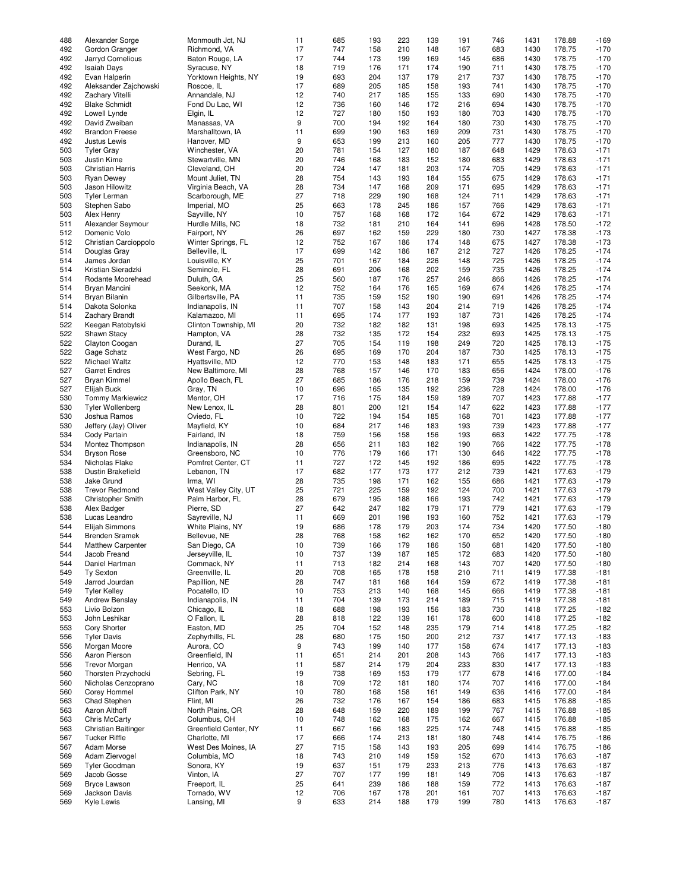| | | | | | | | | | | | | |
|---|---|---|---|---|---|---|---|---|---|---|---|---|
| 488 | Alexander Sorge | Monmouth Jct, NJ | 11 | 685 | 193 | 223 | 139 | 191 | 746 | 1431 | 178.88 | -169 |
| 492 | Gordon Granger | Richmond, VA | 17 | 747 | 158 | 210 | 148 | 167 | 683 | 1430 | 178.75 | -170 |
| 492 | Jarryd Cornelious | Baton Rouge, LA | 17 | 744 | 173 | 199 | 169 | 145 | 686 | 1430 | 178.75 | -170 |
| 492 | Isaiah Days | Syracuse, NY | 18 | 719 | 176 | 171 | 174 | 190 | 711 | 1430 | 178.75 | -170 |
| 492 | Evan Halperin | Yorktown Heights, NY | 19 | 693 | 204 | 137 | 179 | 217 | 737 | 1430 | 178.75 | -170 |
| 492 | Aleksander Zajchowski | Roscoe, IL | 17 | 689 | 205 | 185 | 158 | 193 | 741 | 1430 | 178.75 | -170 |
| 492 | Zachary Vitelli | Annandale, NJ | 12 | 740 | 217 | 185 | 155 | 133 | 690 | 1430 | 178.75 | -170 |
| 492 | Blake Schmidt | Fond Du Lac, WI | 12 | 736 | 160 | 146 | 172 | 216 | 694 | 1430 | 178.75 | -170 |
| 492 | Lowell Lynde | Elgin, IL | 12 | 727 | 180 | 150 | 193 | 180 | 703 | 1430 | 178.75 | -170 |
| 492 | David Zweiban | Manassas, VA | 9 | 700 | 194 | 192 | 164 | 180 | 730 | 1430 | 178.75 | -170 |
| 492 | Brandon Freese | Marshalltown, IA | 11 | 699 | 190 | 163 | 169 | 209 | 731 | 1430 | 178.75 | -170 |
| 492 | Justus Lewis | Hanover, MD | 9 | 653 | 199 | 213 | 160 | 205 | 777 | 1430 | 178.75 | -170 |
| 503 | Tyler Gray | Winchester, VA | 20 | 781 | 154 | 127 | 180 | 187 | 648 | 1429 | 178.63 | -171 |
| 503 | Justin Kime | Stewartville, MN | 20 | 746 | 168 | 183 | 152 | 180 | 683 | 1429 | 178.63 | -171 |
| 503 | Christian Harris | Cleveland, OH | 20 | 724 | 147 | 181 | 203 | 174 | 705 | 1429 | 178.63 | -171 |
| 503 | Ryan Dewey | Mount Juliet, TN | 28 | 754 | 143 | 193 | 184 | 155 | 675 | 1429 | 178.63 | -171 |
| 503 | Jason Hilowitz | Virginia Beach, VA | 28 | 734 | 147 | 168 | 209 | 171 | 695 | 1429 | 178.63 | -171 |
| 503 | Tyler Lerman | Scarborough, ME | 27 | 718 | 229 | 190 | 168 | 124 | 711 | 1429 | 178.63 | -171 |
| 503 | Stephen Sabo | Imperial, MO | 25 | 663 | 178 | 245 | 186 | 157 | 766 | 1429 | 178.63 | -171 |
| 503 | Alex Henry | Sayville, NY | 10 | 757 | 168 | 168 | 172 | 164 | 672 | 1429 | 178.63 | -171 |
| 511 | Alexander Seymour | Hurdle Mills, NC | 18 | 732 | 181 | 210 | 164 | 141 | 696 | 1428 | 178.50 | -172 |
| 512 | Domenic Volo | Fairport, NY | 26 | 697 | 162 | 159 | 229 | 180 | 730 | 1427 | 178.38 | -173 |
| 512 | Christian Carcioppolo | Winter Springs, FL | 12 | 752 | 167 | 186 | 174 | 148 | 675 | 1427 | 178.38 | -173 |
| 514 | Douglas Gray | Belleville, IL | 17 | 699 | 142 | 186 | 187 | 212 | 727 | 1426 | 178.25 | -174 |
| 514 | James Jordan | Louisville, KY | 25 | 701 | 167 | 184 | 226 | 148 | 725 | 1426 | 178.25 | -174 |
| 514 | Kristian Sieradzki | Seminole, FL | 28 | 691 | 206 | 168 | 202 | 159 | 735 | 1426 | 178.25 | -174 |
| 514 | Rodante Moorehead | Duluth, GA | 25 | 560 | 187 | 176 | 257 | 246 | 866 | 1426 | 178.25 | -174 |
| 514 | Bryan Mancini | Seekonk, MA | 12 | 752 | 164 | 176 | 165 | 169 | 674 | 1426 | 178.25 | -174 |
| 514 | Bryan Bilanin | Gilbertsville, PA | 11 | 735 | 159 | 152 | 190 | 190 | 691 | 1426 | 178.25 | -174 |
| 514 | Dakota Solonka | Indianapolis, IN | 11 | 707 | 158 | 143 | 204 | 214 | 719 | 1426 | 178.25 | -174 |
| 514 | Zachary Brandt | Kalamazoo, MI | 11 | 695 | 174 | 177 | 193 | 187 | 731 | 1426 | 178.25 | -174 |
| 522 | Keegan Ratobylski | Clinton Township, MI | 20 | 732 | 182 | 182 | 131 | 198 | 693 | 1425 | 178.13 | -175 |
| 522 | Shawn Stacy | Hampton, VA | 28 | 732 | 135 | 172 | 154 | 232 | 693 | 1425 | 178.13 | -175 |
| 522 | Clayton Coogan | Durand, IL | 27 | 705 | 154 | 119 | 198 | 249 | 720 | 1425 | 178.13 | -175 |
| 522 | Gage Schatz | West Fargo, ND | 26 | 695 | 169 | 170 | 204 | 187 | 730 | 1425 | 178.13 | -175 |
| 522 | Michael Waltz | Hyattsville, MD | 12 | 770 | 153 | 148 | 183 | 171 | 655 | 1425 | 178.13 | -175 |
| 527 | Garret Endres | New Baltimore, MI | 28 | 768 | 157 | 146 | 170 | 183 | 656 | 1424 | 178.00 | -176 |
| 527 | Bryan Kimmel | Apollo Beach, FL | 27 | 685 | 186 | 176 | 218 | 159 | 739 | 1424 | 178.00 | -176 |
| 527 | Elijah Buck | Gray, TN | 10 | 696 | 165 | 135 | 192 | 236 | 728 | 1424 | 178.00 | -176 |
| 530 | Tommy Markiewicz | Mentor, OH | 17 | 716 | 175 | 184 | 159 | 189 | 707 | 1423 | 177.88 | -177 |
| 530 | Tyler Wollenberg | New Lenox, IL | 28 | 801 | 200 | 121 | 154 | 147 | 622 | 1423 | 177.88 | -177 |
| 530 | Joshua Ramos | Oviedo, FL | 10 | 722 | 194 | 154 | 185 | 168 | 701 | 1423 | 177.88 | -177 |
| 530 | Jeffery (Jay) Oliver | Mayfield, KY | 10 | 684 | 217 | 146 | 183 | 193 | 739 | 1423 | 177.88 | -177 |
| 534 | Cody Partain | Fairland, IN | 18 | 759 | 156 | 158 | 156 | 193 | 663 | 1422 | 177.75 | -178 |
| 534 | Montez Thompson | Indianapolis, IN | 28 | 656 | 211 | 183 | 182 | 190 | 766 | 1422 | 177.75 | -178 |
| 534 | Bryson Rose | Greensboro, NC | 10 | 776 | 179 | 166 | 171 | 130 | 646 | 1422 | 177.75 | -178 |
| 534 | Nicholas Flake | Pomfret Center, CT | 11 | 727 | 172 | 145 | 192 | 186 | 695 | 1422 | 177.75 | -178 |
| 538 | Dustin Brakefield | Lebanon, TN | 17 | 682 | 177 | 173 | 177 | 212 | 739 | 1421 | 177.63 | -179 |
| 538 | Jake Grund | Irma, WI | 28 | 735 | 198 | 171 | 162 | 155 | 686 | 1421 | 177.63 | -179 |
| 538 | Trevor Redmond | West Valley City, UT | 25 | 721 | 225 | 159 | 192 | 124 | 700 | 1421 | 177.63 | -179 |
| 538 | Christopher Smith | Palm Harbor, FL | 28 | 679 | 195 | 188 | 166 | 193 | 742 | 1421 | 177.63 | -179 |
| 538 | Alex Badger | Pierre, SD | 27 | 642 | 247 | 182 | 179 | 171 | 779 | 1421 | 177.63 | -179 |
| 538 | Lucas Leandro | Sayreville, NJ | 11 | 669 | 201 | 198 | 193 | 160 | 752 | 1421 | 177.63 | -179 |
| 544 | Elijah Simmons | White Plains, NY | 19 | 686 | 178 | 179 | 203 | 174 | 734 | 1420 | 177.50 | -180 |
| 544 | Brenden Sramek | Bellevue, NE | 28 | 768 | 158 | 162 | 162 | 170 | 652 | 1420 | 177.50 | -180 |
| 544 | Matthew Carpenter | San Diego, CA | 10 | 739 | 166 | 179 | 186 | 150 | 681 | 1420 | 177.50 | -180 |
| 544 | Jacob Freand | Jerseyville, IL | 10 | 737 | 139 | 187 | 185 | 172 | 683 | 1420 | 177.50 | -180 |
| 544 | Daniel Hartman | Commack, NY | 11 | 713 | 182 | 214 | 168 | 143 | 707 | 1420 | 177.50 | -180 |
| 549 | Ty Sexton | Greenville, IL | 20 | 708 | 165 | 178 | 158 | 210 | 711 | 1419 | 177.38 | -181 |
| 549 | Jarrod Jourdan | Papillion, NE | 28 | 747 | 181 | 168 | 164 | 159 | 672 | 1419 | 177.38 | -181 |
| 549 | Tyler Kelley | Pocatello, ID | 10 | 753 | 213 | 140 | 168 | 145 | 666 | 1419 | 177.38 | -181 |
| 549 | Andrew Benslay | Indianapolis, IN | 11 | 704 | 139 | 173 | 214 | 189 | 715 | 1419 | 177.38 | -181 |
| 553 | Livio Bolzon | Chicago, IL | 18 | 688 | 198 | 193 | 156 | 183 | 730 | 1418 | 177.25 | -182 |
| 553 | John Leshikar | O Fallon, IL | 28 | 818 | 122 | 139 | 161 | 178 | 600 | 1418 | 177.25 | -182 |
| 553 | Cory Shorter | Easton, MD | 25 | 704 | 152 | 148 | 235 | 179 | 714 | 1418 | 177.25 | -182 |
| 556 | Tyler Davis | Zephyrhills, FL | 28 | 680 | 175 | 150 | 200 | 212 | 737 | 1417 | 177.13 | -183 |
| 556 | Morgan Moore | Aurora, CO | 9 | 743 | 199 | 140 | 177 | 158 | 674 | 1417 | 177.13 | -183 |
| 556 | Aaron Pierson | Greenfield, IN | 11 | 651 | 214 | 201 | 208 | 143 | 766 | 1417 | 177.13 | -183 |
| 556 | Trevor Morgan | Henrico, VA | 11 | 587 | 214 | 179 | 204 | 233 | 830 | 1417 | 177.13 | -183 |
| 560 | Thorsten Przychocki | Sebring, FL | 19 | 738 | 169 | 153 | 179 | 177 | 678 | 1416 | 177.00 | -184 |
| 560 | Nicholas Cenzoprano | Cary, NC | 18 | 709 | 172 | 181 | 180 | 174 | 707 | 1416 | 177.00 | -184 |
| 560 | Corey Hommel | Clifton Park, NY | 10 | 780 | 168 | 158 | 161 | 149 | 636 | 1416 | 177.00 | -184 |
| 563 | Chad Stephen | Flint, MI | 26 | 732 | 176 | 167 | 154 | 186 | 683 | 1415 | 176.88 | -185 |
| 563 | Aaron Althoff | North Plains, OR | 28 | 648 | 159 | 220 | 189 | 199 | 767 | 1415 | 176.88 | -185 |
| 563 | Chris McCarty | Columbus, OH | 10 | 748 | 162 | 168 | 175 | 162 | 667 | 1415 | 176.88 | -185 |
| 563 | Christian Baitinger | Greenfield Center, NY | 11 | 667 | 166 | 183 | 225 | 174 | 748 | 1415 | 176.88 | -185 |
| 567 | Tucker Riffle | Charlotte, MI | 17 | 666 | 174 | 213 | 181 | 180 | 748 | 1414 | 176.75 | -186 |
| 567 | Adam Morse | West Des Moines, IA | 27 | 715 | 158 | 143 | 193 | 205 | 699 | 1414 | 176.75 | -186 |
| 569 | Adam Ziervogel | Columbia, MO | 18 | 743 | 210 | 149 | 159 | 152 | 670 | 1413 | 176.63 | -187 |
| 569 | Tyler Goodman | Sonora, KY | 19 | 637 | 151 | 179 | 233 | 213 | 776 | 1413 | 176.63 | -187 |
| 569 | Jacob Gosse | Vinton, IA | 27 | 707 | 177 | 199 | 181 | 149 | 706 | 1413 | 176.63 | -187 |
| 569 | Bryce Lawson | Freeport, IL | 25 | 641 | 239 | 186 | 188 | 159 | 772 | 1413 | 176.63 | -187 |
| 569 | Jackson Davis | Tornado, WV | 12 | 706 | 167 | 178 | 201 | 161 | 707 | 1413 | 176.63 | -187 |
| 569 | Kyle Lewis | Lansing, MI | 9 | 633 | 214 | 188 | 179 | 199 | 780 | 1413 | 176.63 | -187 |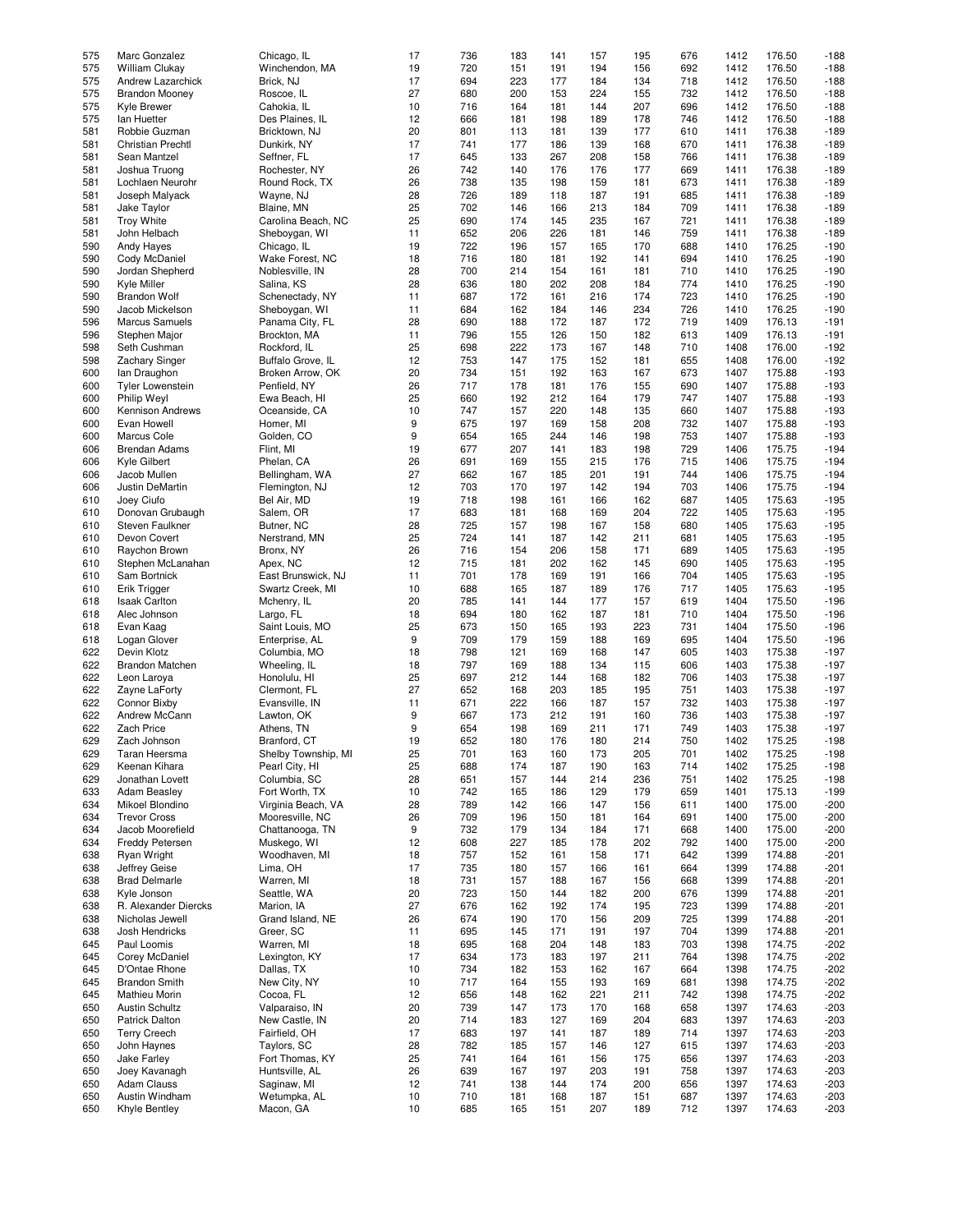| | | | | | | | | | | | | |
|---|---|---|---|---|---|---|---|---|---|---|---|---|
| 575 | Marc Gonzalez | Chicago, IL | 17 | 736 | 183 | 141 | 157 | 195 | 676 | 1412 | 176.50 | -188 |
| 575 | William Clukay | Winchendon, MA | 19 | 720 | 151 | 191 | 194 | 156 | 692 | 1412 | 176.50 | -188 |
| 575 | Andrew Lazarchick | Brick, NJ | 17 | 694 | 223 | 177 | 184 | 134 | 718 | 1412 | 176.50 | -188 |
| 575 | Brandon Mooney | Roscoe, IL | 27 | 680 | 200 | 153 | 224 | 155 | 732 | 1412 | 176.50 | -188 |
| 575 | Kyle Brewer | Cahokia, IL | 10 | 716 | 164 | 181 | 144 | 207 | 696 | 1412 | 176.50 | -188 |
| 575 | Ian Huetter | Des Plaines, IL | 12 | 666 | 181 | 198 | 189 | 178 | 746 | 1412 | 176.50 | -188 |
| 581 | Robbie Guzman | Bricktown, NJ | 20 | 801 | 113 | 181 | 139 | 177 | 610 | 1411 | 176.38 | -189 |
| 581 | Christian Prechtl | Dunkirk, NY | 17 | 741 | 177 | 186 | 139 | 168 | 670 | 1411 | 176.38 | -189 |
| 581 | Sean Mantzel | Seffner, FL | 17 | 645 | 133 | 267 | 208 | 158 | 766 | 1411 | 176.38 | -189 |
| 581 | Joshua Truong | Rochester, NY | 26 | 742 | 140 | 176 | 176 | 177 | 669 | 1411 | 176.38 | -189 |
| 581 | Lochlaen Neurohr | Round Rock, TX | 26 | 738 | 135 | 198 | 159 | 181 | 673 | 1411 | 176.38 | -189 |
| 581 | Joseph Malyack | Wayne, NJ | 28 | 726 | 189 | 118 | 187 | 191 | 685 | 1411 | 176.38 | -189 |
| 581 | Jake Taylor | Blaine, MN | 25 | 702 | 146 | 166 | 213 | 184 | 709 | 1411 | 176.38 | -189 |
| 581 | Troy White | Carolina Beach, NC | 25 | 690 | 174 | 145 | 235 | 167 | 721 | 1411 | 176.38 | -189 |
| 581 | John Helbach | Sheboygan, WI | 11 | 652 | 206 | 226 | 181 | 146 | 759 | 1411 | 176.38 | -189 |
| 590 | Andy Hayes | Chicago, IL | 19 | 722 | 196 | 157 | 165 | 170 | 688 | 1410 | 176.25 | -190 |
| 590 | Cody McDaniel | Wake Forest, NC | 18 | 716 | 180 | 181 | 192 | 141 | 694 | 1410 | 176.25 | -190 |
| 590 | Jordan Shepherd | Noblesville, IN | 28 | 700 | 214 | 154 | 161 | 181 | 710 | 1410 | 176.25 | -190 |
| 590 | Kyle Miller | Salina, KS | 28 | 636 | 180 | 202 | 208 | 184 | 774 | 1410 | 176.25 | -190 |
| 590 | Brandon Wolf | Schenectady, NY | 11 | 687 | 172 | 161 | 216 | 174 | 723 | 1410 | 176.25 | -190 |
| 590 | Jacob Mickelson | Sheboygan, WI | 11 | 684 | 162 | 184 | 146 | 234 | 726 | 1410 | 176.25 | -190 |
| 596 | Marcus Samuels | Panama City, FL | 28 | 690 | 188 | 172 | 187 | 172 | 719 | 1409 | 176.13 | -191 |
| 596 | Stephen Major | Brockton, MA | 11 | 796 | 155 | 126 | 150 | 182 | 613 | 1409 | 176.13 | -191 |
| 598 | Seth Cushman | Rockford, IL | 25 | 698 | 222 | 173 | 167 | 148 | 710 | 1408 | 176.00 | -192 |
| 598 | Zachary Singer | Buffalo Grove, IL | 12 | 753 | 147 | 175 | 152 | 181 | 655 | 1408 | 176.00 | -192 |
| 600 | Ian Draughon | Broken Arrow, OK | 20 | 734 | 151 | 192 | 163 | 167 | 673 | 1407 | 175.88 | -193 |
| 600 | Tyler Lowenstein | Penfield, NY | 26 | 717 | 178 | 181 | 176 | 155 | 690 | 1407 | 175.88 | -193 |
| 600 | Philip Weyl | Ewa Beach, HI | 25 | 660 | 192 | 212 | 164 | 179 | 747 | 1407 | 175.88 | -193 |
| 600 | Kennison Andrews | Oceanside, CA | 10 | 747 | 157 | 220 | 148 | 135 | 660 | 1407 | 175.88 | -193 |
| 600 | Evan Howell | Homer, MI | 9 | 675 | 197 | 169 | 158 | 208 | 732 | 1407 | 175.88 | -193 |
| 600 | Marcus Cole | Golden, CO | 9 | 654 | 165 | 244 | 146 | 198 | 753 | 1407 | 175.88 | -193 |
| 606 | Brendan Adams | Flint, MI | 19 | 677 | 207 | 141 | 183 | 198 | 729 | 1406 | 175.75 | -194 |
| 606 | Kyle Gilbert | Phelan, CA | 26 | 691 | 169 | 155 | 215 | 176 | 715 | 1406 | 175.75 | -194 |
| 606 | Jacob Mullen | Bellingham, WA | 27 | 662 | 167 | 185 | 201 | 191 | 744 | 1406 | 175.75 | -194 |
| 606 | Justin DeMartin | Flemington, NJ | 12 | 703 | 170 | 197 | 142 | 194 | 703 | 1406 | 175.75 | -194 |
| 610 | Joey Ciufo | Bel Air, MD | 19 | 718 | 198 | 161 | 166 | 162 | 687 | 1405 | 175.63 | -195 |
| 610 | Donovan Grubaugh | Salem, OR | 17 | 683 | 181 | 168 | 169 | 204 | 722 | 1405 | 175.63 | -195 |
| 610 | Steven Faulkner | Butner, NC | 28 | 725 | 157 | 198 | 167 | 158 | 680 | 1405 | 175.63 | -195 |
| 610 | Devon Covert | Nerstrand, MN | 25 | 724 | 141 | 187 | 142 | 211 | 681 | 1405 | 175.63 | -195 |
| 610 | Raychon Brown | Bronx, NY | 26 | 716 | 154 | 206 | 158 | 171 | 689 | 1405 | 175.63 | -195 |
| 610 | Stephen McLanahan | Apex, NC | 12 | 715 | 181 | 202 | 162 | 145 | 690 | 1405 | 175.63 | -195 |
| 610 | Sam Bortnick | East Brunswick, NJ | 11 | 701 | 178 | 169 | 191 | 166 | 704 | 1405 | 175.63 | -195 |
| 610 | Erik Trigger | Swartz Creek, MI | 10 | 688 | 165 | 187 | 189 | 176 | 717 | 1405 | 175.63 | -195 |
| 618 | Isaak Carlton | Mchenry, IL | 20 | 785 | 141 | 144 | 177 | 157 | 619 | 1404 | 175.50 | -196 |
| 618 | Alec Johnson | Largo, FL | 18 | 694 | 180 | 162 | 187 | 181 | 710 | 1404 | 175.50 | -196 |
| 618 | Evan Kaag | Saint Louis, MO | 25 | 673 | 150 | 165 | 193 | 223 | 731 | 1404 | 175.50 | -196 |
| 618 | Logan Glover | Enterprise, AL | 9 | 709 | 179 | 159 | 188 | 169 | 695 | 1404 | 175.50 | -196 |
| 622 | Devin Klotz | Columbia, MO | 18 | 798 | 121 | 169 | 168 | 147 | 605 | 1403 | 175.38 | -197 |
| 622 | Brandon Matchen | Wheeling, IL | 18 | 797 | 169 | 188 | 134 | 115 | 606 | 1403 | 175.38 | -197 |
| 622 | Leon Laroya | Honolulu, HI | 25 | 697 | 212 | 144 | 168 | 182 | 706 | 1403 | 175.38 | -197 |
| 622 | Zayne LaForty | Clermont, FL | 27 | 652 | 168 | 203 | 185 | 195 | 751 | 1403 | 175.38 | -197 |
| 622 | Connor Bixby | Evansville, IN | 11 | 671 | 222 | 166 | 187 | 157 | 732 | 1403 | 175.38 | -197 |
| 622 | Andrew McCann | Lawton, OK | 9 | 667 | 173 | 212 | 191 | 160 | 736 | 1403 | 175.38 | -197 |
| 622 | Zach Price | Athens, TN | 9 | 654 | 198 | 169 | 211 | 171 | 749 | 1403 | 175.38 | -197 |
| 629 | Zach Johnson | Branford, CT | 19 | 652 | 180 | 176 | 180 | 214 | 750 | 1402 | 175.25 | -198 |
| 629 | Taran Heersma | Shelby Township, MI | 25 | 701 | 163 | 160 | 173 | 205 | 701 | 1402 | 175.25 | -198 |
| 629 | Keenan Kihara | Pearl City, HI | 25 | 688 | 174 | 187 | 190 | 163 | 714 | 1402 | 175.25 | -198 |
| 629 | Jonathan Lovett | Columbia, SC | 28 | 651 | 157 | 144 | 214 | 236 | 751 | 1402 | 175.25 | -198 |
| 633 | Adam Beasley | Fort Worth, TX | 10 | 742 | 165 | 186 | 129 | 179 | 659 | 1401 | 175.13 | -199 |
| 634 | Mikoel Blondino | Virginia Beach, VA | 28 | 789 | 142 | 166 | 147 | 156 | 611 | 1400 | 175.00 | -200 |
| 634 | Trevor Cross | Mooresville, NC | 26 | 709 | 196 | 150 | 181 | 164 | 691 | 1400 | 175.00 | -200 |
| 634 | Jacob Moorefield | Chattanooga, TN | 9 | 732 | 179 | 134 | 184 | 171 | 668 | 1400 | 175.00 | -200 |
| 634 | Freddy Petersen | Muskego, WI | 12 | 608 | 227 | 185 | 178 | 202 | 792 | 1400 | 175.00 | -200 |
| 638 | Ryan Wright | Woodhaven, MI | 18 | 757 | 152 | 161 | 158 | 171 | 642 | 1399 | 174.88 | -201 |
| 638 | Jeffrey Geise | Lima, OH | 17 | 735 | 180 | 157 | 166 | 161 | 664 | 1399 | 174.88 | -201 |
| 638 | Brad Delmarle | Warren, MI | 18 | 731 | 157 | 188 | 167 | 156 | 668 | 1399 | 174.88 | -201 |
| 638 | Kyle Jonson | Seattle, WA | 20 | 723 | 150 | 144 | 182 | 200 | 676 | 1399 | 174.88 | -201 |
| 638 | R. Alexander Diercks | Marion, IA | 27 | 676 | 162 | 192 | 174 | 195 | 723 | 1399 | 174.88 | -201 |
| 638 | Nicholas Jewell | Grand Island, NE | 26 | 674 | 190 | 170 | 156 | 209 | 725 | 1399 | 174.88 | -201 |
| 638 | Josh Hendricks | Greer, SC | 11 | 695 | 145 | 171 | 191 | 197 | 704 | 1399 | 174.88 | -201 |
| 645 | Paul Loomis | Warren, MI | 18 | 695 | 168 | 204 | 148 | 183 | 703 | 1398 | 174.75 | -202 |
| 645 | Corey McDaniel | Lexington, KY | 17 | 634 | 173 | 183 | 197 | 211 | 764 | 1398 | 174.75 | -202 |
| 645 | D'Ontae Rhone | Dallas, TX | 10 | 734 | 182 | 153 | 162 | 167 | 664 | 1398 | 174.75 | -202 |
| 645 | Brandon Smith | New City, NY | 10 | 717 | 164 | 155 | 193 | 169 | 681 | 1398 | 174.75 | -202 |
| 645 | Mathieu Morin | Cocoa, FL | 12 | 656 | 148 | 162 | 221 | 211 | 742 | 1398 | 174.75 | -202 |
| 650 | Austin Schultz | Valparaiso, IN | 20 | 739 | 147 | 173 | 170 | 168 | 658 | 1397 | 174.63 | -203 |
| 650 | Patrick Dalton | New Castle, IN | 20 | 714 | 183 | 127 | 169 | 204 | 683 | 1397 | 174.63 | -203 |
| 650 | Terry Creech | Fairfield, OH | 17 | 683 | 197 | 141 | 187 | 189 | 714 | 1397 | 174.63 | -203 |
| 650 | John Haynes | Taylors, SC | 28 | 782 | 185 | 157 | 146 | 127 | 615 | 1397 | 174.63 | -203 |
| 650 | Jake Farley | Fort Thomas, KY | 25 | 741 | 164 | 161 | 156 | 175 | 656 | 1397 | 174.63 | -203 |
| 650 | Joey Kavanagh | Huntsville, AL | 26 | 639 | 167 | 197 | 203 | 191 | 758 | 1397 | 174.63 | -203 |
| 650 | Adam Clauss | Saginaw, MI | 12 | 741 | 138 | 144 | 174 | 200 | 656 | 1397 | 174.63 | -203 |
| 650 | Austin Windham | Wetumpka, AL | 10 | 710 | 181 | 168 | 187 | 151 | 687 | 1397 | 174.63 | -203 |
| 650 | Khyle Bentley | Macon, GA | 10 | 685 | 165 | 151 | 207 | 189 | 712 | 1397 | 174.63 | -203 |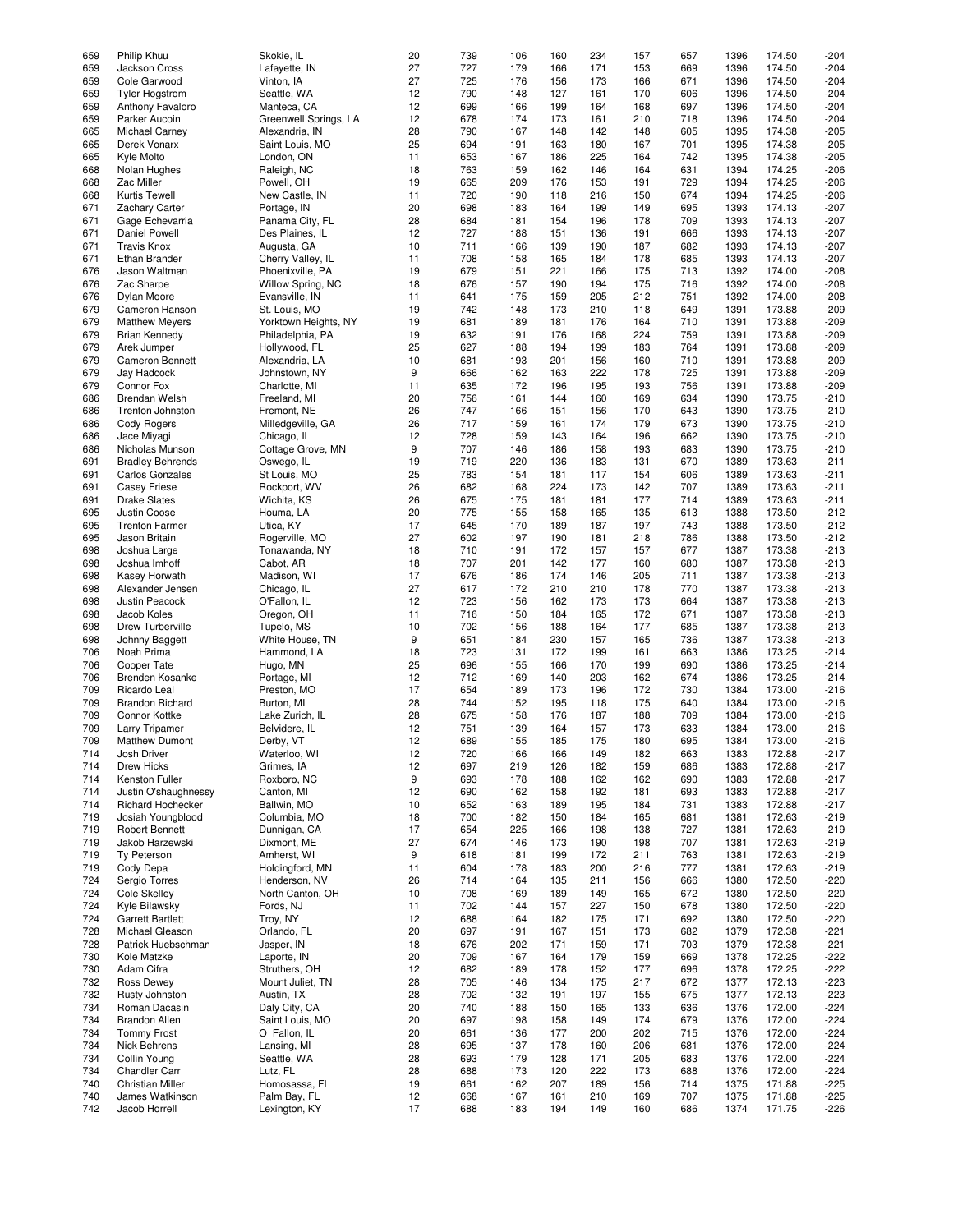| | | | | | | | | | | | | |
|---|---|---|---|---|---|---|---|---|---|---|---|---|
| 659 | Philip Khuu | Skokie, IL | 20 | 739 | 106 | 160 | 234 | 157 | 657 | 1396 | 174.50 | -204 |
| 659 | Jackson Cross | Lafayette, IN | 27 | 727 | 179 | 166 | 171 | 153 | 669 | 1396 | 174.50 | -204 |
| 659 | Cole Garwood | Vinton, IA | 27 | 725 | 176 | 156 | 173 | 166 | 671 | 1396 | 174.50 | -204 |
| 659 | Tyler Hogstrom | Seattle, WA | 12 | 790 | 148 | 127 | 161 | 170 | 606 | 1396 | 174.50 | -204 |
| 659 | Anthony Favaloro | Manteca, CA | 12 | 699 | 166 | 199 | 164 | 168 | 697 | 1396 | 174.50 | -204 |
| 659 | Parker Aucoin | Greenwell Springs, LA | 12 | 678 | 174 | 173 | 161 | 210 | 718 | 1396 | 174.50 | -204 |
| 665 | Michael Carney | Alexandria, IN | 28 | 790 | 167 | 148 | 142 | 148 | 605 | 1395 | 174.38 | -205 |
| 665 | Derek Vonarx | Saint Louis, MO | 25 | 694 | 191 | 163 | 180 | 167 | 701 | 1395 | 174.38 | -205 |
| 665 | Kyle Molto | London, ON | 11 | 653 | 167 | 186 | 225 | 164 | 742 | 1395 | 174.38 | -205 |
| 668 | Nolan Hughes | Raleigh, NC | 18 | 763 | 159 | 162 | 146 | 164 | 631 | 1394 | 174.25 | -206 |
| 668 | Zac Miller | Powell, OH | 19 | 665 | 209 | 176 | 153 | 191 | 729 | 1394 | 174.25 | -206 |
| 668 | Kurtis Tewell | New Castle, IN | 11 | 720 | 190 | 118 | 216 | 150 | 674 | 1394 | 174.25 | -206 |
| 671 | Zachary Carter | Portage, IN | 20 | 698 | 183 | 164 | 199 | 149 | 695 | 1393 | 174.13 | -207 |
| 671 | Gage Echevarria | Panama City, FL | 28 | 684 | 181 | 154 | 196 | 178 | 709 | 1393 | 174.13 | -207 |
| 671 | Daniel Powell | Des Plaines, IL | 12 | 727 | 188 | 151 | 136 | 191 | 666 | 1393 | 174.13 | -207 |
| 671 | Travis Knox | Augusta, GA | 10 | 711 | 166 | 139 | 190 | 187 | 682 | 1393 | 174.13 | -207 |
| 671 | Ethan Brander | Cherry Valley, IL | 11 | 708 | 158 | 165 | 184 | 178 | 685 | 1393 | 174.13 | -207 |
| 676 | Jason Waltman | Phoenixville, PA | 19 | 679 | 151 | 221 | 166 | 175 | 713 | 1392 | 174.00 | -208 |
| 676 | Zac Sharpe | Willow Spring, NC | 18 | 676 | 157 | 190 | 194 | 175 | 716 | 1392 | 174.00 | -208 |
| 676 | Dylan Moore | Evansville, IN | 11 | 641 | 175 | 159 | 205 | 212 | 751 | 1392 | 174.00 | -208 |
| 679 | Cameron Hanson | St. Louis, MO | 19 | 742 | 148 | 173 | 210 | 118 | 649 | 1391 | 173.88 | -209 |
| 679 | Matthew Meyers | Yorktown Heights, NY | 19 | 681 | 189 | 181 | 176 | 164 | 710 | 1391 | 173.88 | -209 |
| 679 | Brian Kennedy | Philadelphia, PA | 19 | 632 | 191 | 176 | 168 | 224 | 759 | 1391 | 173.88 | -209 |
| 679 | Arek Jumper | Hollywood, FL | 25 | 627 | 188 | 194 | 199 | 183 | 764 | 1391 | 173.88 | -209 |
| 679 | Cameron Bennett | Alexandria, LA | 10 | 681 | 193 | 201 | 156 | 160 | 710 | 1391 | 173.88 | -209 |
| 679 | Jay Hadcock | Johnstown, NY | 9 | 666 | 162 | 163 | 222 | 178 | 725 | 1391 | 173.88 | -209 |
| 679 | Connor Fox | Charlotte, MI | 11 | 635 | 172 | 196 | 195 | 193 | 756 | 1391 | 173.88 | -209 |
| 686 | Brendan Welsh | Freeland, MI | 20 | 756 | 161 | 144 | 160 | 169 | 634 | 1390 | 173.75 | -210 |
| 686 | Trenton Johnston | Fremont, NE | 26 | 747 | 166 | 151 | 156 | 170 | 643 | 1390 | 173.75 | -210 |
| 686 | Cody Rogers | Milledgeville, GA | 26 | 717 | 159 | 161 | 174 | 179 | 673 | 1390 | 173.75 | -210 |
| 686 | Jace Miyagi | Chicago, IL | 12 | 728 | 159 | 143 | 164 | 196 | 662 | 1390 | 173.75 | -210 |
| 686 | Nicholas Munson | Cottage Grove, MN | 9 | 707 | 146 | 186 | 158 | 193 | 683 | 1390 | 173.75 | -210 |
| 691 | Bradley Behrends | Oswego, IL | 19 | 719 | 220 | 136 | 183 | 131 | 670 | 1389 | 173.63 | -211 |
| 691 | Carlos Gonzales | St Louis, MO | 25 | 783 | 154 | 181 | 117 | 154 | 606 | 1389 | 173.63 | -211 |
| 691 | Casey Friese | Rockport, WV | 26 | 682 | 168 | 224 | 173 | 142 | 707 | 1389 | 173.63 | -211 |
| 691 | Drake Slates | Wichita, KS | 26 | 675 | 175 | 181 | 181 | 177 | 714 | 1389 | 173.63 | -211 |
| 695 | Justin Coose | Houma, LA | 20 | 775 | 155 | 158 | 165 | 135 | 613 | 1388 | 173.50 | -212 |
| 695 | Trenton Farmer | Utica, KY | 17 | 645 | 170 | 189 | 187 | 197 | 743 | 1388 | 173.50 | -212 |
| 695 | Jason Britain | Rogerville, MO | 27 | 602 | 197 | 190 | 181 | 218 | 786 | 1388 | 173.50 | -212 |
| 698 | Joshua Large | Tonawanda, NY | 18 | 710 | 191 | 172 | 157 | 157 | 677 | 1387 | 173.38 | -213 |
| 698 | Joshua Imhoff | Cabot, AR | 18 | 707 | 201 | 142 | 177 | 160 | 680 | 1387 | 173.38 | -213 |
| 698 | Kasey Horwath | Madison, WI | 17 | 676 | 186 | 174 | 146 | 205 | 711 | 1387 | 173.38 | -213 |
| 698 | Alexander Jensen | Chicago, IL | 27 | 617 | 172 | 210 | 210 | 178 | 770 | 1387 | 173.38 | -213 |
| 698 | Justin Peacock | O'Fallon, IL | 12 | 723 | 156 | 162 | 173 | 173 | 664 | 1387 | 173.38 | -213 |
| 698 | Jacob Koles | Oregon, OH | 11 | 716 | 150 | 184 | 165 | 172 | 671 | 1387 | 173.38 | -213 |
| 698 | Drew Turberville | Tupelo, MS | 10 | 702 | 156 | 188 | 164 | 177 | 685 | 1387 | 173.38 | -213 |
| 698 | Johnny Baggett | White House, TN | 9 | 651 | 184 | 230 | 157 | 165 | 736 | 1387 | 173.38 | -213 |
| 706 | Noah Prima | Hammond, LA | 18 | 723 | 131 | 172 | 199 | 161 | 663 | 1386 | 173.25 | -214 |
| 706 | Cooper Tate | Hugo, MN | 25 | 696 | 155 | 166 | 170 | 199 | 690 | 1386 | 173.25 | -214 |
| 706 | Brenden Kosanke | Portage, MI | 12 | 712 | 169 | 140 | 203 | 162 | 674 | 1386 | 173.25 | -214 |
| 709 | Ricardo Leal | Preston, MO | 17 | 654 | 189 | 173 | 196 | 172 | 730 | 1384 | 173.00 | -216 |
| 709 | Brandon Richard | Burton, MI | 28 | 744 | 152 | 195 | 118 | 175 | 640 | 1384 | 173.00 | -216 |
| 709 | Connor Kottke | Lake Zurich, IL | 28 | 675 | 158 | 176 | 187 | 188 | 709 | 1384 | 173.00 | -216 |
| 709 | Larry Tripamer | Belvidere, IL | 12 | 751 | 139 | 164 | 157 | 173 | 633 | 1384 | 173.00 | -216 |
| 709 | Matthew Dumont | Derby, VT | 12 | 689 | 155 | 185 | 175 | 180 | 695 | 1384 | 173.00 | -216 |
| 714 | Josh Driver | Waterloo, WI | 12 | 720 | 166 | 166 | 149 | 182 | 663 | 1383 | 172.88 | -217 |
| 714 | Drew Hicks | Grimes, IA | 12 | 697 | 219 | 126 | 182 | 159 | 686 | 1383 | 172.88 | -217 |
| 714 | Kenston Fuller | Roxboro, NC | 9 | 693 | 178 | 188 | 162 | 162 | 690 | 1383 | 172.88 | -217 |
| 714 | Justin O'shaughnessy | Canton, MI | 12 | 690 | 162 | 158 | 192 | 181 | 693 | 1383 | 172.88 | -217 |
| 714 | Richard Hochecker | Ballwin, MO | 10 | 652 | 163 | 189 | 195 | 184 | 731 | 1383 | 172.88 | -217 |
| 719 | Josiah Youngblood | Columbia, MO | 18 | 700 | 182 | 150 | 184 | 165 | 681 | 1381 | 172.63 | -219 |
| 719 | Robert Bennett | Dunnigan, CA | 17 | 654 | 225 | 166 | 198 | 138 | 727 | 1381 | 172.63 | -219 |
| 719 | Jakob Harzewski | Dixmont, ME | 27 | 674 | 146 | 173 | 190 | 198 | 707 | 1381 | 172.63 | -219 |
| 719 | Ty Peterson | Amherst, WI | 9 | 618 | 181 | 199 | 172 | 211 | 763 | 1381 | 172.63 | -219 |
| 719 | Cody Depa | Holdingford, MN | 11 | 604 | 178 | 183 | 200 | 216 | 777 | 1381 | 172.63 | -219 |
| 724 | Sergio Torres | Henderson, NV | 26 | 714 | 164 | 135 | 211 | 156 | 666 | 1380 | 172.50 | -220 |
| 724 | Cole Skelley | North Canton, OH | 10 | 708 | 169 | 189 | 149 | 165 | 672 | 1380 | 172.50 | -220 |
| 724 | Kyle Bilawsky | Fords, NJ | 11 | 702 | 144 | 157 | 227 | 150 | 678 | 1380 | 172.50 | -220 |
| 724 | Garrett Bartlett | Troy, NY | 12 | 688 | 164 | 182 | 175 | 171 | 692 | 1380 | 172.50 | -220 |
| 728 | Michael Gleason | Orlando, FL | 20 | 697 | 191 | 167 | 151 | 173 | 682 | 1379 | 172.38 | -221 |
| 728 | Patrick Huebschman | Jasper, IN | 18 | 676 | 202 | 171 | 159 | 171 | 703 | 1379 | 172.38 | -221 |
| 730 | Kole Matzke | Laporte, IN | 20 | 709 | 167 | 164 | 179 | 159 | 669 | 1378 | 172.25 | -222 |
| 730 | Adam Cifra | Struthers, OH | 12 | 682 | 189 | 178 | 152 | 177 | 696 | 1378 | 172.25 | -222 |
| 732 | Ross Dewey | Mount Juliet, TN | 28 | 705 | 146 | 134 | 175 | 217 | 672 | 1377 | 172.13 | -223 |
| 732 | Rusty Johnston | Austin, TX | 28 | 702 | 132 | 191 | 197 | 155 | 675 | 1377 | 172.13 | -223 |
| 734 | Roman Dacasin | Daly City, CA | 20 | 740 | 188 | 150 | 165 | 133 | 636 | 1376 | 172.00 | -224 |
| 734 | Brandon Allen | Saint Louis, MO | 20 | 697 | 198 | 158 | 149 | 174 | 679 | 1376 | 172.00 | -224 |
| 734 | Tommy Frost | O Fallon, IL | 20 | 661 | 136 | 177 | 200 | 202 | 715 | 1376 | 172.00 | -224 |
| 734 | Nick Behrens | Lansing, MI | 28 | 695 | 137 | 178 | 160 | 206 | 681 | 1376 | 172.00 | -224 |
| 734 | Collin Young | Seattle, WA | 28 | 693 | 179 | 128 | 171 | 205 | 683 | 1376 | 172.00 | -224 |
| 734 | Chandler Carr | Lutz, FL | 28 | 688 | 173 | 120 | 222 | 173 | 688 | 1376 | 172.00 | -224 |
| 740 | Christian Miller | Homosassa, FL | 19 | 661 | 162 | 207 | 189 | 156 | 714 | 1375 | 171.88 | -225 |
| 740 | James Watkinson | Palm Bay, FL | 12 | 668 | 167 | 161 | 210 | 169 | 707 | 1375 | 171.88 | -225 |
| 742 | Jacob Horrell | Lexington, KY | 17 | 688 | 183 | 194 | 149 | 160 | 686 | 1374 | 171.75 | -226 |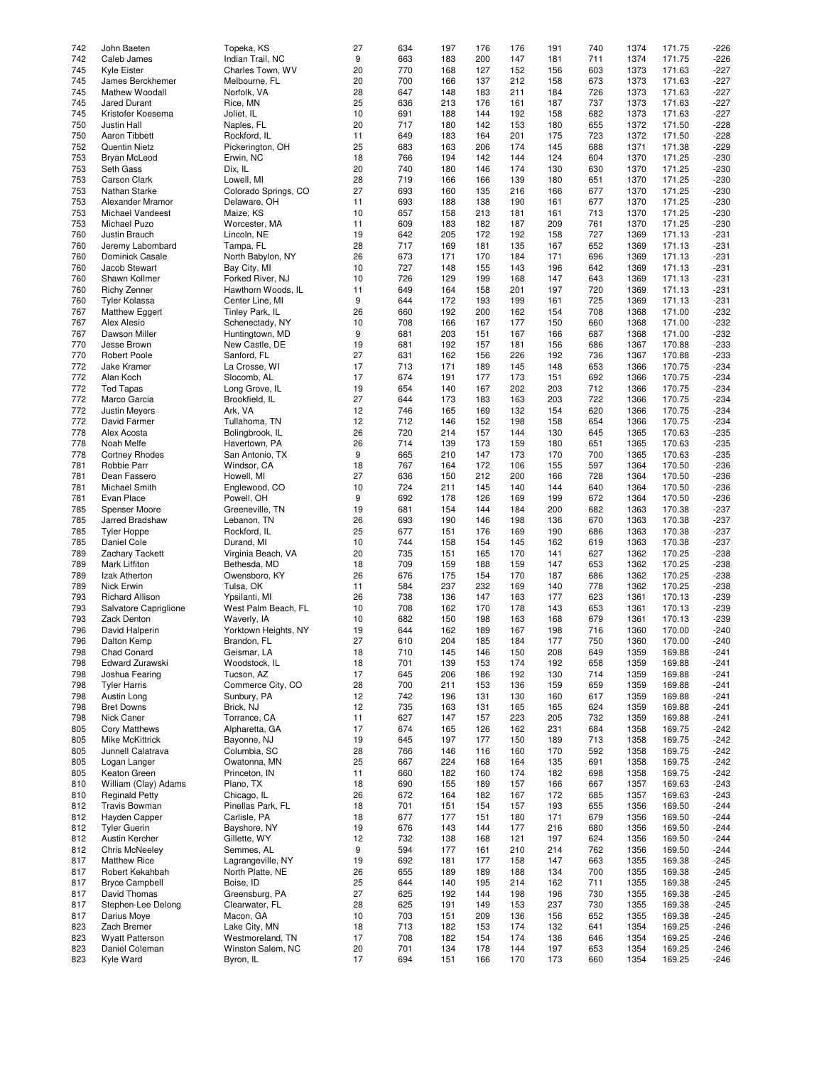| | | | | | | | | | | | | |
|---|---|---|---|---|---|---|---|---|---|---|---|---|
| 742 | John Baeten | Topeka, KS | 27 | 634 | 197 | 176 | 176 | 191 | 740 | 1374 | 171.75 | -226 |
| 742 | Caleb James | Indian Trail, NC | 9 | 663 | 183 | 200 | 147 | 181 | 711 | 1374 | 171.75 | -226 |
| 745 | Kyle Eister | Charles Town, WV | 20 | 770 | 168 | 127 | 152 | 156 | 603 | 1373 | 171.63 | -227 |
| 745 | James Berckhemer | Melbourne, FL | 20 | 700 | 166 | 137 | 212 | 158 | 673 | 1373 | 171.63 | -227 |
| 745 | Mathew Woodall | Norfolk, VA | 28 | 647 | 148 | 183 | 211 | 184 | 726 | 1373 | 171.63 | -227 |
| 745 | Jared Durant | Rice, MN | 25 | 636 | 213 | 176 | 161 | 187 | 737 | 1373 | 171.63 | -227 |
| 745 | Kristofer Koesema | Joliet, IL | 10 | 691 | 188 | 144 | 192 | 158 | 682 | 1373 | 171.63 | -227 |
| 750 | Justin Hall | Naples, FL | 20 | 717 | 180 | 142 | 153 | 180 | 655 | 1372 | 171.50 | -228 |
| 750 | Aaron Tibbett | Rockford, IL | 11 | 649 | 183 | 164 | 201 | 175 | 723 | 1372 | 171.50 | -228 |
| 752 | Quentin Nietz | Pickerington, OH | 25 | 683 | 163 | 206 | 174 | 145 | 688 | 1371 | 171.38 | -229 |
| 753 | Bryan McLeod | Erwin, NC | 18 | 766 | 194 | 142 | 144 | 124 | 604 | 1370 | 171.25 | -230 |
| 753 | Seth Gass | Dix, IL | 20 | 740 | 180 | 146 | 174 | 130 | 630 | 1370 | 171.25 | -230 |
| 753 | Carson Clark | Lowell, MI | 28 | 719 | 166 | 166 | 139 | 180 | 651 | 1370 | 171.25 | -230 |
| 753 | Nathan Starke | Colorado Springs, CO | 27 | 693 | 160 | 135 | 216 | 166 | 677 | 1370 | 171.25 | -230 |
| 753 | Alexander Mramor | Delaware, OH | 11 | 693 | 188 | 138 | 190 | 161 | 677 | 1370 | 171.25 | -230 |
| 753 | Michael Vandeest | Maize, KS | 10 | 657 | 158 | 213 | 181 | 161 | 713 | 1370 | 171.25 | -230 |
| 753 | Michael Puzo | Worcester, MA | 11 | 609 | 183 | 182 | 187 | 209 | 761 | 1370 | 171.25 | -230 |
| 760 | Justin Brauch | Lincoln, NE | 19 | 642 | 205 | 172 | 192 | 158 | 727 | 1369 | 171.13 | -231 |
| 760 | Jeremy Labombard | Tampa, FL | 28 | 717 | 169 | 181 | 135 | 167 | 652 | 1369 | 171.13 | -231 |
| 760 | Dominick Casale | North Babylon, NY | 26 | 673 | 171 | 170 | 184 | 171 | 696 | 1369 | 171.13 | -231 |
| 760 | Jacob Stewart | Bay City, MI | 10 | 727 | 148 | 155 | 143 | 196 | 642 | 1369 | 171.13 | -231 |
| 760 | Shawn Kollmer | Forked River, NJ | 10 | 726 | 129 | 199 | 168 | 147 | 643 | 1369 | 171.13 | -231 |
| 760 | Richy Zenner | Hawthorn Woods, IL | 11 | 649 | 164 | 158 | 201 | 197 | 720 | 1369 | 171.13 | -231 |
| 760 | Tyler Kolassa | Center Line, MI | 9 | 644 | 172 | 193 | 199 | 161 | 725 | 1369 | 171.13 | -231 |
| 767 | Matthew Eggert | Tinley Park, IL | 26 | 660 | 192 | 200 | 162 | 154 | 708 | 1368 | 171.00 | -232 |
| 767 | Alex Alesio | Schenectady, NY | 10 | 708 | 166 | 167 | 177 | 150 | 660 | 1368 | 171.00 | -232 |
| 767 | Dawson Miller | Huntingtown, MD | 9 | 681 | 203 | 151 | 167 | 166 | 687 | 1368 | 171.00 | -232 |
| 770 | Jesse Brown | New Castle, DE | 19 | 681 | 192 | 157 | 181 | 156 | 686 | 1367 | 170.88 | -233 |
| 770 | Robert Poole | Sanford, FL | 27 | 631 | 162 | 156 | 226 | 192 | 736 | 1367 | 170.88 | -233 |
| 772 | Jake Kramer | La Crosse, WI | 17 | 713 | 171 | 189 | 145 | 148 | 653 | 1366 | 170.75 | -234 |
| 772 | Alan Koch | Slocomb, AL | 17 | 674 | 191 | 177 | 173 | 151 | 692 | 1366 | 170.75 | -234 |
| 772 | Ted Tapas | Long Grove, IL | 19 | 654 | 140 | 167 | 202 | 203 | 712 | 1366 | 170.75 | -234 |
| 772 | Marco Garcia | Brookfield, IL | 27 | 644 | 173 | 183 | 163 | 203 | 722 | 1366 | 170.75 | -234 |
| 772 | Justin Meyers | Ark, VA | 12 | 746 | 165 | 169 | 132 | 154 | 620 | 1366 | 170.75 | -234 |
| 772 | David Farmer | Tullahoma, TN | 12 | 712 | 146 | 152 | 198 | 158 | 654 | 1366 | 170.75 | -234 |
| 778 | Alex Acosta | Bolingbrook, IL | 26 | 720 | 214 | 157 | 144 | 130 | 645 | 1365 | 170.63 | -235 |
| 778 | Noah Melfe | Havertown, PA | 26 | 714 | 139 | 173 | 159 | 180 | 651 | 1365 | 170.63 | -235 |
| 778 | Cortney Rhodes | San Antonio, TX | 9 | 665 | 210 | 147 | 173 | 170 | 700 | 1365 | 170.63 | -235 |
| 781 | Robbie Parr | Windsor, CA | 18 | 767 | 164 | 172 | 106 | 155 | 597 | 1364 | 170.50 | -236 |
| 781 | Dean Fassero | Howell, MI | 27 | 636 | 150 | 212 | 200 | 166 | 728 | 1364 | 170.50 | -236 |
| 781 | Michael Smith | Englewood, CO | 10 | 724 | 211 | 145 | 140 | 144 | 640 | 1364 | 170.50 | -236 |
| 781 | Evan Place | Powell, OH | 9 | 692 | 178 | 126 | 169 | 199 | 672 | 1364 | 170.50 | -236 |
| 785 | Spenser Moore | Greeneville, TN | 19 | 681 | 154 | 144 | 184 | 200 | 682 | 1363 | 170.38 | -237 |
| 785 | Jarred Bradshaw | Lebanon, TN | 26 | 693 | 190 | 146 | 198 | 136 | 670 | 1363 | 170.38 | -237 |
| 785 | Tyler Hoppe | Rockford, IL | 25 | 677 | 151 | 176 | 169 | 190 | 686 | 1363 | 170.38 | -237 |
| 785 | Daniel Cole | Durand, MI | 10 | 744 | 158 | 154 | 145 | 162 | 619 | 1363 | 170.38 | -237 |
| 789 | Zachary Tackett | Virginia Beach, VA | 20 | 735 | 151 | 165 | 170 | 141 | 627 | 1362 | 170.25 | -238 |
| 789 | Mark Liffiton | Bethesda, MD | 18 | 709 | 159 | 188 | 159 | 147 | 653 | 1362 | 170.25 | -238 |
| 789 | Izak Atherton | Owensboro, KY | 26 | 676 | 175 | 154 | 170 | 187 | 686 | 1362 | 170.25 | -238 |
| 789 | Nick Erwin | Tulsa, OK | 11 | 584 | 237 | 232 | 169 | 140 | 778 | 1362 | 170.25 | -238 |
| 793 | Richard Allison | Ypsilanti, MI | 26 | 738 | 136 | 147 | 163 | 177 | 623 | 1361 | 170.13 | -239 |
| 793 | Salvatore Capriglione | West Palm Beach, FL | 10 | 708 | 162 | 170 | 178 | 143 | 653 | 1361 | 170.13 | -239 |
| 793 | Zack Denton | Waverly, IA | 10 | 682 | 150 | 198 | 163 | 168 | 679 | 1361 | 170.13 | -239 |
| 796 | David Halperin | Yorktown Heights, NY | 19 | 644 | 162 | 189 | 167 | 198 | 716 | 1360 | 170.00 | -240 |
| 796 | Dalton Kemp | Brandon, FL | 27 | 610 | 204 | 185 | 184 | 177 | 750 | 1360 | 170.00 | -240 |
| 798 | Chad Conard | Geismar, LA | 18 | 710 | 145 | 146 | 150 | 208 | 649 | 1359 | 169.88 | -241 |
| 798 | Edward Zurawski | Woodstock, IL | 18 | 701 | 139 | 153 | 174 | 192 | 658 | 1359 | 169.88 | -241 |
| 798 | Joshua Fearing | Tucson, AZ | 17 | 645 | 206 | 186 | 192 | 130 | 714 | 1359 | 169.88 | -241 |
| 798 | Tyler Harris | Commerce City, CO | 28 | 700 | 211 | 153 | 136 | 159 | 659 | 1359 | 169.88 | -241 |
| 798 | Austin Long | Sunbury, PA | 12 | 742 | 196 | 131 | 130 | 160 | 617 | 1359 | 169.88 | -241 |
| 798 | Bret Downs | Brick, NJ | 12 | 735 | 163 | 131 | 165 | 165 | 624 | 1359 | 169.88 | -241 |
| 798 | Nick Caner | Torrance, CA | 11 | 627 | 147 | 157 | 223 | 205 | 732 | 1359 | 169.88 | -241 |
| 805 | Cory Matthews | Alpharetta, GA | 17 | 674 | 165 | 126 | 162 | 231 | 684 | 1358 | 169.75 | -242 |
| 805 | Mike McKittrick | Bayonne, NJ | 19 | 645 | 197 | 177 | 150 | 189 | 713 | 1358 | 169.75 | -242 |
| 805 | Junnell Calatrava | Columbia, SC | 28 | 766 | 146 | 116 | 160 | 170 | 592 | 1358 | 169.75 | -242 |
| 805 | Logan Langer | Owatonna, MN | 25 | 667 | 224 | 168 | 164 | 135 | 691 | 1358 | 169.75 | -242 |
| 805 | Keaton Green | Princeton, IN | 11 | 660 | 182 | 160 | 174 | 182 | 698 | 1358 | 169.75 | -242 |
| 810 | William (Clay) Adams | Plano, TX | 18 | 690 | 155 | 189 | 157 | 166 | 667 | 1357 | 169.63 | -243 |
| 810 | Reginald Petty | Chicago, IL | 26 | 672 | 164 | 182 | 167 | 172 | 685 | 1357 | 169.63 | -243 |
| 812 | Travis Bowman | Pinellas Park, FL | 18 | 701 | 151 | 154 | 157 | 193 | 655 | 1356 | 169.50 | -244 |
| 812 | Hayden Capper | Carlisle, PA | 18 | 677 | 177 | 151 | 180 | 171 | 679 | 1356 | 169.50 | -244 |
| 812 | Tyler Guerin | Bayshore, NY | 19 | 676 | 143 | 144 | 177 | 216 | 680 | 1356 | 169.50 | -244 |
| 812 | Austin Kercher | Gillette, WY | 12 | 732 | 138 | 168 | 121 | 197 | 624 | 1356 | 169.50 | -244 |
| 812 | Chris McNeeley | Semmes, AL | 9 | 594 | 177 | 161 | 210 | 214 | 762 | 1356 | 169.50 | -244 |
| 817 | Matthew Rice | Lagrangeville, NY | 19 | 692 | 181 | 177 | 158 | 147 | 663 | 1355 | 169.38 | -245 |
| 817 | Robert Kekahbah | North Platte, NE | 26 | 655 | 189 | 189 | 188 | 134 | 700 | 1355 | 169.38 | -245 |
| 817 | Bryce Campbell | Boise, ID | 25 | 644 | 140 | 195 | 214 | 162 | 711 | 1355 | 169.38 | -245 |
| 817 | David Thomas | Greensburg, PA | 27 | 625 | 192 | 144 | 198 | 196 | 730 | 1355 | 169.38 | -245 |
| 817 | Stephen-Lee Delong | Clearwater, FL | 28 | 625 | 191 | 149 | 153 | 237 | 730 | 1355 | 169.38 | -245 |
| 817 | Darius Moye | Macon, GA | 10 | 703 | 151 | 209 | 136 | 156 | 652 | 1355 | 169.38 | -245 |
| 823 | Zach Bremer | Lake City, MN | 18 | 713 | 182 | 153 | 174 | 132 | 641 | 1354 | 169.25 | -246 |
| 823 | Wyatt Patterson | Westmoreland, TN | 17 | 708 | 182 | 154 | 174 | 136 | 646 | 1354 | 169.25 | -246 |
| 823 | Daniel Coleman | Winston Salem, NC | 20 | 701 | 134 | 178 | 144 | 197 | 653 | 1354 | 169.25 | -246 |
| 823 | Kyle Ward | Byron, IL | 17 | 694 | 151 | 166 | 170 | 173 | 660 | 1354 | 169.25 | -246 |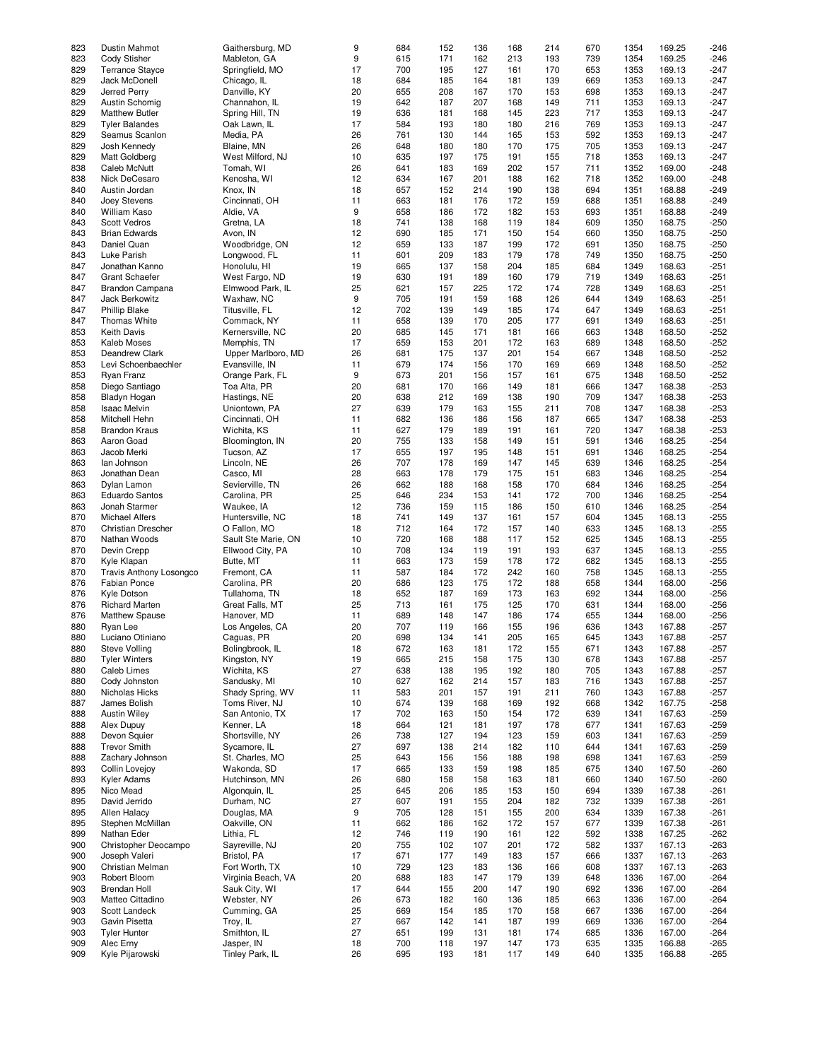| | | | | | | | | | | | | |
|---|---|---|---|---|---|---|---|---|---|---|---|---|
| 823 | Dustin Mahmot | Gaithersburg, MD | 9 | 684 | 152 | 136 | 168 | 214 | 670 | 1354 | 169.25 | -246 |
| 823 | Cody Stisher | Mableton, GA | 9 | 615 | 171 | 162 | 213 | 193 | 739 | 1354 | 169.25 | -246 |
| 829 | Terrance Stayce | Springfield, MO | 17 | 700 | 195 | 127 | 161 | 170 | 653 | 1353 | 169.13 | -247 |
| 829 | Jack McDonell | Chicago, IL | 18 | 684 | 185 | 164 | 181 | 139 | 669 | 1353 | 169.13 | -247 |
| 829 | Jerred Perry | Danville, KY | 20 | 655 | 208 | 167 | 170 | 153 | 698 | 1353 | 169.13 | -247 |
| 829 | Austin Schomig | Channahon, IL | 19 | 642 | 187 | 207 | 168 | 149 | 711 | 1353 | 169.13 | -247 |
| 829 | Matthew Butler | Spring Hill, TN | 19 | 636 | 181 | 168 | 145 | 223 | 717 | 1353 | 169.13 | -247 |
| 829 | Tyler Balandes | Oak Lawn, IL | 17 | 584 | 193 | 180 | 180 | 216 | 769 | 1353 | 169.13 | -247 |
| 829 | Seamus Scanlon | Media, PA | 26 | 761 | 130 | 144 | 165 | 153 | 592 | 1353 | 169.13 | -247 |
| 829 | Josh Kennedy | Blaine, MN | 26 | 648 | 180 | 180 | 170 | 175 | 705 | 1353 | 169.13 | -247 |
| 829 | Matt Goldberg | West Milford, NJ | 10 | 635 | 197 | 175 | 191 | 155 | 718 | 1353 | 169.13 | -247 |
| 838 | Caleb McNutt | Tomah, WI | 26 | 641 | 183 | 169 | 202 | 157 | 711 | 1352 | 169.00 | -248 |
| 838 | Nick DeCesaro | Kenosha, WI | 12 | 634 | 167 | 201 | 188 | 162 | 718 | 1352 | 169.00 | -248 |
| 840 | Austin Jordan | Knox, IN | 18 | 657 | 152 | 214 | 190 | 138 | 694 | 1351 | 168.88 | -249 |
| 840 | Joey Stevens | Cincinnati, OH | 11 | 663 | 181 | 176 | 172 | 159 | 688 | 1351 | 168.88 | -249 |
| 840 | William Kaso | Aldie, VA | 9 | 658 | 186 | 172 | 182 | 153 | 693 | 1351 | 168.88 | -249 |
| 843 | Scott Vedros | Gretna, LA | 18 | 741 | 138 | 168 | 119 | 184 | 609 | 1350 | 168.75 | -250 |
| 843 | Brian Edwards | Avon, IN | 12 | 690 | 185 | 171 | 150 | 154 | 660 | 1350 | 168.75 | -250 |
| 843 | Daniel Quan | Woodbridge, ON | 12 | 659 | 133 | 187 | 199 | 172 | 691 | 1350 | 168.75 | -250 |
| 843 | Luke Parish | Longwood, FL | 11 | 601 | 209 | 183 | 179 | 178 | 749 | 1350 | 168.75 | -250 |
| 847 | Jonathan Kanno | Honolulu, HI | 19 | 665 | 137 | 158 | 204 | 185 | 684 | 1349 | 168.63 | -251 |
| 847 | Grant Schaefer | West Fargo, ND | 19 | 630 | 191 | 189 | 160 | 179 | 719 | 1349 | 168.63 | -251 |
| 847 | Brandon Campana | Elmwood Park, IL | 25 | 621 | 157 | 225 | 172 | 174 | 728 | 1349 | 168.63 | -251 |
| 847 | Jack Berkowitz | Waxhaw, NC | 9 | 705 | 191 | 159 | 168 | 126 | 644 | 1349 | 168.63 | -251 |
| 847 | Phillip Blake | Titusville, FL | 12 | 702 | 139 | 149 | 185 | 174 | 647 | 1349 | 168.63 | -251 |
| 847 | Thomas White | Commack, NY | 11 | 658 | 139 | 170 | 205 | 177 | 691 | 1349 | 168.63 | -251 |
| 853 | Keith Davis | Kernersville, NC | 20 | 685 | 145 | 171 | 181 | 166 | 663 | 1348 | 168.50 | -252 |
| 853 | Kaleb Moses | Memphis, TN | 17 | 659 | 153 | 201 | 172 | 163 | 689 | 1348 | 168.50 | -252 |
| 853 | Deandrew Clark | Upper Marlboro, MD | 26 | 681 | 175 | 137 | 201 | 154 | 667 | 1348 | 168.50 | -252 |
| 853 | Levi Schoenbaechler | Evansville, IN | 11 | 679 | 174 | 156 | 170 | 169 | 669 | 1348 | 168.50 | -252 |
| 853 | Ryan Franz | Orange Park, FL | 9 | 673 | 201 | 156 | 157 | 161 | 675 | 1348 | 168.50 | -252 |
| 858 | Diego Santiago | Toa Alta, PR | 20 | 681 | 170 | 166 | 149 | 181 | 666 | 1347 | 168.38 | -253 |
| 858 | Bladyn Hogan | Hastings, NE | 20 | 638 | 212 | 169 | 138 | 190 | 709 | 1347 | 168.38 | -253 |
| 858 | Isaac Melvin | Uniontown, PA | 27 | 639 | 179 | 163 | 155 | 211 | 708 | 1347 | 168.38 | -253 |
| 858 | Mitchell Hehn | Cincinnati, OH | 11 | 682 | 136 | 186 | 156 | 187 | 665 | 1347 | 168.38 | -253 |
| 858 | Brandon Kraus | Wichita, KS | 11 | 627 | 179 | 189 | 191 | 161 | 720 | 1347 | 168.38 | -253 |
| 863 | Aaron Goad | Bloomington, IN | 20 | 755 | 133 | 158 | 149 | 151 | 591 | 1346 | 168.25 | -254 |
| 863 | Jacob Merki | Tucson, AZ | 17 | 655 | 197 | 195 | 148 | 151 | 691 | 1346 | 168.25 | -254 |
| 863 | Ian Johnson | Lincoln, NE | 26 | 707 | 178 | 169 | 147 | 145 | 639 | 1346 | 168.25 | -254 |
| 863 | Jonathan Dean | Casco, MI | 28 | 663 | 178 | 179 | 175 | 151 | 683 | 1346 | 168.25 | -254 |
| 863 | Dylan Lamon | Sevierville, TN | 26 | 662 | 188 | 168 | 158 | 170 | 684 | 1346 | 168.25 | -254 |
| 863 | Eduardo Santos | Carolina, PR | 25 | 646 | 234 | 153 | 141 | 172 | 700 | 1346 | 168.25 | -254 |
| 863 | Jonah Starmer | Waukee, IA | 12 | 736 | 159 | 115 | 186 | 150 | 610 | 1346 | 168.25 | -254 |
| 870 | Michael Alfers | Huntersville, NC | 18 | 741 | 149 | 137 | 161 | 157 | 604 | 1345 | 168.13 | -255 |
| 870 | Christian Drescher | O Fallon, MO | 18 | 712 | 164 | 172 | 157 | 140 | 633 | 1345 | 168.13 | -255 |
| 870 | Nathan Woods | Sault Ste Marie, ON | 10 | 720 | 168 | 188 | 117 | 152 | 625 | 1345 | 168.13 | -255 |
| 870 | Devin Crepp | Ellwood City, PA | 10 | 708 | 134 | 119 | 191 | 193 | 637 | 1345 | 168.13 | -255 |
| 870 | Kyle Klapan | Butte, MT | 11 | 663 | 173 | 159 | 178 | 172 | 682 | 1345 | 168.13 | -255 |
| 870 | Travis Anthony Losongco | Fremont, CA | 11 | 587 | 184 | 172 | 242 | 160 | 758 | 1345 | 168.13 | -255 |
| 876 | Fabian Ponce | Carolina, PR | 20 | 686 | 123 | 175 | 172 | 188 | 658 | 1344 | 168.00 | -256 |
| 876 | Kyle Dotson | Tullahoma, TN | 18 | 652 | 187 | 169 | 173 | 163 | 692 | 1344 | 168.00 | -256 |
| 876 | Richard Marten | Great Falls, MT | 25 | 713 | 161 | 175 | 125 | 170 | 631 | 1344 | 168.00 | -256 |
| 876 | Matthew Spause | Hanover, MD | 11 | 689 | 148 | 147 | 186 | 174 | 655 | 1344 | 168.00 | -256 |
| 880 | Ryan Lee | Los Angeles, CA | 20 | 707 | 119 | 166 | 155 | 196 | 636 | 1343 | 167.88 | -257 |
| 880 | Luciano Otiniano | Caguas, PR | 20 | 698 | 134 | 141 | 205 | 165 | 645 | 1343 | 167.88 | -257 |
| 880 | Steve Volling | Bolingbrook, IL | 18 | 672 | 163 | 181 | 172 | 155 | 671 | 1343 | 167.88 | -257 |
| 880 | Tyler Winters | Kingston, NY | 19 | 665 | 215 | 158 | 175 | 130 | 678 | 1343 | 167.88 | -257 |
| 880 | Caleb Limes | Wichita, KS | 27 | 638 | 138 | 195 | 192 | 180 | 705 | 1343 | 167.88 | -257 |
| 880 | Cody Johnston | Sandusky, MI | 10 | 627 | 162 | 214 | 157 | 183 | 716 | 1343 | 167.88 | -257 |
| 880 | Nicholas Hicks | Shady Spring, WV | 11 | 583 | 201 | 157 | 191 | 211 | 760 | 1343 | 167.88 | -257 |
| 887 | James Bolish | Toms River, NJ | 10 | 674 | 139 | 168 | 169 | 192 | 668 | 1342 | 167.75 | -258 |
| 888 | Austin Wiley | San Antonio, TX | 17 | 702 | 163 | 150 | 154 | 172 | 639 | 1341 | 167.63 | -259 |
| 888 | Alex Dupuy | Kenner, LA | 18 | 664 | 121 | 181 | 197 | 178 | 677 | 1341 | 167.63 | -259 |
| 888 | Devon Squier | Shortsville, NY | 26 | 738 | 127 | 194 | 123 | 159 | 603 | 1341 | 167.63 | -259 |
| 888 | Trevor Smith | Sycamore, IL | 27 | 697 | 138 | 214 | 182 | 110 | 644 | 1341 | 167.63 | -259 |
| 888 | Zachary Johnson | St. Charles, MO | 25 | 643 | 156 | 156 | 188 | 198 | 698 | 1341 | 167.63 | -259 |
| 893 | Collin Lovejoy | Wakonda, SD | 17 | 665 | 133 | 159 | 198 | 185 | 675 | 1340 | 167.50 | -260 |
| 893 | Kyler Adams | Hutchinson, MN | 26 | 680 | 158 | 158 | 163 | 181 | 660 | 1340 | 167.50 | -260 |
| 895 | Nico Mead | Algonquin, IL | 25 | 645 | 206 | 185 | 153 | 150 | 694 | 1339 | 167.38 | -261 |
| 895 | David Jerrido | Durham, NC | 27 | 607 | 191 | 155 | 204 | 182 | 732 | 1339 | 167.38 | -261 |
| 895 | Allen Halacy | Douglas, MA | 9 | 705 | 128 | 151 | 155 | 200 | 634 | 1339 | 167.38 | -261 |
| 895 | Stephen McMillan | Oakville, ON | 11 | 662 | 186 | 162 | 172 | 157 | 677 | 1339 | 167.38 | -261 |
| 899 | Nathan Eder | Lithia, FL | 12 | 746 | 119 | 190 | 161 | 122 | 592 | 1338 | 167.25 | -262 |
| 900 | Christopher Deocampo | Sayreville, NJ | 20 | 755 | 102 | 107 | 201 | 172 | 582 | 1337 | 167.13 | -263 |
| 900 | Joseph Valeri | Bristol, PA | 17 | 671 | 177 | 149 | 183 | 157 | 666 | 1337 | 167.13 | -263 |
| 900 | Christian Melman | Fort Worth, TX | 10 | 729 | 123 | 183 | 136 | 166 | 608 | 1337 | 167.13 | -263 |
| 903 | Robert Bloom | Virginia Beach, VA | 20 | 688 | 183 | 147 | 179 | 139 | 648 | 1336 | 167.00 | -264 |
| 903 | Brendan Holl | Sauk City, WI | 17 | 644 | 155 | 200 | 147 | 190 | 692 | 1336 | 167.00 | -264 |
| 903 | Matteo Cittadino | Webster, NY | 26 | 673 | 182 | 160 | 136 | 185 | 663 | 1336 | 167.00 | -264 |
| 903 | Scott Landeck | Cumming, GA | 25 | 669 | 154 | 185 | 170 | 158 | 667 | 1336 | 167.00 | -264 |
| 903 | Gavin Pisetta | Troy, IL | 27 | 667 | 142 | 141 | 187 | 199 | 669 | 1336 | 167.00 | -264 |
| 903 | Tyler Hunter | Smithton, IL | 27 | 651 | 199 | 131 | 181 | 174 | 685 | 1336 | 167.00 | -264 |
| 909 | Alec Erny | Jasper, IN | 18 | 700 | 118 | 197 | 147 | 173 | 635 | 1335 | 166.88 | -265 |
| 909 | Kyle Pijarowski | Tinley Park, IL | 26 | 695 | 193 | 181 | 117 | 149 | 640 | 1335 | 166.88 | -265 |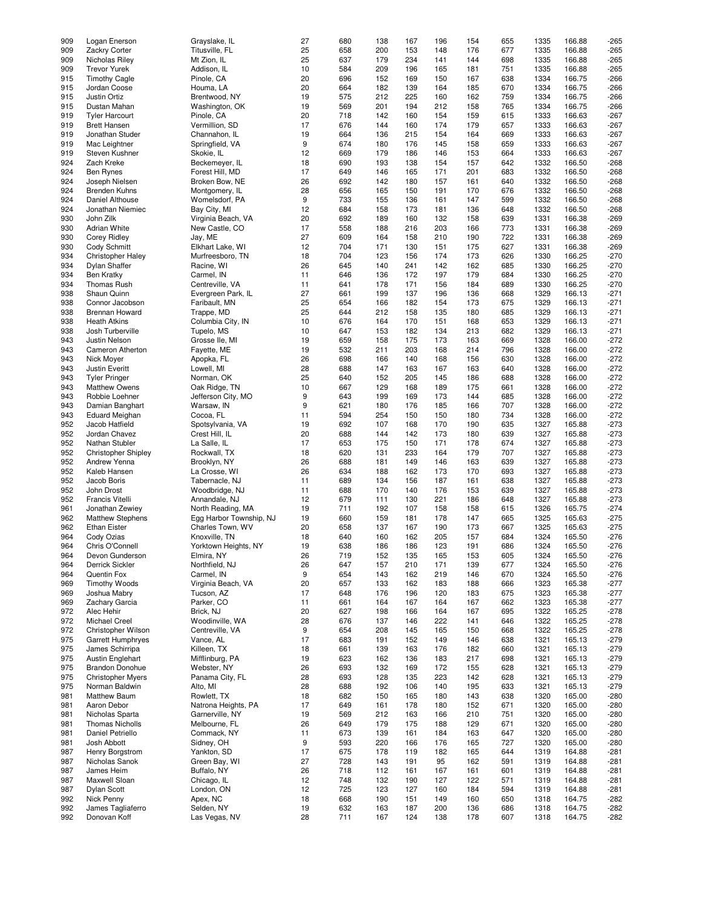| | | | | | | | | | | | | |
|---|---|---|---|---|---|---|---|---|---|---|---|---|
| 909 | Logan Enerson | Grayslake, IL | 27 | 680 | 138 | 167 | 196 | 154 | 655 | 1335 | 166.88 | -265 |
| 909 | Zackry Corter | Titusville, FL | 25 | 658 | 200 | 153 | 148 | 176 | 677 | 1335 | 166.88 | -265 |
| 909 | Nicholas Riley | Mt Zion, IL | 25 | 637 | 179 | 234 | 141 | 144 | 698 | 1335 | 166.88 | -265 |
| 909 | Trevor Yurek | Addison, IL | 10 | 584 | 209 | 196 | 165 | 181 | 751 | 1335 | 166.88 | -265 |
| 915 | Timothy Cagle | Pinole, CA | 20 | 696 | 152 | 169 | 150 | 167 | 638 | 1334 | 166.75 | -266 |
| 915 | Jordan Coose | Houma, LA | 20 | 664 | 182 | 139 | 164 | 185 | 670 | 1334 | 166.75 | -266 |
| 915 | Justin Ortiz | Brentwood, NY | 19 | 575 | 212 | 225 | 160 | 162 | 759 | 1334 | 166.75 | -266 |
| 915 | Dustan Mahan | Washington, OK | 19 | 569 | 201 | 194 | 212 | 158 | 765 | 1334 | 166.75 | -266 |
| 919 | Tyler Harcourt | Pinole, CA | 20 | 718 | 142 | 160 | 154 | 159 | 615 | 1333 | 166.63 | -267 |
| 919 | Brett Hansen | Vermillion, SD | 17 | 676 | 144 | 160 | 174 | 179 | 657 | 1333 | 166.63 | -267 |
| 919 | Jonathan Studer | Channahon, IL | 19 | 664 | 136 | 215 | 154 | 164 | 669 | 1333 | 166.63 | -267 |
| 919 | Mac Leightner | Springfield, VA | 9 | 674 | 180 | 176 | 145 | 158 | 659 | 1333 | 166.63 | -267 |
| 919 | Steven Kushner | Skokie, IL | 12 | 669 | 179 | 186 | 146 | 153 | 664 | 1333 | 166.63 | -267 |
| 924 | Zach Kreke | Beckemeyer, IL | 18 | 690 | 193 | 138 | 154 | 157 | 642 | 1332 | 166.50 | -268 |
| 924 | Ben Rynes | Forest Hill, MD | 17 | 649 | 146 | 165 | 171 | 201 | 683 | 1332 | 166.50 | -268 |
| 924 | Joseph Nielsen | Broken Bow, NE | 26 | 692 | 142 | 180 | 157 | 161 | 640 | 1332 | 166.50 | -268 |
| 924 | Brenden Kuhns | Montgomery, IL | 28 | 656 | 165 | 150 | 191 | 170 | 676 | 1332 | 166.50 | -268 |
| 924 | Daniel Althouse | Womelsdorf, PA | 9 | 733 | 155 | 136 | 161 | 147 | 599 | 1332 | 166.50 | -268 |
| 924 | Jonathan Niemiec | Bay City, MI | 12 | 684 | 158 | 173 | 181 | 136 | 648 | 1332 | 166.50 | -268 |
| 930 | John Zilk | Virginia Beach, VA | 20 | 692 | 189 | 160 | 132 | 158 | 639 | 1331 | 166.38 | -269 |
| 930 | Adrian White | New Castle, CO | 17 | 558 | 188 | 216 | 203 | 166 | 773 | 1331 | 166.38 | -269 |
| 930 | Corey Ridley | Jay, ME | 27 | 609 | 164 | 158 | 210 | 190 | 722 | 1331 | 166.38 | -269 |
| 930 | Cody Schmitt | Elkhart Lake, WI | 12 | 704 | 171 | 130 | 151 | 175 | 627 | 1331 | 166.38 | -269 |
| 934 | Christopher Haley | Murfreesboro, TN | 18 | 704 | 123 | 156 | 174 | 173 | 626 | 1330 | 166.25 | -270 |
| 934 | Dylan Shaffer | Racine, WI | 26 | 645 | 140 | 241 | 142 | 162 | 685 | 1330 | 166.25 | -270 |
| 934 | Ben Kratky | Carmel, IN | 11 | 646 | 136 | 172 | 197 | 179 | 684 | 1330 | 166.25 | -270 |
| 934 | Thomas Rush | Centreville, VA | 11 | 641 | 178 | 171 | 156 | 184 | 689 | 1330 | 166.25 | -270 |
| 938 | Shaun Quinn | Evergreen Park, IL | 27 | 661 | 199 | 137 | 196 | 136 | 668 | 1329 | 166.13 | -271 |
| 938 | Connor Jacobson | Faribault, MN | 25 | 654 | 166 | 182 | 154 | 173 | 675 | 1329 | 166.13 | -271 |
| 938 | Brennan Howard | Trappe, MD | 25 | 644 | 212 | 158 | 135 | 180 | 685 | 1329 | 166.13 | -271 |
| 938 | Heath Atkins | Columbia City, IN | 10 | 676 | 164 | 170 | 151 | 168 | 653 | 1329 | 166.13 | -271 |
| 938 | Josh Turberville | Tupelo, MS | 10 | 647 | 153 | 182 | 134 | 213 | 682 | 1329 | 166.13 | -271 |
| 943 | Justin Nelson | Grosse Ile, MI | 19 | 659 | 158 | 175 | 173 | 163 | 669 | 1328 | 166.00 | -272 |
| 943 | Cameron Atherton | Fayette, ME | 19 | 532 | 211 | 203 | 168 | 214 | 796 | 1328 | 166.00 | -272 |
| 943 | Nick Moyer | Apopka, FL | 26 | 698 | 166 | 140 | 168 | 156 | 630 | 1328 | 166.00 | -272 |
| 943 | Justin Everitt | Lowell, MI | 28 | 688 | 147 | 163 | 167 | 163 | 640 | 1328 | 166.00 | -272 |
| 943 | Tyler Pringer | Norman, OK | 25 | 640 | 152 | 205 | 145 | 186 | 688 | 1328 | 166.00 | -272 |
| 943 | Matthew Owens | Oak Ridge, TN | 10 | 667 | 129 | 168 | 189 | 175 | 661 | 1328 | 166.00 | -272 |
| 943 | Robbie Loehner | Jefferson City, MO | 9 | 643 | 199 | 169 | 173 | 144 | 685 | 1328 | 166.00 | -272 |
| 943 | Damian Banghart | Warsaw, IN | 9 | 621 | 180 | 176 | 185 | 166 | 707 | 1328 | 166.00 | -272 |
| 943 | Eduard Meighan | Cocoa, FL | 11 | 594 | 254 | 150 | 150 | 180 | 734 | 1328 | 166.00 | -272 |
| 952 | Jacob Hatfield | Spotsylvania, VA | 19 | 692 | 107 | 168 | 170 | 190 | 635 | 1327 | 165.88 | -273 |
| 952 | Jordan Chavez | Crest Hill, IL | 20 | 688 | 144 | 142 | 173 | 180 | 639 | 1327 | 165.88 | -273 |
| 952 | Nathan Stubler | La Salle, IL | 17 | 653 | 175 | 150 | 171 | 178 | 674 | 1327 | 165.88 | -273 |
| 952 | Christopher Shipley | Rockwall, TX | 18 | 620 | 131 | 233 | 164 | 179 | 707 | 1327 | 165.88 | -273 |
| 952 | Andrew Yenna | Brooklyn, NY | 26 | 688 | 181 | 149 | 146 | 163 | 639 | 1327 | 165.88 | -273 |
| 952 | Kaleb Hansen | La Crosse, WI | 26 | 634 | 188 | 162 | 173 | 170 | 693 | 1327 | 165.88 | -273 |
| 952 | Jacob Boris | Tabernacle, NJ | 11 | 689 | 134 | 156 | 187 | 161 | 638 | 1327 | 165.88 | -273 |
| 952 | John Drost | Woodbridge, NJ | 11 | 688 | 170 | 140 | 176 | 153 | 639 | 1327 | 165.88 | -273 |
| 952 | Francis Vitelli | Annandale, NJ | 12 | 679 | 111 | 130 | 221 | 186 | 648 | 1327 | 165.88 | -273 |
| 961 | Jonathan Zewiey | North Reading, MA | 19 | 711 | 192 | 107 | 158 | 158 | 615 | 1326 | 165.75 | -274 |
| 962 | Matthew Stephens | Egg Harbor Township, NJ | 19 | 660 | 159 | 181 | 178 | 147 | 665 | 1325 | 165.63 | -275 |
| 962 | Ethan Eister | Charles Town, WV | 20 | 658 | 137 | 167 | 190 | 173 | 667 | 1325 | 165.63 | -275 |
| 964 | Cody Ozias | Knoxville, TN | 18 | 640 | 160 | 162 | 205 | 157 | 684 | 1324 | 165.50 | -276 |
| 964 | Chris O'Connell | Yorktown Heights, NY | 19 | 638 | 186 | 186 | 123 | 191 | 686 | 1324 | 165.50 | -276 |
| 964 | Devon Gunderson | Elmira, NY | 26 | 719 | 152 | 135 | 165 | 153 | 605 | 1324 | 165.50 | -276 |
| 964 | Derrick Sickler | Northfield, NJ | 26 | 647 | 157 | 210 | 171 | 139 | 677 | 1324 | 165.50 | -276 |
| 964 | Quentin Fox | Carmel, IN | 9 | 654 | 143 | 162 | 219 | 146 | 670 | 1324 | 165.50 | -276 |
| 969 | Timothy Woods | Virginia Beach, VA | 20 | 657 | 133 | 162 | 183 | 188 | 666 | 1323 | 165.38 | -277 |
| 969 | Joshua Mabry | Tucson, AZ | 17 | 648 | 176 | 196 | 120 | 183 | 675 | 1323 | 165.38 | -277 |
| 969 | Zachary Garcia | Parker, CO | 11 | 661 | 164 | 167 | 164 | 167 | 662 | 1323 | 165.38 | -277 |
| 972 | Alec Hehir | Brick, NJ | 20 | 627 | 198 | 166 | 164 | 167 | 695 | 1322 | 165.25 | -278 |
| 972 | Michael Creel | Woodinville, WA | 28 | 676 | 137 | 146 | 222 | 141 | 646 | 1322 | 165.25 | -278 |
| 972 | Christopher Wilson | Centreville, VA | 9 | 654 | 208 | 145 | 165 | 150 | 668 | 1322 | 165.25 | -278 |
| 975 | Garrett Humphryes | Vance, AL | 17 | 683 | 191 | 152 | 149 | 146 | 638 | 1321 | 165.13 | -279 |
| 975 | James Schirripa | Killeen, TX | 18 | 661 | 139 | 163 | 176 | 182 | 660 | 1321 | 165.13 | -279 |
| 975 | Austin Englehart | Mifflinburg, PA | 19 | 623 | 162 | 136 | 183 | 217 | 698 | 1321 | 165.13 | -279 |
| 975 | Brandon Donohue | Webster, NY | 26 | 693 | 132 | 169 | 172 | 155 | 628 | 1321 | 165.13 | -279 |
| 975 | Christopher Myers | Panama City, FL | 28 | 693 | 128 | 135 | 223 | 142 | 628 | 1321 | 165.13 | -279 |
| 975 | Norman Baldwin | Alto, MI | 28 | 688 | 192 | 106 | 140 | 195 | 633 | 1321 | 165.13 | -279 |
| 981 | Matthew Baum | Rowlett, TX | 18 | 682 | 150 | 165 | 180 | 143 | 638 | 1320 | 165.00 | -280 |
| 981 | Aaron Debor | Natrona Heights, PA | 17 | 649 | 161 | 178 | 180 | 152 | 671 | 1320 | 165.00 | -280 |
| 981 | Nicholas Sparta | Garnerville, NY | 19 | 569 | 212 | 163 | 166 | 210 | 751 | 1320 | 165.00 | -280 |
| 981 | Thomas Nicholls | Melbourne, FL | 26 | 649 | 179 | 175 | 188 | 129 | 671 | 1320 | 165.00 | -280 |
| 981 | Daniel Petriello | Commack, NY | 11 | 673 | 139 | 161 | 184 | 163 | 647 | 1320 | 165.00 | -280 |
| 981 | Josh Abbott | Sidney, OH | 9 | 593 | 220 | 166 | 176 | 165 | 727 | 1320 | 165.00 | -280 |
| 987 | Henry Borgstrom | Yankton, SD | 17 | 675 | 178 | 119 | 182 | 165 | 644 | 1319 | 164.88 | -281 |
| 987 | Nicholas Sanok | Green Bay, WI | 27 | 728 | 143 | 191 | 95 | 162 | 591 | 1319 | 164.88 | -281 |
| 987 | James Heim | Buffalo, NY | 26 | 718 | 112 | 161 | 167 | 161 | 601 | 1319 | 164.88 | -281 |
| 987 | Maxwell Sloan | Chicago, IL | 12 | 748 | 132 | 190 | 127 | 122 | 571 | 1319 | 164.88 | -281 |
| 987 | Dylan Scott | London, ON | 12 | 725 | 123 | 127 | 160 | 184 | 594 | 1319 | 164.88 | -281 |
| 992 | Nick Penny | Apex, NC | 18 | 668 | 190 | 151 | 149 | 160 | 650 | 1318 | 164.75 | -282 |
| 992 | James Tagliaferro | Selden, NY | 19 | 632 | 163 | 187 | 200 | 136 | 686 | 1318 | 164.75 | -282 |
| 992 | Donovan Koff | Las Vegas, NV | 28 | 711 | 167 | 124 | 138 | 178 | 607 | 1318 | 164.75 | -282 |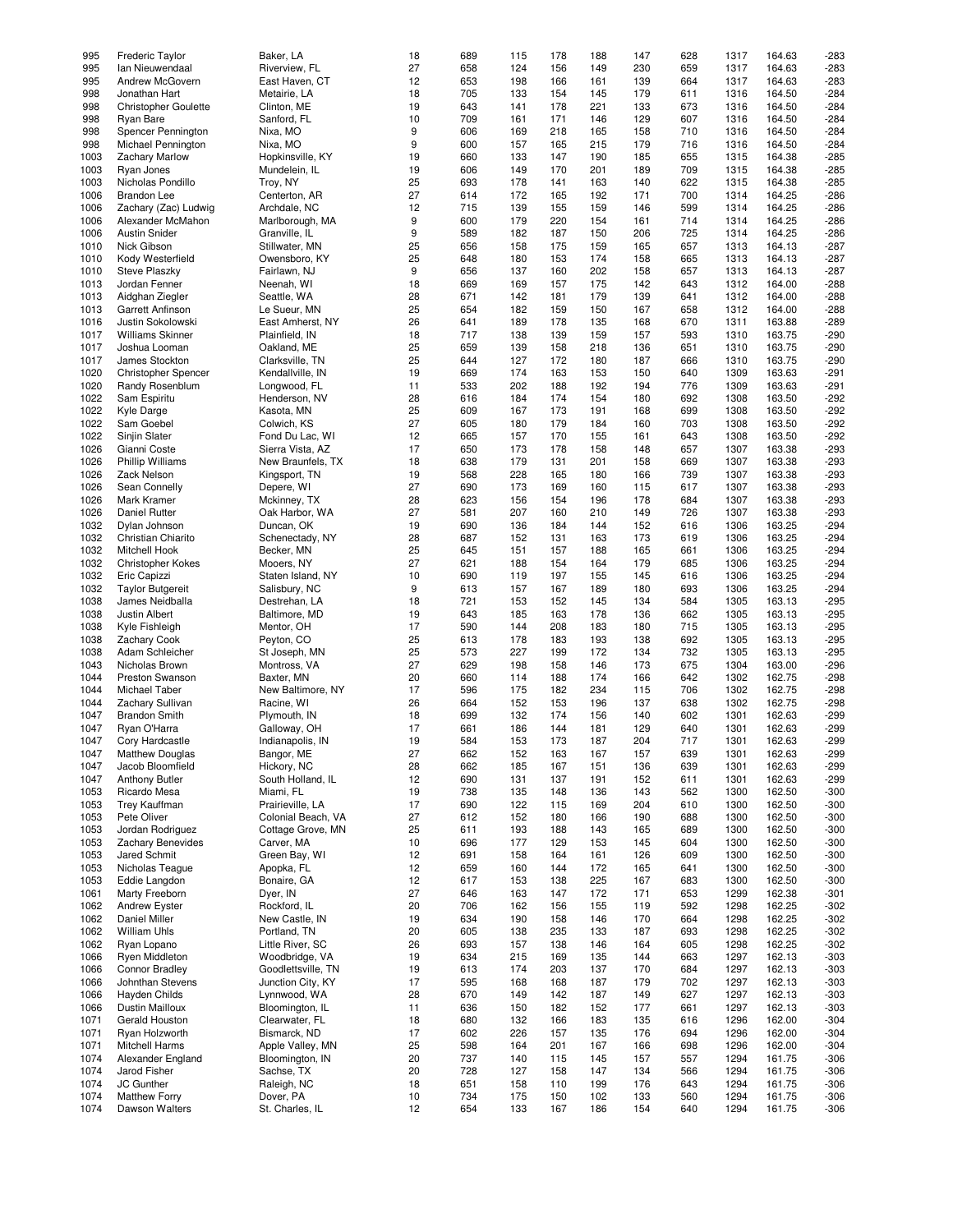| | | | | | | | | | | | | |
|---|---|---|---|---|---|---|---|---|---|---|---|---|
| 995 | Frederic Taylor | Baker, LA | 18 | 689 | 115 | 178 | 188 | 147 | 628 | 1317 | 164.63 | -283 |
| 995 | Ian Nieuwendaal | Riverview, FL | 27 | 658 | 124 | 156 | 149 | 230 | 659 | 1317 | 164.63 | -283 |
| 995 | Andrew McGovern | East Haven, CT | 12 | 653 | 198 | 166 | 161 | 139 | 664 | 1317 | 164.63 | -283 |
| 998 | Jonathan Hart | Metairie, LA | 18 | 705 | 133 | 154 | 145 | 179 | 611 | 1316 | 164.50 | -284 |
| 998 | Christopher Goulette | Clinton, ME | 19 | 643 | 141 | 178 | 221 | 133 | 673 | 1316 | 164.50 | -284 |
| 998 | Ryan Bare | Sanford, FL | 10 | 709 | 161 | 171 | 146 | 129 | 607 | 1316 | 164.50 | -284 |
| 998 | Spencer Pennington | Nixa, MO | 9 | 606 | 169 | 218 | 165 | 158 | 710 | 1316 | 164.50 | -284 |
| 998 | Michael Pennington | Nixa, MO | 9 | 600 | 157 | 165 | 215 | 179 | 716 | 1316 | 164.50 | -284 |
| 1003 | Zachary Marlow | Hopkinsville, KY | 19 | 660 | 133 | 147 | 190 | 185 | 655 | 1315 | 164.38 | -285 |
| 1003 | Ryan Jones | Mundelein, IL | 19 | 606 | 149 | 170 | 201 | 189 | 709 | 1315 | 164.38 | -285 |
| 1003 | Nicholas Pondillo | Troy, NY | 25 | 693 | 178 | 141 | 163 | 140 | 622 | 1315 | 164.38 | -285 |
| 1006 | Brandon Lee | Centerton, AR | 27 | 614 | 172 | 165 | 192 | 171 | 700 | 1314 | 164.25 | -286 |
| 1006 | Zachary (Zac) Ludwig | Archdale, NC | 12 | 715 | 139 | 155 | 159 | 146 | 599 | 1314 | 164.25 | -286 |
| 1006 | Alexander McMahon | Marlborough, MA | 9 | 600 | 179 | 220 | 154 | 161 | 714 | 1314 | 164.25 | -286 |
| 1006 | Austin Snider | Granville, IL | 9 | 589 | 182 | 187 | 150 | 206 | 725 | 1314 | 164.25 | -286 |
| 1010 | Nick Gibson | Stillwater, MN | 25 | 656 | 158 | 175 | 159 | 165 | 657 | 1313 | 164.13 | -287 |
| 1010 | Kody Westerfield | Owensboro, KY | 25 | 648 | 180 | 153 | 174 | 158 | 665 | 1313 | 164.13 | -287 |
| 1010 | Steve Plaszky | Fairlawn, NJ | 9 | 656 | 137 | 160 | 202 | 158 | 657 | 1313 | 164.13 | -287 |
| 1013 | Jordan Fenner | Neenah, WI | 18 | 669 | 169 | 157 | 175 | 142 | 643 | 1312 | 164.00 | -288 |
| 1013 | Aidghan Ziegler | Seattle, WA | 28 | 671 | 142 | 181 | 179 | 139 | 641 | 1312 | 164.00 | -288 |
| 1013 | Garrett Anfinson | Le Sueur, MN | 25 | 654 | 182 | 159 | 150 | 167 | 658 | 1312 | 164.00 | -288 |
| 1016 | Justin Sokolowski | East Amherst, NY | 26 | 641 | 189 | 178 | 135 | 168 | 670 | 1311 | 163.88 | -289 |
| 1017 | Williams Skinner | Plainfield, IN | 18 | 717 | 138 | 139 | 159 | 157 | 593 | 1310 | 163.75 | -290 |
| 1017 | Joshua Looman | Oakland, ME | 25 | 659 | 139 | 158 | 218 | 136 | 651 | 1310 | 163.75 | -290 |
| 1017 | James Stockton | Clarksville, TN | 25 | 644 | 127 | 172 | 180 | 187 | 666 | 1310 | 163.75 | -290 |
| 1020 | Christopher Spencer | Kendallville, IN | 19 | 669 | 174 | 163 | 153 | 150 | 640 | 1309 | 163.63 | -291 |
| 1020 | Randy Rosenblum | Longwood, FL | 11 | 533 | 202 | 188 | 192 | 194 | 776 | 1309 | 163.63 | -291 |
| 1022 | Sam Espiritu | Henderson, NV | 28 | 616 | 184 | 174 | 154 | 180 | 692 | 1308 | 163.50 | -292 |
| 1022 | Kyle Darge | Kasota, MN | 25 | 609 | 167 | 173 | 191 | 168 | 699 | 1308 | 163.50 | -292 |
| 1022 | Sam Goebel | Colwich, KS | 27 | 605 | 180 | 179 | 184 | 160 | 703 | 1308 | 163.50 | -292 |
| 1022 | Sinjin Slater | Fond Du Lac, WI | 12 | 665 | 157 | 170 | 155 | 161 | 643 | 1308 | 163.50 | -292 |
| 1026 | Gianni Coste | Sierra Vista, AZ | 17 | 650 | 173 | 178 | 158 | 148 | 657 | 1307 | 163.38 | -293 |
| 1026 | Phillip Williams | New Braunfels, TX | 18 | 638 | 179 | 131 | 201 | 158 | 669 | 1307 | 163.38 | -293 |
| 1026 | Zack Nelson | Kingsport, TN | 19 | 568 | 228 | 165 | 180 | 166 | 739 | 1307 | 163.38 | -293 |
| 1026 | Sean Connelly | Depere, WI | 27 | 690 | 173 | 169 | 160 | 115 | 617 | 1307 | 163.38 | -293 |
| 1026 | Mark Kramer | Mckinney, TX | 28 | 623 | 156 | 154 | 196 | 178 | 684 | 1307 | 163.38 | -293 |
| 1026 | Daniel Rutter | Oak Harbor, WA | 27 | 581 | 207 | 160 | 210 | 149 | 726 | 1307 | 163.38 | -293 |
| 1032 | Dylan Johnson | Duncan, OK | 19 | 690 | 136 | 184 | 144 | 152 | 616 | 1306 | 163.25 | -294 |
| 1032 | Christian Chiarito | Schenectady, NY | 28 | 687 | 152 | 131 | 163 | 173 | 619 | 1306 | 163.25 | -294 |
| 1032 | Mitchell Hook | Becker, MN | 25 | 645 | 151 | 157 | 188 | 165 | 661 | 1306 | 163.25 | -294 |
| 1032 | Christopher Kokes | Mooers, NY | 27 | 621 | 188 | 154 | 164 | 179 | 685 | 1306 | 163.25 | -294 |
| 1032 | Eric Capizzi | Staten Island, NY | 10 | 690 | 119 | 197 | 155 | 145 | 616 | 1306 | 163.25 | -294 |
| 1032 | Taylor Butgereit | Salisbury, NC | 9 | 613 | 157 | 167 | 189 | 180 | 693 | 1306 | 163.25 | -294 |
| 1038 | James Neidballa | Destrehan, LA | 18 | 721 | 153 | 152 | 145 | 134 | 584 | 1305 | 163.13 | -295 |
| 1038 | Justin Albert | Baltimore, MD | 19 | 643 | 185 | 163 | 178 | 136 | 662 | 1305 | 163.13 | -295 |
| 1038 | Kyle Fishleigh | Mentor, OH | 17 | 590 | 144 | 208 | 183 | 180 | 715 | 1305 | 163.13 | -295 |
| 1038 | Zachary Cook | Peyton, CO | 25 | 613 | 178 | 183 | 193 | 138 | 692 | 1305 | 163.13 | -295 |
| 1038 | Adam Schleicher | St Joseph, MN | 25 | 573 | 227 | 199 | 172 | 134 | 732 | 1305 | 163.13 | -295 |
| 1043 | Nicholas Brown | Montross, VA | 27 | 629 | 198 | 158 | 146 | 173 | 675 | 1304 | 163.00 | -296 |
| 1044 | Preston Swanson | Baxter, MN | 20 | 660 | 114 | 188 | 174 | 166 | 642 | 1302 | 162.75 | -298 |
| 1044 | Michael Taber | New Baltimore, NY | 17 | 596 | 175 | 182 | 234 | 115 | 706 | 1302 | 162.75 | -298 |
| 1044 | Zachary Sullivan | Racine, WI | 26 | 664 | 152 | 153 | 196 | 137 | 638 | 1302 | 162.75 | -298 |
| 1047 | Brandon Smith | Plymouth, IN | 18 | 699 | 132 | 174 | 156 | 140 | 602 | 1301 | 162.63 | -299 |
| 1047 | Ryan O'Harra | Galloway, OH | 17 | 661 | 186 | 144 | 181 | 129 | 640 | 1301 | 162.63 | -299 |
| 1047 | Cory Hardcastle | Indianapolis, IN | 19 | 584 | 153 | 173 | 187 | 204 | 717 | 1301 | 162.63 | -299 |
| 1047 | Matthew Douglas | Bangor, ME | 27 | 662 | 152 | 163 | 167 | 157 | 639 | 1301 | 162.63 | -299 |
| 1047 | Jacob Bloomfield | Hickory, NC | 28 | 662 | 185 | 167 | 151 | 136 | 639 | 1301 | 162.63 | -299 |
| 1047 | Anthony Butler | South Holland, IL | 12 | 690 | 131 | 137 | 191 | 152 | 611 | 1301 | 162.63 | -299 |
| 1053 | Ricardo Mesa | Miami, FL | 19 | 738 | 135 | 148 | 136 | 143 | 562 | 1300 | 162.50 | -300 |
| 1053 | Trey Kauffman | Prairieville, LA | 17 | 690 | 122 | 115 | 169 | 204 | 610 | 1300 | 162.50 | -300 |
| 1053 | Pete Oliver | Colonial Beach, VA | 27 | 612 | 152 | 180 | 166 | 190 | 688 | 1300 | 162.50 | -300 |
| 1053 | Jordan Rodriguez | Cottage Grove, MN | 25 | 611 | 193 | 188 | 143 | 165 | 689 | 1300 | 162.50 | -300 |
| 1053 | Zachary Benevides | Carver, MA | 10 | 696 | 177 | 129 | 153 | 145 | 604 | 1300 | 162.50 | -300 |
| 1053 | Jared Schmit | Green Bay, WI | 12 | 691 | 158 | 164 | 161 | 126 | 609 | 1300 | 162.50 | -300 |
| 1053 | Nicholas Teague | Apopka, FL | 12 | 659 | 160 | 144 | 172 | 165 | 641 | 1300 | 162.50 | -300 |
| 1053 | Eddie Langdon | Bonaire, GA | 12 | 617 | 153 | 138 | 225 | 167 | 683 | 1300 | 162.50 | -300 |
| 1061 | Marty Freeborn | Dyer, IN | 27 | 646 | 163 | 147 | 172 | 171 | 653 | 1299 | 162.38 | -301 |
| 1062 | Andrew Eyster | Rockford, IL | 20 | 706 | 162 | 156 | 155 | 119 | 592 | 1298 | 162.25 | -302 |
| 1062 | Daniel Miller | New Castle, IN | 19 | 634 | 190 | 158 | 146 | 170 | 664 | 1298 | 162.25 | -302 |
| 1062 | William Uhls | Portland, TN | 20 | 605 | 138 | 235 | 133 | 187 | 693 | 1298 | 162.25 | -302 |
| 1062 | Ryan Lopano | Little River, SC | 26 | 693 | 157 | 138 | 146 | 164 | 605 | 1298 | 162.25 | -302 |
| 1066 | Ryen Middleton | Woodbridge, VA | 19 | 634 | 215 | 169 | 135 | 144 | 663 | 1297 | 162.13 | -303 |
| 1066 | Connor Bradley | Goodlettsville, TN | 19 | 613 | 174 | 203 | 137 | 170 | 684 | 1297 | 162.13 | -303 |
| 1066 | Johnthan Stevens | Junction City, KY | 17 | 595 | 168 | 168 | 187 | 179 | 702 | 1297 | 162.13 | -303 |
| 1066 | Hayden Childs | Lynnwood, WA | 28 | 670 | 149 | 142 | 187 | 149 | 627 | 1297 | 162.13 | -303 |
| 1066 | Dustin Mailloux | Bloomington, IL | 11 | 636 | 150 | 182 | 152 | 177 | 661 | 1297 | 162.13 | -303 |
| 1071 | Gerald Houston | Clearwater, FL | 18 | 680 | 132 | 166 | 183 | 135 | 616 | 1296 | 162.00 | -304 |
| 1071 | Ryan Holzworth | Bismarck, ND | 17 | 602 | 226 | 157 | 135 | 176 | 694 | 1296 | 162.00 | -304 |
| 1071 | Mitchell Harms | Apple Valley, MN | 25 | 598 | 164 | 201 | 167 | 166 | 698 | 1296 | 162.00 | -304 |
| 1074 | Alexander England | Bloomington, IN | 20 | 737 | 140 | 115 | 145 | 157 | 557 | 1294 | 161.75 | -306 |
| 1074 | Jarod Fisher | Sachse, TX | 20 | 728 | 127 | 158 | 147 | 134 | 566 | 1294 | 161.75 | -306 |
| 1074 | JC Gunther | Raleigh, NC | 18 | 651 | 158 | 110 | 199 | 176 | 643 | 1294 | 161.75 | -306 |
| 1074 | Matthew Forry | Dover, PA | 10 | 734 | 175 | 150 | 102 | 133 | 560 | 1294 | 161.75 | -306 |
| 1074 | Dawson Walters | St. Charles, IL | 12 | 654 | 133 | 167 | 186 | 154 | 640 | 1294 | 161.75 | -306 |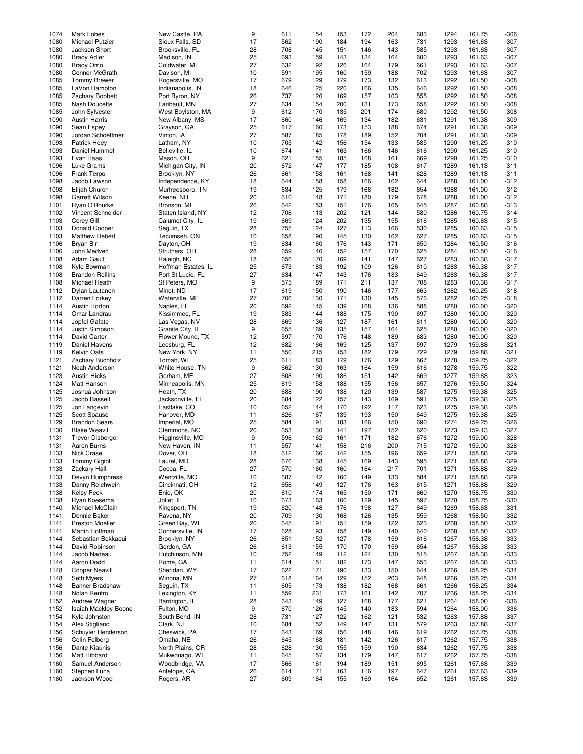| | | | | | | | | | | | | |
|---|---|---|---|---|---|---|---|---|---|---|---|---|
| 1074 | Mark Fobes | New Castle, PA | 9 | 611 | 154 | 153 | 172 | 204 | 683 | 1294 | 161.75 | -306 |
| 1080 | Michael Putzier | Sioux Falls, SD | 17 | 562 | 190 | 184 | 194 | 163 | 731 | 1293 | 161.63 | -307 |
| 1080 | Jackson Short | Brooksville, FL | 28 | 708 | 145 | 151 | 146 | 143 | 585 | 1293 | 161.63 | -307 |
| 1080 | Brady Adler | Madison, IN | 25 | 693 | 159 | 143 | 134 | 164 | 600 | 1293 | 161.63 | -307 |
| 1080 | Brady Omo | Coldwater, MI | 27 | 632 | 192 | 126 | 164 | 179 | 661 | 1293 | 161.63 | -307 |
| 1080 | Connor McGrath | Davison, MI | 10 | 591 | 195 | 160 | 159 | 188 | 702 | 1293 | 161.63 | -307 |
| 1085 | Tommy Brewer | Rogersville, MO | 17 | 679 | 129 | 179 | 173 | 132 | 613 | 1292 | 161.50 | -308 |
| 1085 | LaVon Hampton | Indianapolis, IN | 18 | 646 | 125 | 220 | 166 | 135 | 646 | 1292 | 161.50 | -308 |
| 1085 | Zachary Bobbett | Port Byron, NY | 26 | 737 | 126 | 169 | 157 | 103 | 555 | 1292 | 161.50 | -308 |
| 1085 | Nash Doucette | Faribault, MN | 27 | 634 | 154 | 200 | 131 | 173 | 658 | 1292 | 161.50 | -308 |
| 1085 | John Sylvester | West Boylston, MA | 9 | 612 | 170 | 135 | 201 | 174 | 680 | 1292 | 161.50 | -308 |
| 1090 | Austin Harris | New Albany, MS | 17 | 660 | 146 | 169 | 134 | 182 | 631 | 1291 | 161.38 | -309 |
| 1090 | Sean Espey | Grayson, GA | 25 | 617 | 160 | 173 | 153 | 188 | 674 | 1291 | 161.38 | -309 |
| 1090 | Jordan Schoettmer | Vinton, IA | 27 | 587 | 185 | 178 | 189 | 152 | 704 | 1291 | 161.38 | -309 |
| 1093 | Patrick Hoey | Latham, NY | 10 | 705 | 142 | 156 | 154 | 133 | 585 | 1290 | 161.25 | -310 |
| 1093 | Daniel Hummel | Belleville, IL | 10 | 674 | 141 | 163 | 166 | 146 | 616 | 1290 | 161.25 | -310 |
| 1093 | Evan Haas | Mason, OH | 9 | 621 | 155 | 185 | 168 | 161 | 669 | 1290 | 161.25 | -310 |
| 1096 | Luke Grams | Michigan City, IN | 20 | 672 | 147 | 177 | 185 | 108 | 617 | 1289 | 161.13 | -311 |
| 1096 | Frank Terpo | Brooklyn, NY | 26 | 661 | 158 | 161 | 168 | 141 | 628 | 1289 | 161.13 | -311 |
| 1098 | Jacob Lawson | Independence, KY | 18 | 644 | 158 | 158 | 166 | 162 | 644 | 1288 | 161.00 | -312 |
| 1098 | Elijah Church | Murfreesboro, TN | 19 | 634 | 125 | 179 | 168 | 182 | 654 | 1288 | 161.00 | -312 |
| 1098 | Garrett Wilson | Keene, NH | 20 | 610 | 148 | 171 | 180 | 179 | 678 | 1288 | 161.00 | -312 |
| 1101 | Ryan O'Rourke | Bronson, MI | 26 | 642 | 153 | 151 | 176 | 165 | 645 | 1287 | 160.88 | -313 |
| 1102 | Vincent Schneider | Staten Island, NY | 12 | 706 | 113 | 202 | 121 | 144 | 580 | 1286 | 160.75 | -314 |
| 1103 | Corey Gill | Calumet City, IL | 19 | 669 | 124 | 202 | 135 | 155 | 616 | 1285 | 160.63 | -315 |
| 1103 | Donald Cooper | Seguin, TX | 28 | 755 | 124 | 127 | 113 | 166 | 530 | 1285 | 160.63 | -315 |
| 1103 | Matthew Hebert | Tecumseh, ON | 10 | 658 | 190 | 145 | 130 | 162 | 627 | 1285 | 160.63 | -315 |
| 1106 | Bryan Bir | Dayton, OH | 19 | 634 | 160 | 176 | 143 | 171 | 650 | 1284 | 160.50 | -316 |
| 1106 | John Medvec | Struthers, OH | 28 | 659 | 146 | 152 | 157 | 170 | 625 | 1284 | 160.50 | -316 |
| 1108 | Adam Gault | Raleigh, NC | 18 | 656 | 170 | 169 | 141 | 147 | 627 | 1283 | 160.38 | -317 |
| 1108 | Kyle Bowman | Hoffman Estates, IL | 25 | 673 | 183 | 192 | 109 | 126 | 610 | 1283 | 160.38 | -317 |
| 1108 | Brandon Rollins | Port St Lucie, FL | 27 | 634 | 147 | 143 | 176 | 183 | 649 | 1283 | 160.38 | -317 |
| 1108 | Michael Heath | St Peters, MO | 9 | 575 | 189 | 171 | 211 | 137 | 708 | 1283 | 160.38 | -317 |
| 1112 | Dylan Lautanen | Minot, ND | 17 | 619 | 150 | 190 | 146 | 177 | 663 | 1282 | 160.25 | -318 |
| 1112 | Darren Forkey | Waterville, ME | 27 | 706 | 130 | 171 | 130 | 145 | 576 | 1282 | 160.25 | -318 |
| 1114 | Austin Horton | Naples, FL | 20 | 692 | 145 | 139 | 168 | 136 | 588 | 1280 | 160.00 | -320 |
| 1114 | Omar Landrau | Kissimmee, FL | 19 | 583 | 144 | 188 | 175 | 190 | 697 | 1280 | 160.00 | -320 |
| 1114 | Jopfel Gafate | Las Vegas, NV | 28 | 669 | 136 | 127 | 187 | 161 | 611 | 1280 | 160.00 | -320 |
| 1114 | Justin Simpson | Granite City, IL | 9 | 655 | 169 | 135 | 157 | 164 | 625 | 1280 | 160.00 | -320 |
| 1114 | David Carter | Flower Mound, TX | 12 | 597 | 170 | 176 | 148 | 189 | 683 | 1280 | 160.00 | -320 |
| 1119 | Daniel Havens | Leesburg, FL | 12 | 682 | 166 | 169 | 125 | 137 | 597 | 1279 | 159.88 | -321 |
| 1119 | Kelvin Oats | New York, NY | 11 | 550 | 215 | 153 | 182 | 179 | 729 | 1279 | 159.88 | -321 |
| 1121 | Zachary Buchholz | Tomah, WI | 25 | 611 | 183 | 179 | 176 | 129 | 667 | 1278 | 159.75 | -322 |
| 1121 | Noah Anderson | White House, TN | 9 | 662 | 130 | 163 | 164 | 159 | 616 | 1278 | 159.75 | -322 |
| 1123 | Austin Hicks | Gorham, ME | 27 | 608 | 190 | 186 | 151 | 142 | 669 | 1277 | 159.63 | -323 |
| 1124 | Matt Hanson | Minneapolis, MN | 25 | 619 | 158 | 188 | 155 | 156 | 657 | 1276 | 159.50 | -324 |
| 1125 | Joshua Johnson | Heath, TX | 20 | 688 | 190 | 138 | 120 | 139 | 587 | 1275 | 159.38 | -325 |
| 1125 | Jacob Bassell | Jacksonville, FL | 20 | 684 | 122 | 157 | 143 | 169 | 591 | 1275 | 159.38 | -325 |
| 1125 | Jon Langevin | Eastlake, CO | 10 | 652 | 144 | 170 | 192 | 117 | 623 | 1275 | 159.38 | -325 |
| 1125 | Scott Spause | Hanover, MD | 11 | 626 | 167 | 139 | 193 | 150 | 649 | 1275 | 159.38 | -325 |
| 1129 | Brandon Sears | Imperial, MO | 25 | 584 | 191 | 183 | 166 | 150 | 690 | 1274 | 159.25 | -326 |
| 1130 | Blake Weavil | Clemmons, NC | 20 | 653 | 130 | 141 | 197 | 152 | 620 | 1273 | 159.13 | -327 |
| 1131 | Trevor Disberger | Higginsville, MO | 9 | 596 | 162 | 161 | 171 | 182 | 676 | 1272 | 159.00 | -328 |
| 1131 | Aaron Burns | New Haven, IN | 11 | 557 | 141 | 158 | 216 | 200 | 715 | 1272 | 159.00 | -328 |
| 1133 | Nick Crase | Dover, OH | 18 | 612 | 166 | 142 | 155 | 196 | 659 | 1271 | 158.88 | -329 |
| 1133 | Tommy Gigioli | Laurel, MD | 28 | 676 | 138 | 145 | 169 | 143 | 595 | 1271 | 158.88 | -329 |
| 1133 | Zackary Hall | Cocoa, FL | 27 | 570 | 160 | 160 | 164 | 217 | 701 | 1271 | 158.88 | -329 |
| 1133 | Devyn Humphress | Wentzille, MO | 10 | 687 | 142 | 160 | 149 | 133 | 584 | 1271 | 158.88 | -329 |
| 1133 | Danny Reichwein | Cincinnati, OH | 12 | 656 | 149 | 127 | 176 | 163 | 615 | 1271 | 158.88 | -329 |
| 1138 | Kelsy Peck | Enid, OK | 20 | 610 | 174 | 165 | 150 | 171 | 660 | 1270 | 158.75 | -330 |
| 1138 | Ryan Koesema | Joliet, IL | 10 | 673 | 163 | 160 | 129 | 145 | 597 | 1270 | 158.75 | -330 |
| 1140 | Michael McClain | Kingsport, TN | 19 | 620 | 148 | 176 | 198 | 127 | 649 | 1269 | 158.63 | -331 |
| 1141 | Donnie Baker | Ravena, NY | 20 | 709 | 130 | 168 | 126 | 135 | 559 | 1268 | 158.50 | -332 |
| 1141 | Preston Moeller | Green Bay, WI | 20 | 645 | 191 | 151 | 159 | 122 | 623 | 1268 | 158.50 | -332 |
| 1141 | Martin Hoffman | Connersville, IN | 17 | 628 | 193 | 158 | 149 | 140 | 640 | 1268 | 158.50 | -332 |
| 1144 | Sebastian Bekkaoui | Brooklyn, NY | 26 | 651 | 152 | 127 | 178 | 159 | 616 | 1267 | 158.38 | -333 |
| 1144 | David Robinson | Gordon, GA | 26 | 613 | 155 | 170 | 170 | 159 | 654 | 1267 | 158.38 | -333 |
| 1144 | Jacob Nadeau | Hutchinson, MN | 10 | 752 | 149 | 112 | 124 | 130 | 515 | 1267 | 158.38 | -333 |
| 1144 | Aaron Dodd | Rome, GA | 11 | 614 | 151 | 182 | 173 | 147 | 653 | 1267 | 158.38 | -333 |
| 1148 | Cooper Neavill | Sheridan, WY | 17 | 622 | 171 | 190 | 133 | 150 | 644 | 1266 | 158.25 | -334 |
| 1148 | Seth Myers | Winona, MN | 27 | 618 | 164 | 129 | 152 | 203 | 648 | 1266 | 158.25 | -334 |
| 1148 | Banner Bradshaw | Seguin, TX | 11 | 605 | 173 | 138 | 182 | 168 | 661 | 1266 | 158.25 | -334 |
| 1148 | Nolan Renfro | Lexington, KY | 11 | 559 | 231 | 173 | 161 | 142 | 707 | 1266 | 158.25 | -334 |
| 1152 | Andrew Wagner | Barrington, IL | 28 | 643 | 149 | 127 | 168 | 177 | 621 | 1264 | 158.00 | -336 |
| 1152 | Isaiah Mackley-Boone | Fulton, MO | 9 | 670 | 126 | 145 | 140 | 183 | 594 | 1264 | 158.00 | -336 |
| 1154 | Kyle Johnston | South Bend, IN | 28 | 731 | 127 | 122 | 162 | 121 | 532 | 1263 | 157.88 | -337 |
| 1154 | Alex Stigliano | Clark, NJ | 10 | 684 | 152 | 149 | 147 | 131 | 579 | 1263 | 157.88 | -337 |
| 1156 | Schuyler Henderson | Cheswick, PA | 17 | 643 | 169 | 156 | 148 | 146 | 619 | 1262 | 157.75 | -338 |
| 1156 | Colin Felberg | Omaha, NE | 26 | 645 | 168 | 181 | 142 | 126 | 617 | 1262 | 157.75 | -338 |
| 1156 | Dante Kiaunis | North Plains, OR | 28 | 628 | 130 | 155 | 159 | 190 | 634 | 1262 | 157.75 | -338 |
| 1156 | Matt Hibbard | Mukwonago, WI | 11 | 645 | 157 | 134 | 179 | 147 | 617 | 1262 | 157.75 | -338 |
| 1160 | Samuel Anderson | Woodbridge, VA | 17 | 566 | 161 | 194 | 189 | 151 | 695 | 1261 | 157.63 | -339 |
| 1160 | Stephen Luna | Antelope, CA | 26 | 614 | 171 | 163 | 116 | 197 | 647 | 1261 | 157.63 | -339 |
| 1160 | Jackson Wood | Rogers, AR | 27 | 609 | 164 | 155 | 169 | 164 | 652 | 1261 | 157.63 | -339 |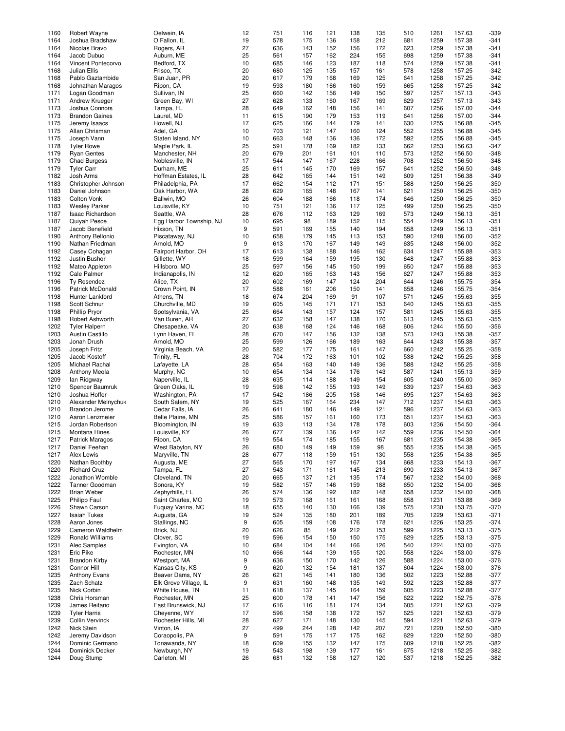| | | | | | | | | | | | | |
|---|---|---|---|---|---|---|---|---|---|---|---|---|
| 1160 | Robert Wayne | Oelwein, IA | 12 | 751 | 116 | 121 | 138 | 135 | 510 | 1261 | 157.63 | -339 |
| 1164 | Joshua Bradshaw | O Fallon, IL | 19 | 578 | 175 | 136 | 158 | 212 | 681 | 1259 | 157.38 | -341 |
| 1164 | Nicolas Bravo | Rogers, AR | 27 | 636 | 143 | 152 | 156 | 172 | 623 | 1259 | 157.38 | -341 |
| 1164 | Jacob Dubuc | Auburn, ME | 25 | 561 | 157 | 162 | 224 | 155 | 698 | 1259 | 157.38 | -341 |
| 1164 | Vincent Pontecorvo | Bedford, TX | 10 | 685 | 146 | 123 | 187 | 118 | 574 | 1259 | 157.38 | -341 |
| 1168 | Julian Ellis | Frisco, TX | 20 | 680 | 125 | 135 | 157 | 161 | 578 | 1258 | 157.25 | -342 |
| 1168 | Pablo Gaztambide | San Juan, PR | 20 | 617 | 179 | 168 | 169 | 125 | 641 | 1258 | 157.25 | -342 |
| 1168 | Johnathan Maragos | Ripon, CA | 19 | 593 | 180 | 166 | 160 | 159 | 665 | 1258 | 157.25 | -342 |
| 1171 | Logan Goodman | Sullivan, IN | 25 | 660 | 142 | 156 | 149 | 150 | 597 | 1257 | 157.13 | -343 |
| 1171 | Andrew Krueger | Green Bay, WI | 27 | 628 | 133 | 160 | 167 | 169 | 629 | 1257 | 157.13 | -343 |
| 1173 | Joshua Connors | Tampa, FL | 28 | 649 | 162 | 148 | 156 | 141 | 607 | 1256 | 157.00 | -344 |
| 1173 | Brandon Gaines | Laurel, MD | 11 | 615 | 190 | 179 | 153 | 119 | 641 | 1256 | 157.00 | -344 |
| 1175 | Jeremy Isaacs | Howell, NJ | 17 | 625 | 166 | 144 | 179 | 141 | 630 | 1255 | 156.88 | -345 |
| 1175 | Allan Chrisman | Adel, GA | 10 | 703 | 121 | 147 | 160 | 124 | 552 | 1255 | 156.88 | -345 |
| 1175 | Joseph Vann | Staten Island, NY | 10 | 663 | 148 | 136 | 136 | 172 | 592 | 1255 | 156.88 | -345 |
| 1178 | Tyler Rowe | Maple Park, IL | 25 | 591 | 178 | 169 | 182 | 133 | 662 | 1253 | 156.63 | -347 |
| 1179 | Ryan Gentes | Manchester, NH | 20 | 679 | 201 | 161 | 101 | 110 | 573 | 1252 | 156.50 | -348 |
| 1179 | Chad Burgess | Noblesville, IN | 17 | 544 | 147 | 167 | 228 | 166 | 708 | 1252 | 156.50 | -348 |
| 1179 | Tyler Carr | Durham, ME | 25 | 611 | 145 | 170 | 169 | 157 | 641 | 1252 | 156.50 | -348 |
| 1182 | Josh Arms | Hoffman Estates, IL | 28 | 642 | 165 | 144 | 151 | 149 | 609 | 1251 | 156.38 | -349 |
| 1183 | Christopher Johnson | Philadelphia, PA | 17 | 662 | 154 | 112 | 171 | 151 | 588 | 1250 | 156.25 | -350 |
| 1183 | Daniel Johnson | Oak Harbor, WA | 28 | 629 | 165 | 148 | 167 | 141 | 621 | 1250 | 156.25 | -350 |
| 1183 | Colton Vonk | Ballwin, MO | 26 | 604 | 188 | 166 | 118 | 174 | 646 | 1250 | 156.25 | -350 |
| 1183 | Wesley Parker | Louisville, KY | 10 | 751 | 121 | 136 | 117 | 125 | 499 | 1250 | 156.25 | -350 |
| 1187 | Isaac Richardson | Seattle, WA | 28 | 676 | 112 | 163 | 129 | 169 | 573 | 1249 | 156.13 | -351 |
| 1187 | Quiyah Pesce | Egg Harbor Township, NJ | 10 | 695 | 98 | 189 | 152 | 115 | 554 | 1249 | 156.13 | -351 |
| 1187 | Jacob Benefield | Hixson, TN | 9 | 591 | 169 | 155 | 140 | 194 | 658 | 1249 | 156.13 | -351 |
| 1190 | Anthony Bellonio | Piscataway, NJ | 10 | 658 | 179 | 145 | 113 | 153 | 590 | 1248 | 156.00 | -352 |
| 1190 | Nathan Friedman | Arnold, MO | 9 | 613 | 170 | 167 | 149 | 149 | 635 | 1248 | 156.00 | -352 |
| 1192 | Casey Cohagan | Fairport Harbor, OH | 17 | 613 | 138 | 188 | 146 | 162 | 634 | 1247 | 155.88 | -353 |
| 1192 | Justin Bushor | Gillette, WY | 18 | 599 | 164 | 159 | 195 | 130 | 648 | 1247 | 155.88 | -353 |
| 1192 | Mateo Appleton | Hillsboro, MO | 25 | 597 | 156 | 145 | 150 | 199 | 650 | 1247 | 155.88 | -353 |
| 1192 | Cale Palmer | Indianapolis, IN | 12 | 620 | 165 | 163 | 143 | 156 | 627 | 1247 | 155.88 | -353 |
| 1196 | Ty Resendez | Alice, TX | 20 | 602 | 169 | 147 | 124 | 204 | 644 | 1246 | 155.75 | -354 |
| 1196 | Patrick McDonald | Crown Point, IN | 17 | 588 | 161 | 206 | 150 | 141 | 658 | 1246 | 155.75 | -354 |
| 1198 | Hunter Lankford | Athens, TN | 18 | 674 | 204 | 169 | 91 | 107 | 571 | 1245 | 155.63 | -355 |
| 1198 | Scott Schnur | Churchville, MD | 19 | 605 | 145 | 171 | 171 | 153 | 640 | 1245 | 155.63 | -355 |
| 1198 | Phillip Pryor | Spotsylvania, VA | 25 | 664 | 143 | 157 | 124 | 157 | 581 | 1245 | 155.63 | -355 |
| 1198 | Robert Ashworth | Van Buren, AR | 27 | 632 | 158 | 147 | 138 | 170 | 613 | 1245 | 155.63 | -355 |
| 1202 | Tyler Halpern | Chesapeake, VA | 20 | 638 | 168 | 124 | 146 | 168 | 606 | 1244 | 155.50 | -356 |
| 1203 | Austin Castillo | Lynn Haven, FL | 28 | 670 | 147 | 156 | 132 | 138 | 573 | 1243 | 155.38 | -357 |
| 1203 | Jonah Drush | Arnold, MO | 25 | 599 | 126 | 166 | 189 | 163 | 644 | 1243 | 155.38 | -357 |
| 1205 | Joseph Fritz | Virginia Beach, VA | 20 | 582 | 177 | 175 | 161 | 147 | 660 | 1242 | 155.25 | -358 |
| 1205 | Jacob Kostoff | Trinity, FL | 28 | 704 | 172 | 163 | 101 | 102 | 538 | 1242 | 155.25 | -358 |
| 1205 | Michael Rachal | Lafayette, LA | 28 | 654 | 163 | 140 | 149 | 136 | 588 | 1242 | 155.25 | -358 |
| 1208 | Anthony Meola | Murphy, NC | 10 | 654 | 134 | 134 | 176 | 143 | 587 | 1241 | 155.13 | -359 |
| 1209 | Ian Ridgway | Naperville, IL | 28 | 635 | 114 | 188 | 149 | 154 | 605 | 1240 | 155.00 | -360 |
| 1210 | Spencer Baumruk | Green Oaks, IL | 19 | 598 | 142 | 155 | 193 | 149 | 639 | 1237 | 154.63 | -363 |
| 1210 | Joshua Hoffer | Washington, PA | 17 | 542 | 186 | 205 | 158 | 146 | 695 | 1237 | 154.63 | -363 |
| 1210 | Alexander Melnychuk | South Salem, NY | 19 | 525 | 167 | 164 | 234 | 147 | 712 | 1237 | 154.63 | -363 |
| 1210 | Brandon Jerome | Cedar Falls, IA | 26 | 641 | 180 | 146 | 149 | 121 | 596 | 1237 | 154.63 | -363 |
| 1210 | Aaron Lenzmeier | Belle Plaine, MN | 25 | 586 | 157 | 161 | 160 | 173 | 651 | 1237 | 154.63 | -363 |
| 1215 | Jordan Robertson | Bloomington, IN | 19 | 633 | 113 | 134 | 178 | 178 | 603 | 1236 | 154.50 | -364 |
| 1215 | Montana Hines | Louisville, KY | 26 | 677 | 139 | 136 | 142 | 142 | 559 | 1236 | 154.50 | -364 |
| 1217 | Patrick Maragos | Ripon, CA | 19 | 554 | 174 | 185 | 155 | 167 | 681 | 1235 | 154.38 | -365 |
| 1217 | Daniel Feehan | West Babylon, NY | 26 | 680 | 149 | 149 | 159 | 98 | 555 | 1235 | 154.38 | -365 |
| 1217 | Alex Lewis | Maryville, TN | 28 | 677 | 118 | 159 | 151 | 130 | 558 | 1235 | 154.38 | -365 |
| 1220 | Nathan Boothby | Augusta, ME | 27 | 565 | 170 | 197 | 167 | 134 | 668 | 1233 | 154.13 | -367 |
| 1220 | Richard Cruz | Tampa, FL | 27 | 543 | 171 | 161 | 145 | 213 | 690 | 1233 | 154.13 | -367 |
| 1222 | Jonathon Womble | Cleveland, TN | 20 | 665 | 137 | 121 | 135 | 174 | 567 | 1232 | 154.00 | -368 |
| 1222 | Tanner Goodman | Sonora, KY | 19 | 582 | 157 | 146 | 159 | 188 | 650 | 1232 | 154.00 | -368 |
| 1222 | Brian Weber | Zephyrhills, FL | 26 | 574 | 136 | 192 | 182 | 148 | 658 | 1232 | 154.00 | -368 |
| 1225 | Philipp Faul | Saint Charles, MO | 19 | 573 | 168 | 161 | 161 | 168 | 658 | 1231 | 153.88 | -369 |
| 1226 | Shawn Carson | Fuquay Varina, NC | 18 | 655 | 140 | 130 | 166 | 139 | 575 | 1230 | 153.75 | -370 |
| 1227 | Isaiah Tukes | Augusta, GA | 19 | 524 | 135 | 180 | 201 | 189 | 705 | 1229 | 153.63 | -371 |
| 1228 | Aaron Jones | Stallings, NC | 9 | 605 | 159 | 108 | 176 | 178 | 621 | 1226 | 153.25 | -374 |
| 1229 | Cameron Waldhelm | Brick, NJ | 20 | 626 | 85 | 149 | 212 | 153 | 599 | 1225 | 153.13 | -375 |
| 1229 | Ronald Williams | Clover, SC | 19 | 596 | 154 | 150 | 150 | 175 | 629 | 1225 | 153.13 | -375 |
| 1231 | Alec Samples | Evington, VA | 10 | 684 | 104 | 144 | 166 | 126 | 540 | 1224 | 153.00 | -376 |
| 1231 | Eric Pike | Rochester, MN | 10 | 666 | 144 | 139 | 155 | 120 | 558 | 1224 | 153.00 | -376 |
| 1231 | Brandon Kirby | Westport, MA | 9 | 636 | 150 | 170 | 142 | 126 | 588 | 1224 | 153.00 | -376 |
| 1231 | Connor Hill | Kansas City, KS | 9 | 620 | 132 | 154 | 181 | 137 | 604 | 1224 | 153.00 | -376 |
| 1235 | Anthony Evans | Beaver Dams, NY | 26 | 621 | 145 | 141 | 180 | 136 | 602 | 1223 | 152.88 | -377 |
| 1235 | Zach Schatz | Elk Grove Village, IL | 9 | 631 | 160 | 148 | 135 | 149 | 592 | 1223 | 152.88 | -377 |
| 1235 | Nick Corbin | White House, TN | 11 | 618 | 137 | 145 | 164 | 159 | 605 | 1223 | 152.88 | -377 |
| 1238 | Chris Horsman | Rochester, MN | 25 | 600 | 178 | 141 | 147 | 156 | 622 | 1222 | 152.75 | -378 |
| 1239 | James Reitano | East Brunswick, NJ | 17 | 616 | 116 | 181 | 174 | 134 | 605 | 1221 | 152.63 | -379 |
| 1239 | Tyler Harris | Cheyenne, WY | 17 | 596 | 158 | 138 | 172 | 157 | 625 | 1221 | 152.63 | -379 |
| 1239 | Collin Vervinck | Rochester Hills, MI | 28 | 627 | 171 | 148 | 130 | 145 | 594 | 1221 | 152.63 | -379 |
| 1242 | Nick Stein | Vinton, IA | 27 | 499 | 244 | 128 | 142 | 207 | 721 | 1220 | 152.50 | -380 |
| 1242 | Jeremy Davidson | Coraopolis, PA | 9 | 591 | 175 | 117 | 175 | 162 | 629 | 1220 | 152.50 | -380 |
| 1244 | Dominic Germano | Tonawanda, NY | 18 | 609 | 155 | 132 | 147 | 175 | 609 | 1218 | 152.25 | -382 |
| 1244 | Dominick Decker | Newburgh, NY | 19 | 543 | 198 | 139 | 177 | 161 | 675 | 1218 | 152.25 | -382 |
| 1244 | Doug Stump | Carleton, MI | 26 | 681 | 132 | 158 | 127 | 120 | 537 | 1218 | 152.25 | -382 |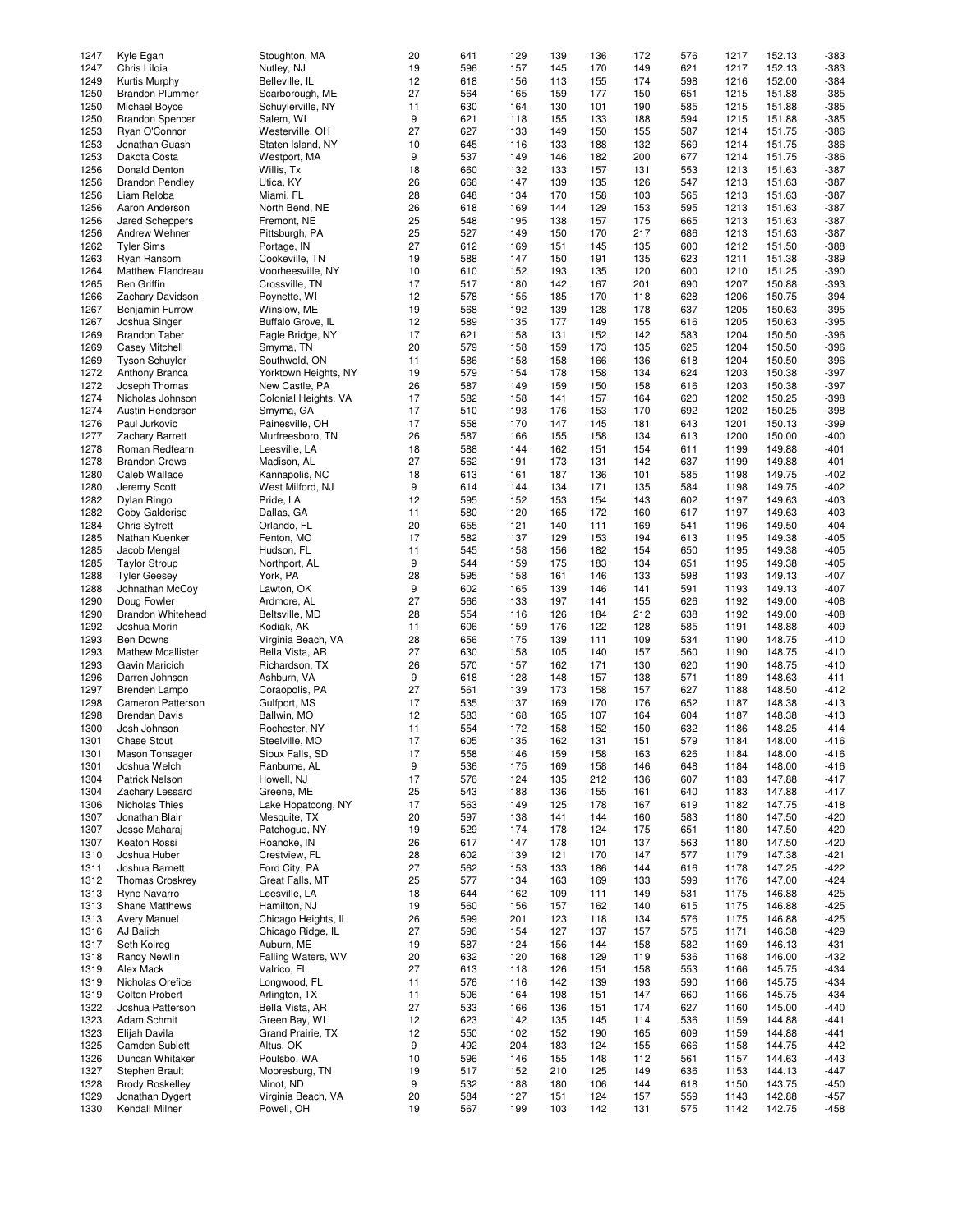| | | | | | | | | | | | | |
|---|---|---|---|---|---|---|---|---|---|---|---|---|
| 1247 | Kyle Egan | Stoughton, MA | 20 | 641 | 129 | 139 | 136 | 172 | 576 | 1217 | 152.13 | -383 |
| 1247 | Chris Liloia | Nutley, NJ | 19 | 596 | 157 | 145 | 170 | 149 | 621 | 1217 | 152.13 | -383 |
| 1249 | Kurtis Murphy | Belleville, IL | 12 | 618 | 156 | 113 | 155 | 174 | 598 | 1216 | 152.00 | -384 |
| 1250 | Brandon Plummer | Scarborough, ME | 27 | 564 | 165 | 159 | 177 | 150 | 651 | 1215 | 151.88 | -385 |
| 1250 | Michael Boyce | Schuylerville, NY | 11 | 630 | 164 | 130 | 101 | 190 | 585 | 1215 | 151.88 | -385 |
| 1250 | Brandon Spencer | Salem, WI | 9 | 621 | 118 | 155 | 133 | 188 | 594 | 1215 | 151.88 | -385 |
| 1253 | Ryan O'Connor | Westerville, OH | 27 | 627 | 133 | 149 | 150 | 155 | 587 | 1214 | 151.75 | -386 |
| 1253 | Jonathan Guash | Staten Island, NY | 10 | 645 | 116 | 133 | 188 | 132 | 569 | 1214 | 151.75 | -386 |
| 1253 | Dakota Costa | Westport, MA | 9 | 537 | 149 | 146 | 182 | 200 | 677 | 1214 | 151.75 | -386 |
| 1256 | Donald Denton | Willis, Tx | 18 | 660 | 132 | 133 | 157 | 131 | 553 | 1213 | 151.63 | -387 |
| 1256 | Brandon Pendley | Utica, KY | 26 | 666 | 147 | 139 | 135 | 126 | 547 | 1213 | 151.63 | -387 |
| 1256 | Liam Reloba | Miami, FL | 28 | 648 | 134 | 170 | 158 | 103 | 565 | 1213 | 151.63 | -387 |
| 1256 | Aaron Anderson | North Bend, NE | 26 | 618 | 169 | 144 | 129 | 153 | 595 | 1213 | 151.63 | -387 |
| 1256 | Jared Scheppers | Fremont, NE | 25 | 548 | 195 | 138 | 157 | 175 | 665 | 1213 | 151.63 | -387 |
| 1256 | Andrew Wehner | Pittsburgh, PA | 25 | 527 | 149 | 150 | 170 | 217 | 686 | 1213 | 151.63 | -387 |
| 1262 | Tyler Sims | Portage, IN | 27 | 612 | 169 | 151 | 145 | 135 | 600 | 1212 | 151.50 | -388 |
| 1263 | Ryan Ransom | Cookeville, TN | 19 | 588 | 147 | 150 | 191 | 135 | 623 | 1211 | 151.38 | -389 |
| 1264 | Matthew Flandreau | Voorheesville, NY | 10 | 610 | 152 | 193 | 135 | 120 | 600 | 1210 | 151.25 | -390 |
| 1265 | Ben Griffin | Crossville, TN | 17 | 517 | 180 | 142 | 167 | 201 | 690 | 1207 | 150.88 | -393 |
| 1266 | Zachary Davidson | Poynette, WI | 12 | 578 | 155 | 185 | 170 | 118 | 628 | 1206 | 150.75 | -394 |
| 1267 | Benjamin Furrow | Winslow, ME | 19 | 568 | 192 | 139 | 128 | 178 | 637 | 1205 | 150.63 | -395 |
| 1267 | Joshua Singer | Buffalo Grove, IL | 12 | 589 | 135 | 177 | 149 | 155 | 616 | 1205 | 150.63 | -395 |
| 1269 | Brandon Taber | Eagle Bridge, NY | 17 | 621 | 158 | 131 | 152 | 142 | 583 | 1204 | 150.50 | -396 |
| 1269 | Casey Mitchell | Smyrna, TN | 20 | 579 | 158 | 159 | 173 | 135 | 625 | 1204 | 150.50 | -396 |
| 1269 | Tyson Schuyler | Southwold, ON | 11 | 586 | 158 | 158 | 166 | 136 | 618 | 1204 | 150.50 | -396 |
| 1272 | Anthony Branca | Yorktown Heights, NY | 19 | 579 | 154 | 178 | 158 | 134 | 624 | 1203 | 150.38 | -397 |
| 1272 | Joseph Thomas | New Castle, PA | 26 | 587 | 149 | 159 | 150 | 158 | 616 | 1203 | 150.38 | -397 |
| 1274 | Nicholas Johnson | Colonial Heights, VA | 17 | 582 | 158 | 141 | 157 | 164 | 620 | 1202 | 150.25 | -398 |
| 1274 | Austin Henderson | Smyrna, GA | 17 | 510 | 193 | 176 | 153 | 170 | 692 | 1202 | 150.25 | -398 |
| 1276 | Paul Jurkovic | Painesville, OH | 17 | 558 | 170 | 147 | 145 | 181 | 643 | 1201 | 150.13 | -399 |
| 1277 | Zachary Barrett | Murfreesboro, TN | 26 | 587 | 166 | 155 | 158 | 134 | 613 | 1200 | 150.00 | -400 |
| 1278 | Roman Redfearn | Leesville, LA | 18 | 588 | 144 | 162 | 151 | 154 | 611 | 1199 | 149.88 | -401 |
| 1278 | Brandon Crews | Madison, AL | 27 | 562 | 191 | 173 | 131 | 142 | 637 | 1199 | 149.88 | -401 |
| 1280 | Caleb Wallace | Kannapolis, NC | 18 | 613 | 161 | 187 | 136 | 101 | 585 | 1198 | 149.75 | -402 |
| 1280 | Jeremy Scott | West Milford, NJ | 9 | 614 | 144 | 134 | 171 | 135 | 584 | 1198 | 149.75 | -402 |
| 1282 | Dylan Ringo | Pride, LA | 12 | 595 | 152 | 153 | 154 | 143 | 602 | 1197 | 149.63 | -403 |
| 1282 | Coby Galderise | Dallas, GA | 11 | 580 | 120 | 165 | 172 | 160 | 617 | 1197 | 149.63 | -403 |
| 1284 | Chris Syfrett | Orlando, FL | 20 | 655 | 121 | 140 | 111 | 169 | 541 | 1196 | 149.50 | -404 |
| 1285 | Nathan Kuenker | Fenton, MO | 17 | 582 | 137 | 129 | 153 | 194 | 613 | 1195 | 149.38 | -405 |
| 1285 | Jacob Mengel | Hudson, FL | 11 | 545 | 158 | 156 | 182 | 154 | 650 | 1195 | 149.38 | -405 |
| 1285 | Taylor Stroup | Northport, AL | 9 | 544 | 159 | 175 | 183 | 134 | 651 | 1195 | 149.38 | -405 |
| 1288 | Tyler Geesey | York, PA | 28 | 595 | 158 | 161 | 146 | 133 | 598 | 1193 | 149.13 | -407 |
| 1288 | Johnathan McCoy | Lawton, OK | 9 | 602 | 165 | 139 | 146 | 141 | 591 | 1193 | 149.13 | -407 |
| 1290 | Doug Fowler | Ardmore, AL | 27 | 566 | 133 | 197 | 141 | 155 | 626 | 1192 | 149.00 | -408 |
| 1290 | Brandon Whitehead | Beltsville, MD | 28 | 554 | 116 | 126 | 184 | 212 | 638 | 1192 | 149.00 | -408 |
| 1292 | Joshua Morin | Kodiak, AK | 11 | 606 | 159 | 176 | 122 | 128 | 585 | 1191 | 148.88 | -409 |
| 1293 | Ben Downs | Virginia Beach, VA | 28 | 656 | 175 | 139 | 111 | 109 | 534 | 1190 | 148.75 | -410 |
| 1293 | Mathew Mcallister | Bella Vista, AR | 27 | 630 | 158 | 105 | 140 | 157 | 560 | 1190 | 148.75 | -410 |
| 1293 | Gavin Maricich | Richardson, TX | 26 | 570 | 157 | 162 | 171 | 130 | 620 | 1190 | 148.75 | -410 |
| 1296 | Darren Johnson | Ashburn, VA | 9 | 618 | 128 | 148 | 157 | 138 | 571 | 1189 | 148.63 | -411 |
| 1297 | Brenden Lampo | Coraopolis, PA | 27 | 561 | 139 | 173 | 158 | 157 | 627 | 1188 | 148.50 | -412 |
| 1298 | Cameron Patterson | Gulfport, MS | 17 | 535 | 137 | 169 | 170 | 176 | 652 | 1187 | 148.38 | -413 |
| 1298 | Brendan Davis | Ballwin, MO | 12 | 583 | 168 | 165 | 107 | 164 | 604 | 1187 | 148.38 | -413 |
| 1300 | Josh Johnson | Rochester, NY | 11 | 554 | 172 | 158 | 152 | 150 | 632 | 1186 | 148.25 | -414 |
| 1301 | Chase Stout | Steelville, MO | 17 | 605 | 135 | 162 | 131 | 151 | 579 | 1184 | 148.00 | -416 |
| 1301 | Mason Tonsager | Sioux Falls, SD | 17 | 558 | 146 | 159 | 158 | 163 | 626 | 1184 | 148.00 | -416 |
| 1301 | Joshua Welch | Ranburne, AL | 9 | 536 | 175 | 169 | 158 | 146 | 648 | 1184 | 148.00 | -416 |
| 1304 | Patrick Nelson | Howell, NJ | 17 | 576 | 124 | 135 | 212 | 136 | 607 | 1183 | 147.88 | -417 |
| 1304 | Zachary Lessard | Greene, ME | 25 | 543 | 188 | 136 | 155 | 161 | 640 | 1183 | 147.88 | -417 |
| 1306 | Nicholas Thies | Lake Hopatcong, NY | 17 | 563 | 149 | 125 | 178 | 167 | 619 | 1182 | 147.75 | -418 |
| 1307 | Jonathan Blair | Mesquite, TX | 20 | 597 | 138 | 141 | 144 | 160 | 583 | 1180 | 147.50 | -420 |
| 1307 | Jesse Maharaj | Patchogue, NY | 19 | 529 | 174 | 178 | 124 | 175 | 651 | 1180 | 147.50 | -420 |
| 1307 | Keaton Rossi | Roanoke, IN | 26 | 617 | 147 | 178 | 101 | 137 | 563 | 1180 | 147.50 | -420 |
| 1310 | Joshua Huber | Crestview, FL | 28 | 602 | 139 | 121 | 170 | 147 | 577 | 1179 | 147.38 | -421 |
| 1311 | Joshua Barnett | Ford City, PA | 27 | 562 | 153 | 133 | 186 | 144 | 616 | 1178 | 147.25 | -422 |
| 1312 | Thomas Croskrey | Great Falls, MT | 25 | 577 | 134 | 163 | 169 | 133 | 599 | 1176 | 147.00 | -424 |
| 1313 | Ryne Navarro | Leesville, LA | 18 | 644 | 162 | 109 | 111 | 149 | 531 | 1175 | 146.88 | -425 |
| 1313 | Shane Matthews | Hamilton, NJ | 19 | 560 | 156 | 157 | 162 | 140 | 615 | 1175 | 146.88 | -425 |
| 1313 | Avery Manuel | Chicago Heights, IL | 26 | 599 | 201 | 123 | 118 | 134 | 576 | 1175 | 146.88 | -425 |
| 1316 | AJ Balich | Chicago Ridge, IL | 27 | 596 | 154 | 127 | 137 | 157 | 575 | 1171 | 146.38 | -429 |
| 1317 | Seth Kolreg | Auburn, ME | 19 | 587 | 124 | 156 | 144 | 158 | 582 | 1169 | 146.13 | -431 |
| 1318 | Randy Newlin | Falling Waters, WV | 20 | 632 | 120 | 168 | 129 | 119 | 536 | 1168 | 146.00 | -432 |
| 1319 | Alex Mack | Valrico, FL | 27 | 613 | 118 | 126 | 151 | 158 | 553 | 1166 | 145.75 | -434 |
| 1319 | Nicholas Orefice | Longwood, FL | 11 | 576 | 116 | 142 | 139 | 193 | 590 | 1166 | 145.75 | -434 |
| 1319 | Colton Probert | Arlington, TX | 11 | 506 | 164 | 198 | 151 | 147 | 660 | 1166 | 145.75 | -434 |
| 1322 | Joshua Patterson | Bella Vista, AR | 27 | 533 | 166 | 136 | 151 | 174 | 627 | 1160 | 145.00 | -440 |
| 1323 | Adam Schmit | Green Bay, WI | 12 | 623 | 142 | 135 | 145 | 114 | 536 | 1159 | 144.88 | -441 |
| 1323 | Elijah Davila | Grand Prairie, TX | 12 | 550 | 102 | 152 | 190 | 165 | 609 | 1159 | 144.88 | -441 |
| 1325 | Camden Sublett | Altus, OK | 9 | 492 | 204 | 183 | 124 | 155 | 666 | 1158 | 144.75 | -442 |
| 1326 | Duncan Whitaker | Poulsbo, WA | 10 | 596 | 146 | 155 | 148 | 112 | 561 | 1157 | 144.63 | -443 |
| 1327 | Stephen Brault | Mooresburg, TN | 19 | 517 | 152 | 210 | 125 | 149 | 636 | 1153 | 144.13 | -447 |
| 1328 | Brody Roskelley | Minot, ND | 9 | 532 | 188 | 180 | 106 | 144 | 618 | 1150 | 143.75 | -450 |
| 1329 | Jonathan Dygert | Virginia Beach, VA | 20 | 584 | 127 | 151 | 124 | 157 | 559 | 1143 | 142.88 | -457 |
| 1330 | Kendall Milner | Powell, OH | 19 | 567 | 199 | 103 | 142 | 131 | 575 | 1142 | 142.75 | -458 |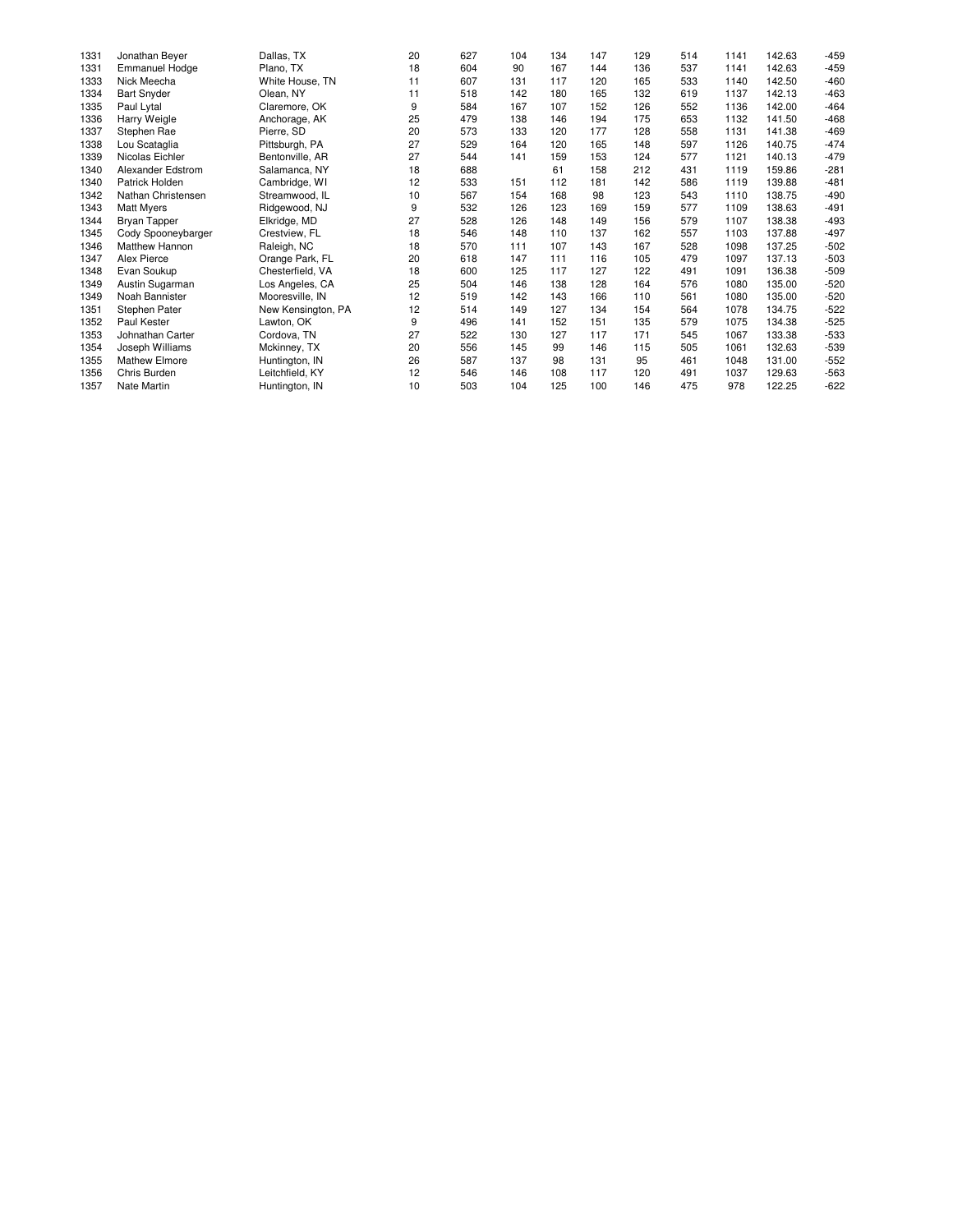| | | | | | | | | | | | | |
|---|---|---|---|---|---|---|---|---|---|---|---|---|
| 1331 | Jonathan Beyer | Dallas, TX | 20 | 627 | 104 | 134 | 147 | 129 | 514 | 1141 | 142.63 | -459 |
| 1331 | Emmanuel Hodge | Plano, TX | 18 | 604 | 90 | 167 | 144 | 136 | 537 | 1141 | 142.63 | -459 |
| 1333 | Nick Meecha | White House, TN | 11 | 607 | 131 | 117 | 120 | 165 | 533 | 1140 | 142.50 | -460 |
| 1334 | Bart Snyder | Olean, NY | 11 | 518 | 142 | 180 | 165 | 132 | 619 | 1137 | 142.13 | -463 |
| 1335 | Paul Lytal | Claremore, OK | 9 | 584 | 167 | 107 | 152 | 126 | 552 | 1136 | 142.00 | -464 |
| 1336 | Harry Weigle | Anchorage, AK | 25 | 479 | 138 | 146 | 194 | 175 | 653 | 1132 | 141.50 | -468 |
| 1337 | Stephen Rae | Pierre, SD | 20 | 573 | 133 | 120 | 177 | 128 | 558 | 1131 | 141.38 | -469 |
| 1338 | Lou Scataglia | Pittsburgh, PA | 27 | 529 | 164 | 120 | 165 | 148 | 597 | 1126 | 140.75 | -474 |
| 1339 | Nicolas Eichler | Bentonville, AR | 27 | 544 | 141 | 159 | 153 | 124 | 577 | 1121 | 140.13 | -479 |
| 1340 | Alexander Edstrom | Salamanca, NY | 18 | 688 | | 61 | 158 | 212 | 431 | 1119 | 159.86 | -281 |
| 1340 | Patrick Holden | Cambridge, WI | 12 | 533 | 151 | 112 | 181 | 142 | 586 | 1119 | 139.88 | -481 |
| 1342 | Nathan Christensen | Streamwood, IL | 10 | 567 | 154 | 168 | 98 | 123 | 543 | 1110 | 138.75 | -490 |
| 1343 | Matt Myers | Ridgewood, NJ | 9 | 532 | 126 | 123 | 169 | 159 | 577 | 1109 | 138.63 | -491 |
| 1344 | Bryan Tapper | Elkridge, MD | 27 | 528 | 126 | 148 | 149 | 156 | 579 | 1107 | 138.38 | -493 |
| 1345 | Cody Spooneybarger | Crestview, FL | 18 | 546 | 148 | 110 | 137 | 162 | 557 | 1103 | 137.88 | -497 |
| 1346 | Matthew Hannon | Raleigh, NC | 18 | 570 | 111 | 107 | 143 | 167 | 528 | 1098 | 137.25 | -502 |
| 1347 | Alex Pierce | Orange Park, FL | 20 | 618 | 147 | 111 | 116 | 105 | 479 | 1097 | 137.13 | -503 |
| 1348 | Evan Soukup | Chesterfield, VA | 18 | 600 | 125 | 117 | 127 | 122 | 491 | 1091 | 136.38 | -509 |
| 1349 | Austin Sugarman | Los Angeles, CA | 25 | 504 | 146 | 138 | 128 | 164 | 576 | 1080 | 135.00 | -520 |
| 1349 | Noah Bannister | Mooresville, IN | 12 | 519 | 142 | 143 | 166 | 110 | 561 | 1080 | 135.00 | -520 |
| 1351 | Stephen Pater | New Kensington, PA | 12 | 514 | 149 | 127 | 134 | 154 | 564 | 1078 | 134.75 | -522 |
| 1352 | Paul Kester | Lawton, OK | 9 | 496 | 141 | 152 | 151 | 135 | 579 | 1075 | 134.38 | -525 |
| 1353 | Johnathan Carter | Cordova, TN | 27 | 522 | 130 | 127 | 117 | 171 | 545 | 1067 | 133.38 | -533 |
| 1354 | Joseph Williams | Mckinney, TX | 20 | 556 | 145 | 99 | 146 | 115 | 505 | 1061 | 132.63 | -539 |
| 1355 | Mathew Elmore | Huntington, IN | 26 | 587 | 137 | 98 | 131 | 95 | 461 | 1048 | 131.00 | -552 |
| 1356 | Chris Burden | Leitchfield, KY | 12 | 546 | 146 | 108 | 117 | 120 | 491 | 1037 | 129.63 | -563 |
| 1357 | Nate Martin | Huntington, IN | 10 | 503 | 104 | 125 | 100 | 146 | 475 | 978 | 122.25 | -622 |